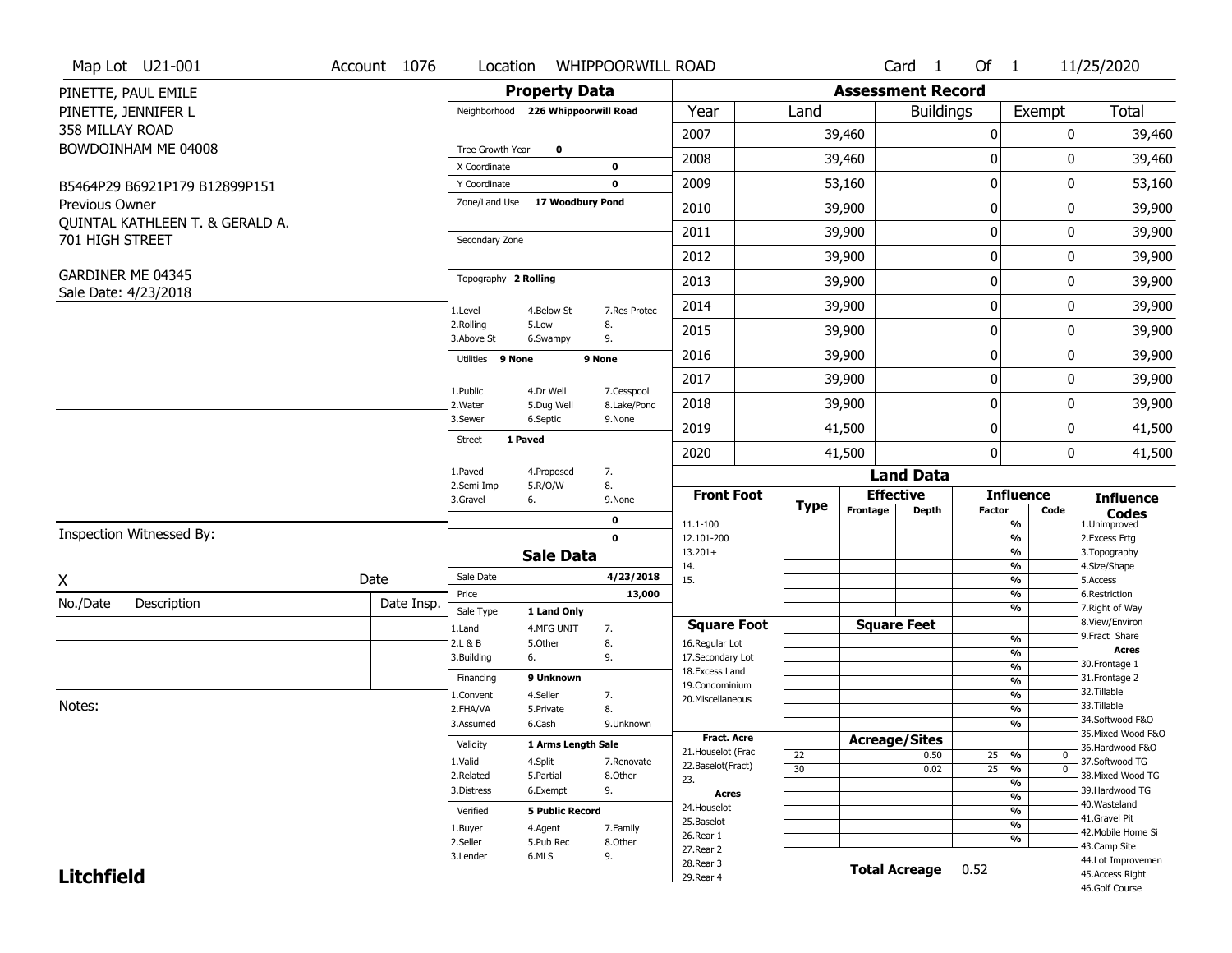Map Lot U21-001 | Account 1076 | Location WHIPPOORWILL ROAD | Card 1 Of 1 | 11/25/2020

PINETTE, PAUL EMILE
PINETTE, JENNIFER L
358 MILLAY ROAD
BOWDOINHAM ME 04008

B5464P29 B6921P179 B12899P151

Previous Owner
QUINTAL KATHLEEN T. & GERALD A.
701 HIGH STREET

GARDINER ME 04345
Sale Date: 4/23/2018

## Property Data

Neighborhood **226 Whippoorwill Road**

Tree Growth Year **0**
X Coordinate **0**
Y Coordinate **0**
Zone/Land Use **17 Woodbury Pond**

Secondary Zone

Topography **2 Rolling**

1.Level 4.Below St 7.Res Protec
2.Rolling 5.Low 8.
3.Above St 6.Swampy 9.

Utilities **9 None** **9 None**

1.Public 4.Dr Well 7.Cesspool
2.Water 5.Dug Well 8.Lake/Pond
3.Sewer 6.Septic 9.None

Street **1 Paved**

1.Paved 4.Proposed 7.
2.Semi Imp 5.R/O/W 8.
3.Gravel 6. 9.None

**0**
**0**

## Assessment Record

| Year | Land | Buildings | Exempt | Total |
|---|---|---|---|---|
| 2007 | 39,460 | 0 | 0 | 39,460 |
| 2008 | 39,460 | 0 | 0 | 39,460 |
| 2009 | 53,160 | 0 | 0 | 53,160 |
| 2010 | 39,900 | 0 | 0 | 39,900 |
| 2011 | 39,900 | 0 | 0 | 39,900 |
| 2012 | 39,900 | 0 | 0 | 39,900 |
| 2013 | 39,900 | 0 | 0 | 39,900 |
| 2014 | 39,900 | 0 | 0 | 39,900 |
| 2015 | 39,900 | 0 | 0 | 39,900 |
| 2016 | 39,900 | 0 | 0 | 39,900 |
| 2017 | 39,900 | 0 | 0 | 39,900 |
| 2018 | 39,900 | 0 | 0 | 39,900 |
| 2019 | 41,500 | 0 | 0 | 41,500 |
| 2020 | 41,500 | 0 | 0 | 41,500 |

Inspection Witnessed By:

X Date

| No./Date | Description | Date Insp. |
|---|---|---|
| | | |
| | | |
| | | |

Notes:

## Sale Data

Sale Date **4/23/2018**
Price **13,000**
Sale Type **1 Land Only**

1.Land 4.MFG UNIT 7.
2.L & B 5.Other 8.
3.Building 6. 9.

Financing **9 Unknown**

1.Convent 4.Seller 7.
2.FHA/VA 5.Private 8.
3.Assumed 6.Cash 9.Unknown

Validity **1 Arms Length Sale**

1.Valid 4.Split 7.Renovate
2.Related 5.Partial 8.Other
3.Distress 6.Exempt 9.

Verified **5 Public Record**

1.Buyer 4.Agent 7.Family
2.Seller 5.Pub Rec 8.Other
3.Lender 6.MLS 9.

## Land Data

| Front Foot | Type | Effective Frontage | Effective Depth | Influence Factor | Influence Code |
|---|---|---|---|---|---|
| 11.1-100 | | | | % | |
| 12.101-200 | | | | % | |
| 13.201+ | | | | % | |
| 14. | | | | % | |
| 15. | | | | % | |
| | | | | % | |
| **Square Foot** | | **Square Feet** | | | |
| 16.Regular Lot | | | | % | |
| 17.Secondary Lot | | | | % | |
| 18.Excess Land | | | | % | |
| 19.Condominium | | | | % | |
| 20.Miscellaneous | | | | % | |
| | | | | % | |
| | | | | % | |
| **Fract. Acre** | | **Acreage/Sites** | | | |
| 21.Houselot (Frac | 22 | | 0.50 | 25 % | 0 |
| 22.Baselot(Fract) | 30 | | 0.02 | 25 % | 0 |
| 23. | | | | % | |
| **Acres** | | | | % | |
| 24.Houselot | | | | % | |
| 25.Baselot | | | | % | |
| 26.Rear 1 | | | | % | |
| 27.Rear 2 | | | | | |
| 28.Rear 3 | | | | | |
| 29.Rear 4 | | | | | |

**Total Acreage** 0.52

**Influence Codes**
1.Unimproved
2.Excess Frtg
3.Topography
4.Size/Shape
5.Access
6.Restriction
7.Right of Way
8.View/Environ
9.Fract Share

**Acres**
30.Frontage 1
31.Frontage 2
32.Tillable
33.Tillable
34.Softwood F&O
35.Mixed Wood F&O
36.Hardwood F&O
37.Softwood TG
38.Mixed Wood TG
39.Hardwood TG
40.Wasteland
41.Gravel Pit
42.Mobile Home Si
43.Camp Site
44.Lot Improvemen
45.Access Right
46.Golf Course

**Litchfield**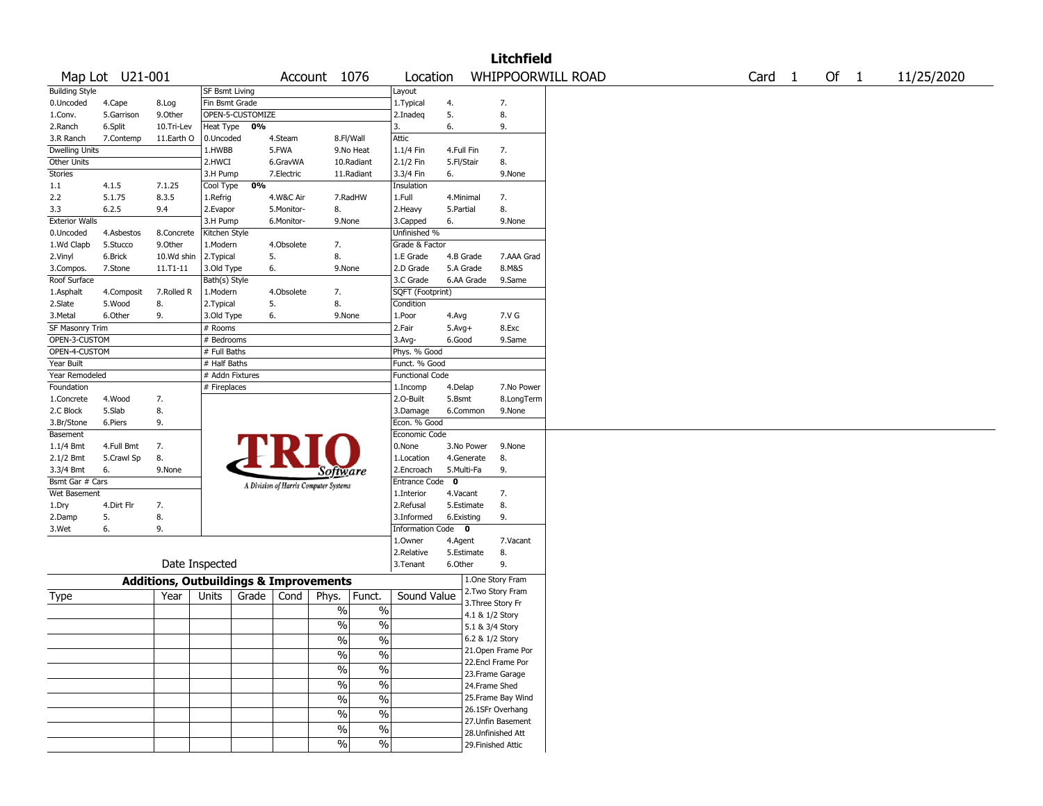# Litchfield

Map Lot U21-001 | Account 1076 | Location WHIPPOORWILL ROAD | Card 1 Of 1 | 11/25/2020

| Building Style | | | SF Bsmt Living | | | Layout | | |
|---|---|---|---|---|---|---|---|---|
| 0.Uncoded | 4.Cape | 8.Log | Fin Bsmt Grade | | | 1.Typical | 4. | 7. |
| 1.Conv. | 5.Garrison | 9.Other | OPEN-5-CUSTOMIZE | | | 2.Inadeq | 5. | 8. |
| 2.Ranch | 6.Split | 10.Tri-Lev | Heat Type 0% | | | 3. | 6. | 9. |
| 3.R Ranch | 7.Contemp | 11.Earth O | 0.Uncoded | 4.Steam | 8.Fl/Wall | Attic | | |
| Dwelling Units | | | 1.HWBB | 5.FWA | 9.No Heat | 1.1/4 Fin | 4.Full Fin | 7. |
| Other Units | | | 2.HWCI | 6.GravWA | 10.Radiant | 2.1/2 Fin | 5.Fl/Stair | 8. |
| Stories | | | 3.H Pump | 7.Electric | 11.Radiant | 3.3/4 Fin | 6. | 9.None |
| 1.1 | 4.1.5 | 7.1.25 | Cool Type 0% | | | Insulation | | |
| 2.2 | 5.1.75 | 8.3.5 | 1.Refrig | 4.W&C Air | 7.RadHW | 1.Full | 4.Minimal | 7. |
| 3.3 | 6.2.5 | 9.4 | 2.Evapor | 5.Monitor- | 8. | 2.Heavy | 5.Partial | 8. |
| Exterior Walls | | | 3.H Pump | 6.Monitor- | 9.None | 3.Capped | 6. | 9.None |
| 0.Uncoded | 4.Asbestos | 8.Concrete | Kitchen Style | | | Unfinished % | | |
| 1.Wd Clapb | 5.Stucco | 9.Other | 1.Modern | 4.Obsolete | 7. | Grade & Factor | | |
| 2.Vinyl | 6.Brick | 10.Wd shin | 2.Typical | 5. | 8. | 1.E Grade | 4.B Grade | 7.AAA Grad |
| 3.Compos. | 7.Stone | 11.T1-11 | 3.Old Type | 6. | 9.None | 2.D Grade | 5.A Grade | 8.M&S |
| Roof Surface | | | Bath(s) Style | | | 3.C Grade | 6.AA Grade | 9.Same |
| 1.Asphalt | 4.Composit | 7.Rolled R | 1.Modern | 4.Obsolete | 7. | SQFT (Footprint) | | |
| 2.Slate | 5.Wood | 8. | 2.Typical | 5. | 8. | Condition | | |
| 3.Metal | 6.Other | 9. | 3.Old Type | 6. | 9.None | 1.Poor | 4.Avg | 7.V G |
| SF Masonry Trim | | | # Rooms | | | 2.Fair | 5.Avg+ | 8.Exc |
| OPEN-3-CUSTOM | | | # Bedrooms | | | 3.Avg- | 6.Good | 9.Same |
| OPEN-4-CUSTOM | | | # Full Baths | | | Phys. % Good | | |
| Year Built | | | # Half Baths | | | Funct. % Good | | |
| Year Remodeled | | | # Addn Fixtures | | | Functional Code | | |
| Foundation | | | # Fireplaces | | | 1.Incomp | 4.Delap | 7.No Power |
| 1.Concrete | 4.Wood | 7. | | | | 2.O-Built | 5.Bsmt | 8.LongTerm |
| 2.C Block | 5.Slab | 8. | | | | 3.Damage | 6.Common | 9.None |
| 3.Br/Stone | 6.Piers | 9. | | | | Econ. % Good | | |
| Basement | | | | | | Economic Code | | |
| 1.1/4 Bmt | 4.Full Bmt | 7. | | | | 0.None | 3.No Power | 9.None |
| 2.1/2 Bmt | 5.Crawl Sp | 8. | | | | 1.Location | 4.Generate | 8. |
| 3.3/4 Bmt | 6. | 9.None | | | | 2.Encroach | 5.Multi-Fa | 9. |
| Bsmt Gar # Cars | | | | | | Entrance Code 0 | | |
| Wet Basement | | | | | | 1.Interior | 4.Vacant | 7. |
| 1.Dry | 4.Dirt Flr | 7. | | | | 2.Refusal | 5.Estimate | 8. |
| 2.Damp | 5. | 8. | | | | 3.Informed | 6.Existing | 9. |
| 3.Wet | 6. | 9. | | | | Information Code 0 | | |
| | | | | | | 1.Owner | 4.Agent | 7.Vacant |
| | | | | | | 2.Relative | 5.Estimate | 8. |
| Date Inspected | | | | | | 3.Tenant | 6.Other | 9. |

TRIO Software — A Division of Harris Computer Systems

## Additions, Outbuildings & Improvements

| Type | Year | Units | Grade | Cond | Phys. | Funct. | Sound Value |
|---|---|---|---|---|---|---|---|
| | | | | | % | % | |
| | | | | | % | % | |
| | | | | | % | % | |
| | | | | | % | % | |
| | | | | | % | % | |
| | | | | | % | % | |
| | | | | | % | % | |
| | | | | | % | % | |
| | | | | | % | % | |
| | | | | | % | % | |

1.One Story Fram
2.Two Story Fram
3.Three Story Fr
4.1 & 1/2 Story
5.1 & 3/4 Story
6.2 & 1/2 Story
21.Open Frame Por
22.Encl Frame Por
23.Frame Garage
24.Frame Shed
25.Frame Bay Wind
26.1SFr Overhang
27.Unfin Basement
28.Unfinished Att
29.Finished Attic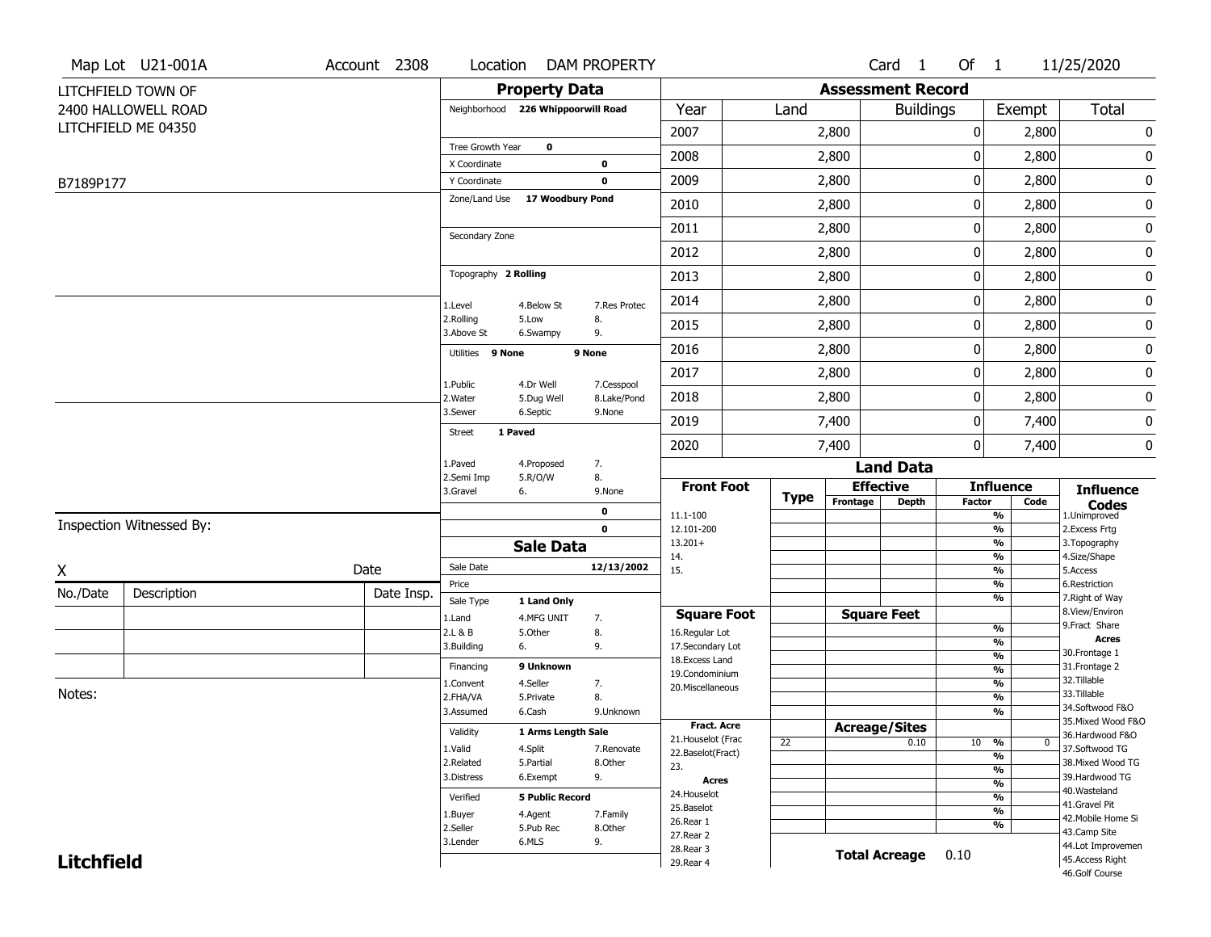Map Lot U21-001A | Account 2308 | Location DAM PROPERTY | Card 1 Of 1 | 11/25/2020

LITCHFIELD TOWN OF
2400 HALLOWELL ROAD
LITCHFIELD ME 04350

B7189P177

## Property Data

| Field | Value |
|---|---|
| Neighborhood | 226 Whippoorwill Road |
| Tree Growth Year | 0 |
| X Coordinate | 0 |
| Y Coordinate | 0 |
| Zone/Land Use | 17 Woodbury Pond |
| Secondary Zone | |
| Topography | 2 Rolling |
| Utilities | 9 None / 9 None |
| Street | 1 Paved |

Topography codes: 1.Level, 2.Rolling, 3.Above St, 4.Below St, 5.Low, 6.Swampy, 7.Res Protec, 8., 9.

Utilities codes: 1.Public, 2.Water, 3.Sewer, 4.Dr Well, 5.Dug Well, 6.Septic, 7.Cesspool, 8.Lake/Pond, 9.None

Street codes: 1.Paved, 2.Semi Imp, 3.Gravel, 4.Proposed, 5.R/O/W, 6., 7., 8., 9.None

0
0

## Sale Data

| Field | Value |
|---|---|
| Sale Date | 12/13/2002 |
| Price | |
| Sale Type | 1 Land Only |
| Financing | 9 Unknown |
| Validity | 1 Arms Length Sale |
| Verified | 5 Public Record |

Sale Type codes: 1.Land, 2.L & B, 3.Building, 4.MFG UNIT, 5.Other, 6., 7., 8., 9.

Financing codes: 1.Convent, 2.FHA/VA, 3.Assumed, 4.Seller, 5.Private, 6.Cash, 7., 8., 9.Unknown

Validity codes: 1.Valid, 2.Related, 3.Distress, 4.Split, 5.Partial, 6.Exempt, 7.Renovate, 8.Other, 9.

Verified codes: 1.Buyer, 2.Seller, 3.Lender, 4.Agent, 5.Pub Rec, 6.MLS, 7.Family, 8.Other, 9.

## Assessment Record

| Year | Land | Buildings | Exempt | Total |
|---|---|---|---|---|
| 2007 | 2,800 | 0 | 2,800 | 0 |
| 2008 | 2,800 | 0 | 2,800 | 0 |
| 2009 | 2,800 | 0 | 2,800 | 0 |
| 2010 | 2,800 | 0 | 2,800 | 0 |
| 2011 | 2,800 | 0 | 2,800 | 0 |
| 2012 | 2,800 | 0 | 2,800 | 0 |
| 2013 | 2,800 | 0 | 2,800 | 0 |
| 2014 | 2,800 | 0 | 2,800 | 0 |
| 2015 | 2,800 | 0 | 2,800 | 0 |
| 2016 | 2,800 | 0 | 2,800 | 0 |
| 2017 | 2,800 | 0 | 2,800 | 0 |
| 2018 | 2,800 | 0 | 2,800 | 0 |
| 2019 | 7,400 | 0 | 7,400 | 0 |
| 2020 | 7,400 | 0 | 7,400 | 0 |

## Land Data

| Type | Effective Frontage | Effective Depth | Influence Factor | Influence Code |
|---|---|---|---|---|
| 22 | | 0.10 | 10 % | 0 |

Front Foot: 11.1-100, 12.101-200, 13.201+, 14., 15.

Square Foot: 16.Regular Lot, 17.Secondary Lot, 18.Excess Land, 19.Condominium, 20.Miscellaneous

Fract. Acre: 21.Houselot (Frac, 22.Baselot(Fract), 23.

Acres: 24.Houselot, 25.Baselot, 26.Rear 1, 27.Rear 2, 28.Rear 3, 29.Rear 4

**Total Acreage** 0.10

Influence Codes: 1.Unimproved, 2.Excess Frtg, 3.Topography, 4.Size/Shape, 5.Access, 6.Restriction, 7.Right of Way, 8.View/Environ, 9.Fract Share

Acres: 30.Frontage 1, 31.Frontage 2, 32.Tillable, 33.Tillable, 34.Softwood F&O, 35.Mixed Wood F&O, 36.Hardwood F&O, 37.Softwood TG, 38.Mixed Wood TG, 39.Hardwood TG, 40.Wasteland, 41.Gravel Pit, 42.Mobile Home Si, 43.Camp Site, 44.Lot Improvemen, 45.Access Right, 46.Golf Course

Inspection Witnessed By:

X ______________________ Date

| No./Date | Description | Date Insp. |
|---|---|---|
| | | |
| | | |
| | | |

Notes:

**Litchfield**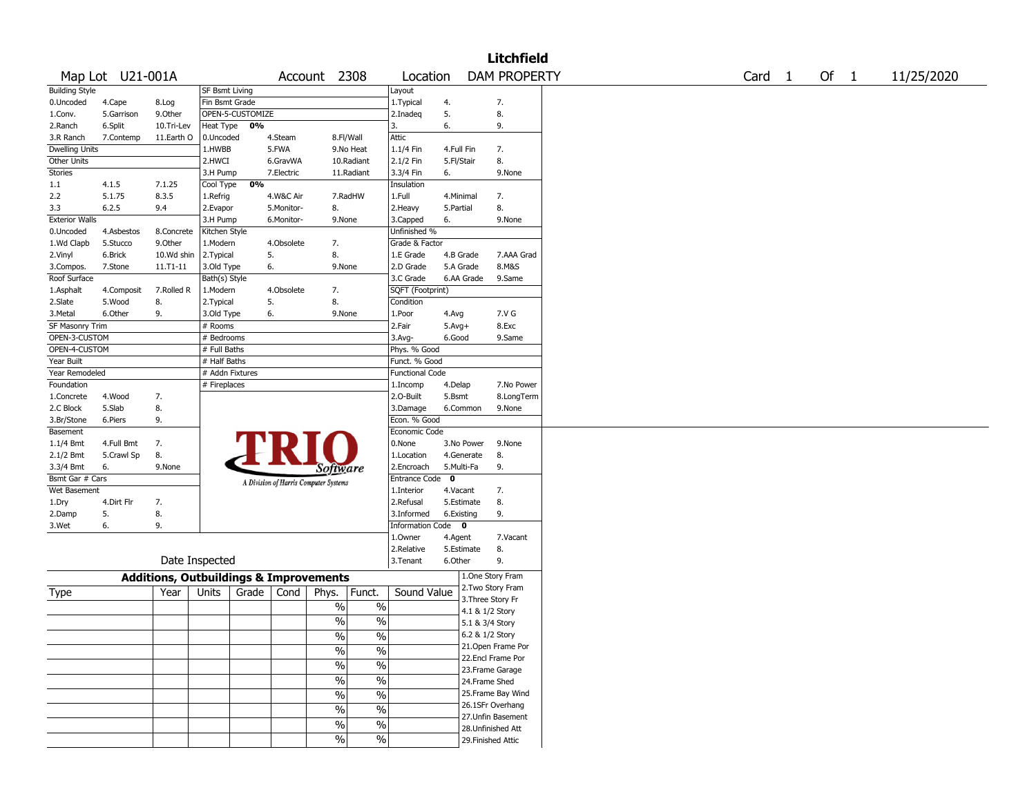# Litchfield

Map Lot U21-001A | Account 2308 | Location DAM PROPERTY | Card 1 Of 1 | 11/25/2020

| Building Style | | | SF Bsmt Living | | | Layout | | |
|---|---|---|---|---|---|---|---|---|
| 0.Uncoded | 4.Cape | 8.Log | Fin Bsmt Grade | | | 1.Typical | 4. | 7. |
| 1.Conv. | 5.Garrison | 9.Other | OPEN-5-CUSTOMIZE | | | 2.Inadeq | 5. | 8. |
| 2.Ranch | 6.Split | 10.Tri-Lev | Heat Type 0% | | | 3. | 6. | 9. |
| 3.R Ranch | 7.Contemp | 11.Earth O | 0.Uncoded | 4.Steam | 8.Fl/Wall | Attic | | |
| Dwelling Units | | | 1.HWBB | 5.FWA | 9.No Heat | 1.1/4 Fin | 4.Full Fin | 7. |
| Other Units | | | 2.HWCI | 6.GravWA | 10.Radiant | 2.1/2 Fin | 5.Fl/Stair | 8. |
| Stories | | | 3.H Pump | 7.Electric | 11.Radiant | 3.3/4 Fin | 6. | 9.None |
| 1.1 | 4.1.5 | 7.1.25 | Cool Type 0% | | | Insulation | | |
| 2.2 | 5.1.75 | 8.3.5 | 1.Refrig | 4.W&C Air | 7.RadHW | 1.Full | 4.Minimal | 7. |
| 3.3 | 6.2.5 | 9.4 | 2.Evapor | 5.Monitor- | 8. | 2.Heavy | 5.Partial | 8. |
| Exterior Walls | | | 3.H Pump | 6.Monitor- | 9.None | 3.Capped | 6. | 9.None |
| 0.Uncoded | 4.Asbestos | 8.Concrete | Kitchen Style | | | Unfinished % | | |
| 1.Wd Clapb | 5.Stucco | 9.Other | 1.Modern | 4.Obsolete | 7. | Grade & Factor | | |
| 2.Vinyl | 6.Brick | 10.Wd shin | 2.Typical | 5. | 8. | 1.E Grade | 4.B Grade | 7.AAA Grad |
| 3.Compos. | 7.Stone | 11.T1-11 | 3.Old Type | 6. | 9.None | 2.D Grade | 5.A Grade | 8.M&S |
| Roof Surface | | | Bath(s) Style | | | 3.C Grade | 6.AA Grade | 9.Same |
| 1.Asphalt | 4.Composit | 7.Rolled R | 1.Modern | 4.Obsolete | 7. | SQFT (Footprint) | | |
| 2.Slate | 5.Wood | 8. | 2.Typical | 5. | 8. | Condition | | |
| 3.Metal | 6.Other | 9. | 3.Old Type | 6. | 9.None | 1.Poor | 4.Avg | 7.V G |
| SF Masonry Trim | | | # Rooms | | | 2.Fair | 5.Avg+ | 8.Exc |
| OPEN-3-CUSTOM | | | # Bedrooms | | | 3.Avg- | 6.Good | 9.Same |
| OPEN-4-CUSTOM | | | # Full Baths | | | Phys. % Good | | |
| Year Built | | | # Half Baths | | | Funct. % Good | | |
| Year Remodeled | | | # Addn Fixtures | | | Functional Code | | |
| Foundation | | | # Fireplaces | | | 1.Incomp | 4.Delap | 7.No Power |
| 1.Concrete | 4.Wood | 7. | | | | 2.O-Built | 5.Bsmt | 8.LongTerm |
| 2.C Block | 5.Slab | 8. | | | | 3.Damage | 6.Common | 9.None |
| 3.Br/Stone | 6.Piers | 9. | | | | Econ. % Good | | |
| Basement | | | | | | Economic Code | | |
| 1.1/4 Bmt | 4.Full Bmt | 7. | | | | 0.None | 3.No Power | 9.None |
| 2.1/2 Bmt | 5.Crawl Sp | 8. | | | | 1.Location | 4.Generate | 8. |
| 3.3/4 Bmt | 6. | 9.None | | | | 2.Encroach | 5.Multi-Fa | 9. |
| Bsmt Gar # Cars | | | | | | Entrance Code 0 | | |
| Wet Basement | | | | | | 1.Interior | 4.Vacant | 7. |
| 1.Dry | 4.Dirt Flr | 7. | | | | 2.Refusal | 5.Estimate | 8. |
| 2.Damp | 5. | 8. | | | | 3.Informed | 6.Existing | 9. |
| 3.Wet | 6. | 9. | | | | Information Code 0 | | |
| | | | | | | 1.Owner | 4.Agent | 7.Vacant |
| | | | | | | 2.Relative | 5.Estimate | 8. |
| | | | Date Inspected | | | 3.Tenant | 6.Other | 9. |

TRIO Software — A Division of Harris Computer Systems

## Additions, Outbuildings & Improvements

| Type | Year | Units | Grade | Cond | Phys. | Funct. | Sound Value |
|---|---|---|---|---|---|---|---|
| | | | | | % | % | |
| | | | | | % | % | |
| | | | | | % | % | |
| | | | | | % | % | |
| | | | | | % | % | |
| | | | | | % | % | |
| | | | | | % | % | |
| | | | | | % | % | |
| | | | | | % | % | |
| | | | | | % | % | |

1.One Story Fram
2.Two Story Fram
3.Three Story Fr
4.1 & 1/2 Story
5.1 & 3/4 Story
6.2 & 1/2 Story
21.Open Frame Por
22.Encl Frame Por
23.Frame Garage
24.Frame Shed
25.Frame Bay Wind
26.1SFr Overhang
27.Unfin Basement
28.Unfinished Att
29.Finished Attic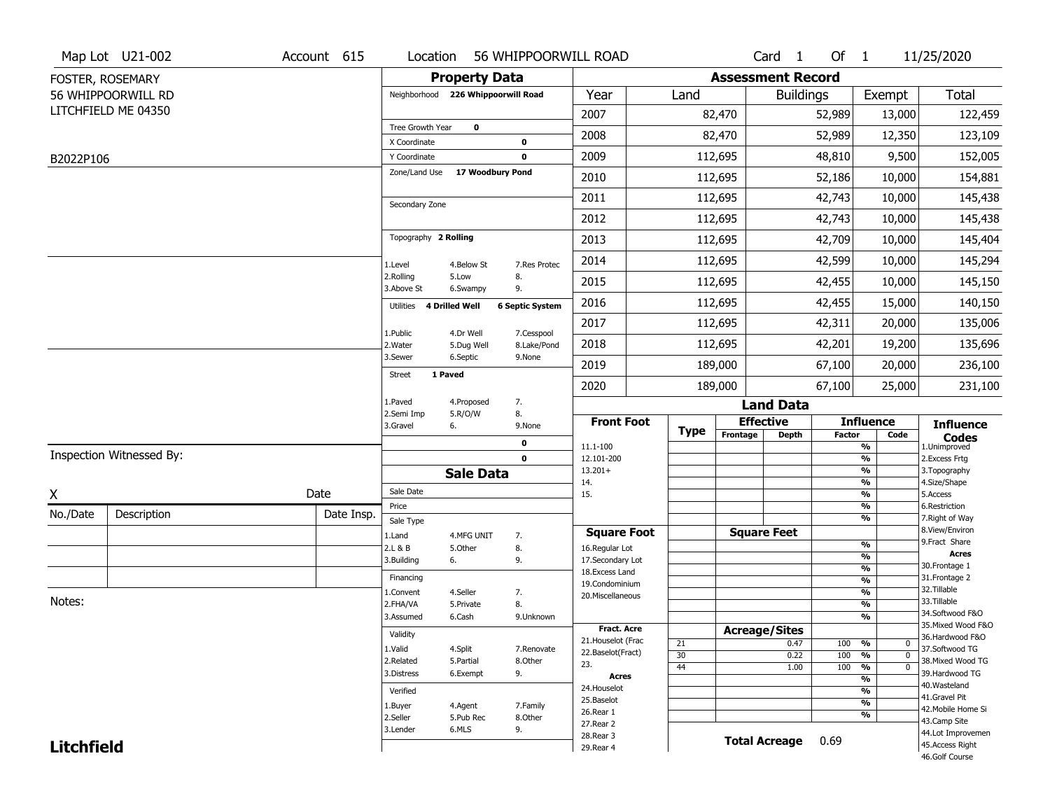Map Lot U21-002 | Account 615 | Location 56 WHIPPOORWILL ROAD | Card 1 Of 1 | 11/25/2020

FOSTER, ROSEMARY
56 WHIPPOORWILL RD
LITCHFIELD ME 04350

B2022P106

## Property Data

Neighborhood 226 Whippoorwill Road

Tree Growth Year 0
X Coordinate 0
Y Coordinate 0
Zone/Land Use 17 Woodbury Pond

Secondary Zone

Topography 2 Rolling

1.Level 4.Below St 7.Res Protec
2.Rolling 5.Low 8.
3.Above St 6.Swampy 9.

Utilities 4 Drilled Well 6 Septic System

1.Public 4.Dr Well 7.Cesspool
2.Water 5.Dug Well 8.Lake/Pond
3.Sewer 6.Septic 9.None

Street 1 Paved

1.Paved 4.Proposed 7.
2.Semi Imp 5.R/O/W 8.
3.Gravel 6. 9.None

0
0

## Assessment Record

| Year | Land | Buildings | Exempt | Total |
|---|---|---|---|---|
| 2007 | 82,470 | 52,989 | 13,000 | 122,459 |
| 2008 | 82,470 | 52,989 | 12,350 | 123,109 |
| 2009 | 112,695 | 48,810 | 9,500 | 152,005 |
| 2010 | 112,695 | 52,186 | 10,000 | 154,881 |
| 2011 | 112,695 | 42,743 | 10,000 | 145,438 |
| 2012 | 112,695 | 42,743 | 10,000 | 145,438 |
| 2013 | 112,695 | 42,709 | 10,000 | 145,404 |
| 2014 | 112,695 | 42,599 | 10,000 | 145,294 |
| 2015 | 112,695 | 42,455 | 10,000 | 145,150 |
| 2016 | 112,695 | 42,455 | 15,000 | 140,150 |
| 2017 | 112,695 | 42,311 | 20,000 | 135,006 |
| 2018 | 112,695 | 42,201 | 19,200 | 135,696 |
| 2019 | 189,000 | 67,100 | 20,000 | 236,100 |
| 2020 | 189,000 | 67,100 | 25,000 | 231,100 |

## Land Data

| Front Foot | Type | Effective Frontage | Effective Depth | Influence Factor | Influence Code |
|---|---|---|---|---|---|
| 11.1-100 | | | | % | |
| 12.101-200 | | | | % | |
| 13.201+ | | | | % | |
| 14. | | | | % | |
| 15. | | | | % | |

| Square Foot | Square Feet | Influence Factor |
|---|---|---|
| 16.Regular Lot | | % |
| 17.Secondary Lot | | % |
| 18.Excess Land | | % |
| 19.Condominium | | % |
| 20.Miscellaneous | | % |

| Fract. Acre / Acres | Type | Acreage/Sites | Influence Factor | Code |
|---|---|---|---|---|
| 21.Houselot (Frac | 21 | 0.47 | 100 % | 0 |
| 22.Baselot(Fract) | 30 | 0.22 | 100 % | 0 |
| 23. | 44 | 1.00 | 100 % | 0 |
| 24.Houselot | | | % | |
| 25.Baselot | | | % | |
| 26.Rear 1 | | | % | |
| 27.Rear 2 | | | % | |
| 28.Rear 3 | | | | |
| 29.Rear 4 | | | | |

Total Acreage 0.69

Influence Codes:
1.Unimproved
2.Excess Frtg
3.Topography
4.Size/Shape
5.Access
6.Restriction
7.Right of Way
8.View/Environ
9.Fract Share

Acres:
30.Frontage 1
31.Frontage 2
32.Tillable
33.Tillable
34.Softwood F&O
35.Mixed Wood F&O
36.Hardwood F&O
37.Softwood TG
38.Mixed Wood TG
39.Hardwood TG
40.Wasteland
41.Gravel Pit
42.Mobile Home Si
43.Camp Site
44.Lot Improvemen
45.Access Right
46.Golf Course

## Sale Data

Sale Date
Price
Sale Type
1.Land 4.MFG UNIT 7.
2.L & B 5.Other 8.
3.Building 6. 9.

Financing
1.Convent 4.Seller 7.
2.FHA/VA 5.Private 8.
3.Assumed 6.Cash 9.Unknown

Validity
1.Valid 4.Split 7.Renovate
2.Related 5.Partial 8.Other
3.Distress 6.Exempt 9.

Verified
1.Buyer 4.Agent 7.Family
2.Seller 5.Pub Rec 8.Other
3.Lender 6.MLS 9.

Inspection Witnessed By:

X Date

| No./Date | Description | Date Insp. |
|---|---|---|
| | | |
| | | |
| | | |

Notes:

**Litchfield**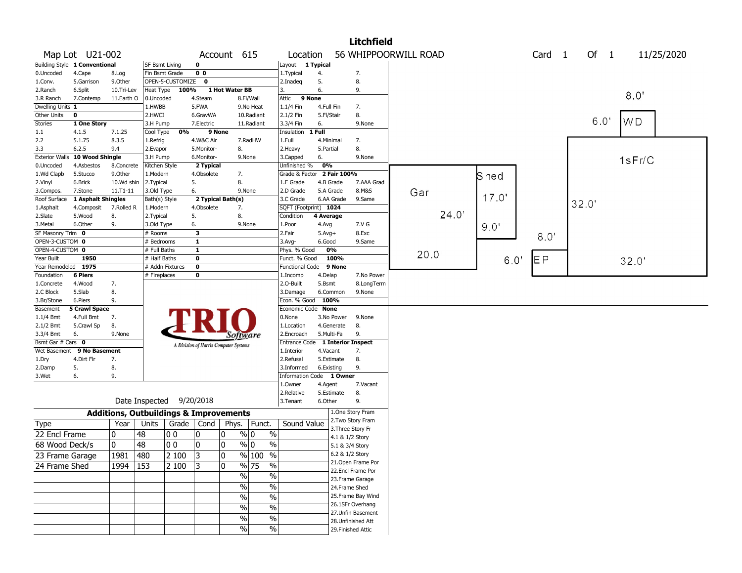# Litchfield

**Map Lot** U21-002 **Account** 615 **Location** 56 WHIPPOORWILL ROAD **Card** 1 **Of** 1 11/25/2020

| Field | Value |
|---|---|
| Building Style | 1 Conventional |
| Dwelling Units | 1 |
| Other Units | 0 |
| Stories | 1 One Story |
| Exterior Walls | 10 Wood Shingle |
| Roof Surface | 1 Asphalt Shingles |
| SF Masonry Trim | 0 |
| OPEN-3-CUSTOM | 0 |
| OPEN-4-CUSTOM | 0 |
| Year Built | 1950 |
| Year Remodeled | 1975 |
| Foundation | 6 Piers |
| Basement | 5 Crawl Space |
| Bsmt Gar # Cars | 0 |
| Wet Basement | 9 No Basement |

Building Style codes: 0.Uncoded, 1.Conv., 2.Ranch, 3.R Ranch, 4.Cape, 5.Garrison, 6.Split, 7.Contemp, 8.Log, 9.Other, 10.Tri-Lev, 11.Earth O

Stories codes: 1.1, 2.2, 3.3, 4.1.5, 5.1.75, 6.2.5, 7.1.25, 8.3.5, 9.4

Exterior Walls codes: 0.Uncoded, 1.Wd Clapb, 2.Vinyl, 3.Compos., 4.Asbestos, 5.Stucco, 6.Brick, 7.Stone, 8.Concrete, 9.Other, 10.Wd shin, 11.T1-11

Roof Surface codes: 1.Asphalt, 2.Slate, 3.Metal, 4.Composit, 5.Wood, 6.Other, 7.Rolled R, 8., 9.

Foundation codes: 1.Concrete, 2.C Block, 3.Br/Stone, 4.Wood, 5.Slab, 6.Piers, 7., 8., 9.

Basement codes: 1.1/4 Bmt, 2.1/2 Bmt, 3.3/4 Bmt, 4.Full Bmt, 5.Crawl Sp, 6., 7., 8., 9.None

Wet Basement codes: 1.Dry, 2.Damp, 3.Wet, 4.Dirt Flr, 5., 6., 7., 8., 9.

| Field | Value |
|---|---|
| SF Bsmt Living | 0 |
| Fin Bsmt Grade | 0 0 |
| OPEN-5-CUSTOMIZE | 0 |
| Heat Type | 100% 1 Hot Water BB |
| Cool Type | 0% 9 None |
| Kitchen Style | 2 Typical |
| Bath(s) Style | 2 Typical Bath(s) |
| # Rooms | 3 |
| # Bedrooms | 1 |
| # Full Baths | 1 |
| # Half Baths | 0 |
| # Addn Fixtures | 0 |
| # Fireplaces | 0 |

Heat Type codes: 0.Uncoded, 1.HWBB, 2.HWCI, 3.H Pump, 4.Steam, 5.FWA, 6.GravWA, 7.Electric, 8.Fl/Wall, 9.No Heat, 10.Radiant, 11.Radiant

Cool Type codes: 1.Refrig, 2.Evapor, 3.H Pump, 4.W&C Air, 5.Monitor-, 6.Monitor-, 7.RadHW, 8., 9.None

Kitchen Style codes: 1.Modern, 2.Typical, 3.Old Type, 4.Obsolete, 5., 6., 7., 8., 9.None

Bath(s) Style codes: 1.Modern, 2.Typical, 3.Old Type, 4.Obsolete, 5., 6., 7., 8., 9.None

| Field | Value |
|---|---|
| Layout | 1 Typical |
| Attic | 9 None |
| Insulation | 1 Full |
| Unfinished % | 0% |
| Grade & Factor | 2 Fair 100% |
| SQFT (Footprint) | 1024 |
| Condition | 4 Average |
| Phys. % Good | 0% |
| Funct. % Good | 100% |
| Functional Code | 9 None |
| Econ. % Good | 100% |
| Economic Code | None |
| Entrance Code | 1 Interior Inspect |
| Information Code | 1 Owner |

Layout codes: 1.Typical, 2.Inadeq, 3., 4., 5., 6., 7., 8., 9.

Attic codes: 1.1/4 Fin, 2.1/2 Fin, 3.3/4 Fin, 4.Full Fin, 5.Fl/Stair, 6., 7., 8., 9.None

Insulation codes: 1.Full, 2.Heavy, 3.Capped, 4.Minimal, 5.Partial, 6., 7., 8., 9.None

Grade codes: 1.E Grade, 2.D Grade, 3.C Grade, 4.B Grade, 5.A Grade, 6.AA Grade, 7.AAA Grad, 8.M&S, 9.Same

Condition codes: 1.Poor, 2.Fair, 3.Avg-, 4.Avg, 5.Avg+, 6.Good, 7.V G, 8.Exc, 9.Same

Functional codes: 1.Incomp, 2.O-Built, 3.Damage, 4.Delap, 5.Bsmt, 6.Common, 7.No Power, 8.LongTerm, 9.None

Economic codes: 0.None, 1.Location, 2.Encroach, 3.No Power, 4.Generate, 5.Multi-Fa, 8., 9., 9.None

Entrance codes: 1.Interior, 2.Refusal, 3.Informed, 4.Vacant, 5.Estimate, 6.Existing, 7., 8., 9.

Information codes: 1.Owner, 2.Relative, 3.Tenant, 4.Agent, 5.Estimate, 6.Other, 7.Vacant, 8., 9.

Date Inspected 9/20/2018

## Additions, Outbuildings & Improvements

| Type | Year | Units | Grade | Cond | Phys. | Funct. | Sound Value |
|---|---|---|---|---|---|---|---|
| 22 Encl Frame | 0 | 48 | 0 0 | 0 | 0 % | 0 % | |
| 68 Wood Deck/s | 0 | 48 | 0 0 | 0 | 0 % | 0 % | |
| 23 Frame Garage | 1981 | 480 | 2 100 | 3 | 0 % | 100 % | |
| 24 Frame Shed | 1994 | 153 | 2 100 | 3 | 0 % | 75 % | |

Type codes: 1.One Story Fram, 2.Two Story Fram, 3.Three Story Fr, 4.1 & 1/2 Story, 5.1 & 3/4 Story, 6.2 & 1/2 Story, 21.Open Frame Por, 22.Encl Frame Por, 23.Frame Garage, 24.Frame Shed, 25.Frame Bay Wind, 26.1SFr Overhang, 27.Unfin Basement, 28.Unfinished Att, 29.Finished Attic

Sketch labels: Gar 24.0' x 20.0'; Shed 17.0' x 9.0'; 1sFr/C 32.0' x 32.0'; WD 8.0' x 6.0'; EP 8.0' x 6.0'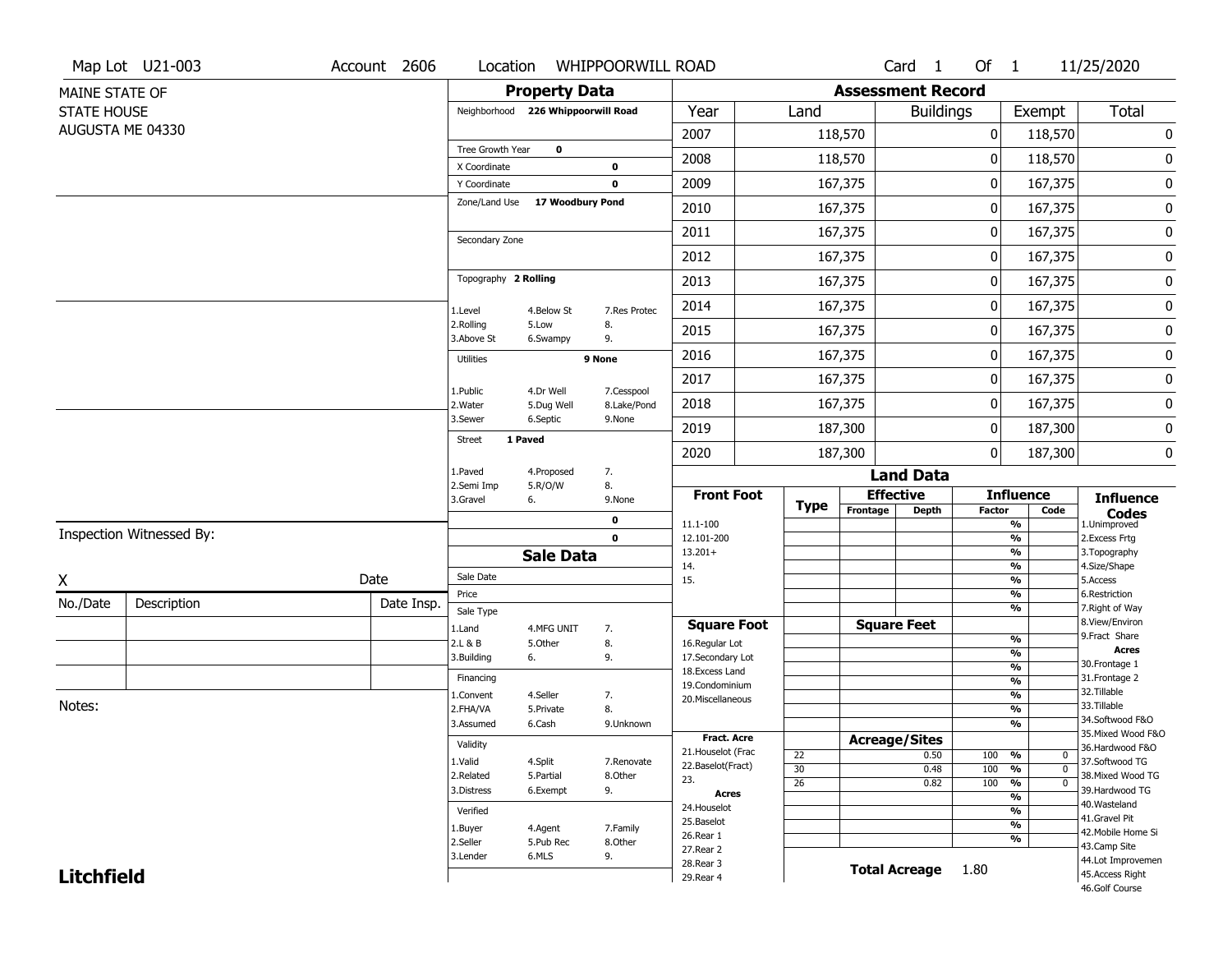Map Lot U21-003 | Account 2606 | Location WHIPPOORWILL ROAD | Card 1 Of 1 | 11/25/2020

MAINE STATE OF
STATE HOUSE
AUGUSTA ME 04330

## Property Data

Neighborhood 226 Whippoorwill Road

Tree Growth Year 0
X Coordinate 0
Y Coordinate 0
Zone/Land Use 17 Woodbury Pond

Secondary Zone

Topography 2 Rolling

1.Level 4.Below St 7.Res Protec
2.Rolling 5.Low 8.
3.Above St 6.Swampy 9.

Utilities 9 None

1.Public 4.Dr Well 7.Cesspool
2.Water 5.Dug Well 8.Lake/Pond
3.Sewer 6.Septic 9.None

Street 1 Paved

1.Paved 4.Proposed 7.
2.Semi Imp 5.R/O/W 8.
3.Gravel 6. 9.None

0
0

## Sale Data

Sale Date
Price
Sale Type
1.Land 4.MFG UNIT 7.
2.L & B 5.Other 8.
3.Building 6. 9.

Financing
1.Convent 4.Seller 7.
2.FHA/VA 5.Private 8.
3.Assumed 6.Cash 9.Unknown

Validity
1.Valid 4.Split 7.Renovate
2.Related 5.Partial 8.Other
3.Distress 6.Exempt 9.

Verified
1.Buyer 4.Agent 7.Family
2.Seller 5.Pub Rec 8.Other
3.Lender 6.MLS 9.

## Assessment Record

| Year | Land | Buildings | Exempt | Total |
|---|---|---|---|---|
| 2007 | 118,570 | 0 | 118,570 | 0 |
| 2008 | 118,570 | 0 | 118,570 | 0 |
| 2009 | 167,375 | 0 | 167,375 | 0 |
| 2010 | 167,375 | 0 | 167,375 | 0 |
| 2011 | 167,375 | 0 | 167,375 | 0 |
| 2012 | 167,375 | 0 | 167,375 | 0 |
| 2013 | 167,375 | 0 | 167,375 | 0 |
| 2014 | 167,375 | 0 | 167,375 | 0 |
| 2015 | 167,375 | 0 | 167,375 | 0 |
| 2016 | 167,375 | 0 | 167,375 | 0 |
| 2017 | 167,375 | 0 | 167,375 | 0 |
| 2018 | 167,375 | 0 | 167,375 | 0 |
| 2019 | 187,300 | 0 | 187,300 | 0 |
| 2020 | 187,300 | 0 | 187,300 | 0 |

## Land Data

**Front Foot**: 11.1-100, 12.101-200, 13.201+, 14., 15.

**Square Foot**: 16.Regular Lot, 17.Secondary Lot, 18.Excess Land, 19.Condominium, 20.Miscellaneous

**Fract. Acre**: 21.Houselot (Frac, 22.Baselot(Fract), 23.

**Acres**: 24.Houselot, 25.Baselot, 26.Rear 1, 27.Rear 2, 28.Rear 3, 29.Rear 4

### Acreage/Sites

| Type | Acreage | Influence Factor | Code |
|---|---|---|---|
| 22 | 0.50 | 100 % | 0 |
| 30 | 0.48 | 100 % | 0 |
| 26 | 0.82 | 100 % | 0 |

**Total Acreage** 1.80

**Influence Codes**: 1.Unimproved, 2.Excess Frtg, 3.Topography, 4.Size/Shape, 5.Access, 6.Restriction, 7.Right of Way, 8.View/Environ, 9.Fract Share

**Acres**: 30.Frontage 1, 31.Frontage 2, 32.Tillable, 33.Tillable, 34.Softwood F&O, 35.Mixed Wood F&O, 36.Hardwood F&O, 37.Softwood TG, 38.Mixed Wood TG, 39.Hardwood TG, 40.Wasteland, 41.Gravel Pit, 42.Mobile Home Si, 43.Camp Site, 44.Lot Improvemen, 45.Access Right, 46.Golf Course

Inspection Witnessed By:

X Date

| No./Date | Description | Date Insp. |
|---|---|---|
| | | |
| | | |
| | | |

Notes:

**Litchfield**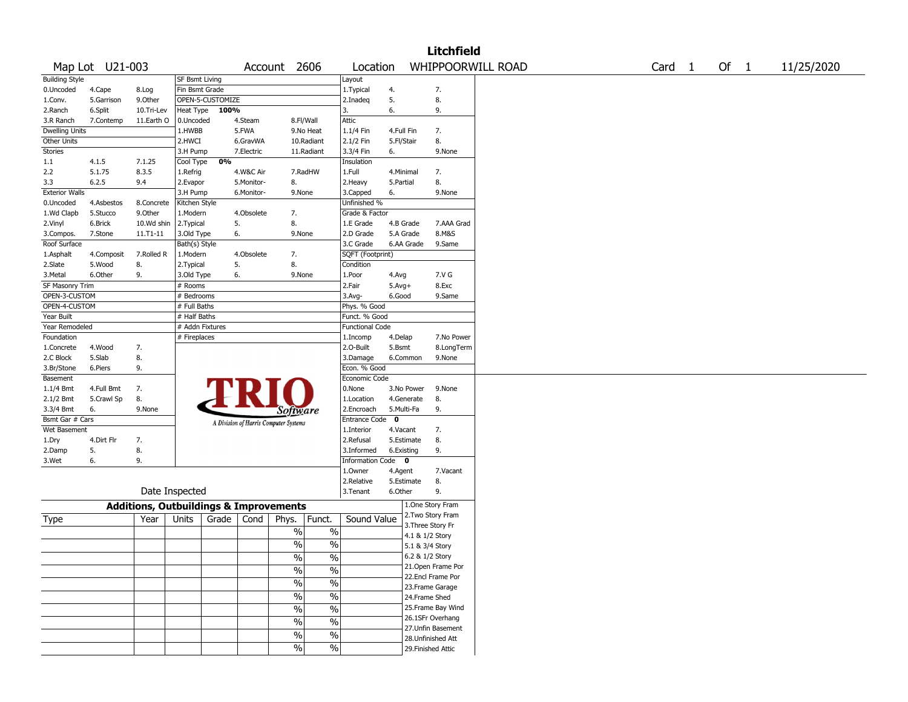# Litchfield

Map Lot U21-003 | Account 2606 | Location WHIPPOORWILL ROAD | Card 1 Of 1 | 11/25/2020

| Building Style | | | SF Bsmt Living | | | | Layout | | |
|---|---|---|---|---|---|---|---|---|---|
| 0.Uncoded | 4.Cape | 8.Log | Fin Bsmt Grade | | | | 1.Typical | 4. | 7. |
| 1.Conv. | 5.Garrison | 9.Other | OPEN-5-CUSTOMIZE | | | | 2.Inadeq | 5. | 8. |
| 2.Ranch | 6.Split | 10.Tri-Lev | Heat Type 100% | | | | 3. | 6. | 9. |
| 3.R Ranch | 7.Contemp | 11.Earth O | 0.Uncoded | 4.Steam | 8.Fl/Wall | | Attic | | |
| Dwelling Units | | | 1.HWBB | 5.FWA | 9.No Heat | | 1.1/4 Fin | 4.Full Fin | 7. |
| Other Units | | | 2.HWCI | 6.GravWA | 10.Radiant | | 2.1/2 Fin | 5.Fl/Stair | 8. |
| Stories | | | 3.H Pump | 7.Electric | 11.Radiant | | 3.3/4 Fin | 6. | 9.None |
| 1.1 | 4.1.5 | 7.1.25 | Cool Type 0% | | | | Insulation | | |
| 2.2 | 5.1.75 | 8.3.5 | 1.Refrig | 4.W&C Air | 7.RadHW | | 1.Full | 4.Minimal | 7. |
| 3.3 | 6.2.5 | 9.4 | 2.Evapor | 5.Monitor- | 8. | | 2.Heavy | 5.Partial | 8. |
| Exterior Walls | | | 3.H Pump | 6.Monitor- | 9.None | | 3.Capped | 6. | 9.None |
| 0.Uncoded | 4.Asbestos | 8.Concrete | Kitchen Style | | | | Unfinished % | | |
| 1.Wd Clapb | 5.Stucco | 9.Other | 1.Modern | 4.Obsolete | 7. | | Grade & Factor | | |
| 2.Vinyl | 6.Brick | 10.Wd shin | 2.Typical | 5. | 8. | | 1.E Grade | 4.B Grade | 7.AAA Grad |
| 3.Compos. | 7.Stone | 11.T1-11 | 3.Old Type | 6. | 9.None | | 2.D Grade | 5.A Grade | 8.M&S |
| Roof Surface | | | Bath(s) Style | | | | 3.C Grade | 6.AA Grade | 9.Same |
| 1.Asphalt | 4.Composit | 7.Rolled R | 1.Modern | 4.Obsolete | 7. | | SQFT (Footprint) | | |
| 2.Slate | 5.Wood | 8. | 2.Typical | 5. | 8. | | Condition | | |
| 3.Metal | 6.Other | 9. | 3.Old Type | 6. | 9.None | | 1.Poor | 4.Avg | 7.V G |
| SF Masonry Trim | | | # Rooms | | | | 2.Fair | 5.Avg+ | 8.Exc |
| OPEN-3-CUSTOM | | | # Bedrooms | | | | 3.Avg- | 6.Good | 9.Same |
| OPEN-4-CUSTOM | | | # Full Baths | | | | Phys. % Good | | |
| Year Built | | | # Half Baths | | | | Funct. % Good | | |
| Year Remodeled | | | # Addn Fixtures | | | | Functional Code | | |
| Foundation | | | # Fireplaces | | | | 1.Incomp | 4.Delap | 7.No Power |
| 1.Concrete | 4.Wood | 7. | | | | | 2.O-Built | 5.Bsmt | 8.LongTerm |
| 2.C Block | 5.Slab | 8. | | | | | 3.Damage | 6.Common | 9.None |
| 3.Br/Stone | 6.Piers | 9. | | | | | Econ. % Good | | |
| Basement | | | | | | | Economic Code | | |
| 1.1/4 Bmt | 4.Full Bmt | 7. | | | | | 0.None | 3.No Power | 9.None |
| 2.1/2 Bmt | 5.Crawl Sp | 8. | | | | | 1.Location | 4.Generate | 8. |
| 3.3/4 Bmt | 6. | 9.None | | | | | 2.Encroach | 5.Multi-Fa | 9. |
| Bsmt Gar # Cars | | | | | | | Entrance Code 0 | | |
| Wet Basement | | | | | | | 1.Interior | 4.Vacant | 7. |
| 1.Dry | 4.Dirt Flr | 7. | | | | | 2.Refusal | 5.Estimate | 8. |
| 2.Damp | 5. | 8. | | | | | 3.Informed | 6.Existing | 9. |
| 3.Wet | 6. | 9. | | | | | Information Code 0 | | |
| | | | | | | | 1.Owner | 4.Agent | 7.Vacant |
| | | | | | | | 2.Relative | 5.Estimate | 8. |
| Date Inspected | | | | | | | 3.Tenant | 6.Other | 9. |

## Additions, Outbuildings & Improvements

| Type | Year | Units | Grade | Cond | Phys. | Funct. | Sound Value |
|---|---|---|---|---|---|---|---|
| | | | | | % | % | |
| | | | | | % | % | |
| | | | | | % | % | |
| | | | | | % | % | |
| | | | | | % | % | |
| | | | | | % | % | |
| | | | | | % | % | |
| | | | | | % | % | |
| | | | | | % | % | |
| | | | | | % | % | |

1.One Story Fram
2.Two Story Fram
3.Three Story Fr
4.1 & 1/2 Story
5.1 & 3/4 Story
6.2 & 1/2 Story
21.Open Frame Por
22.Encl Frame Por
23.Frame Garage
24.Frame Shed
25.Frame Bay Wind
26.1SFr Overhang
27.Unfin Basement
28.Unfinished Att
29.Finished Attic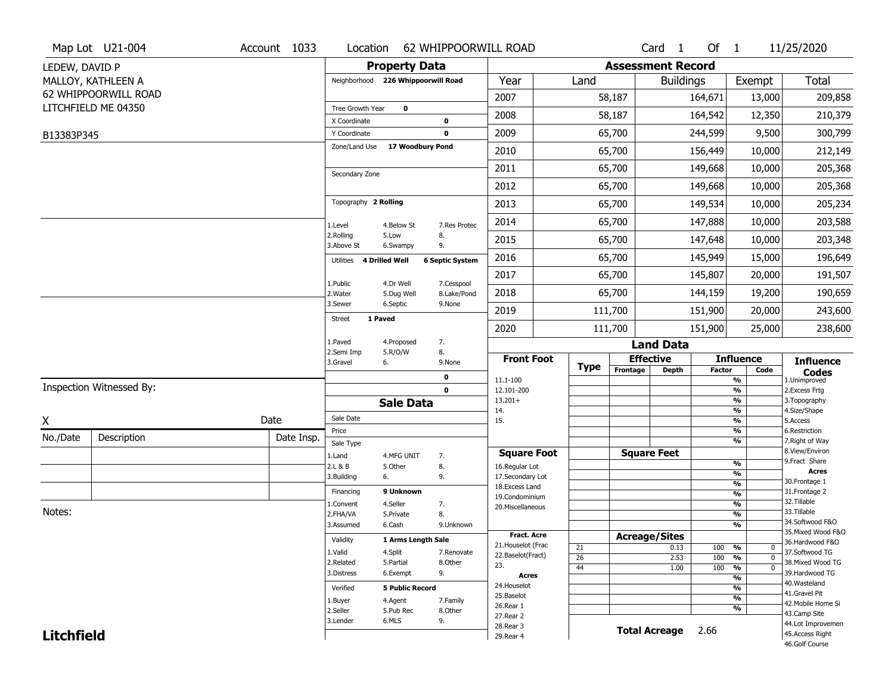Map Lot U21-004 | Account 1033 | Location 62 WHIPPOORWILL ROAD | Card 1 Of 1 | 11/25/2020

LEDEW, DAVID P
MALLOY, KATHLEEN A
62 WHIPPOORWILL ROAD
LITCHFIELD ME 04350

B13383P345

## Property Data

Neighborhood 226 Whippoorwill Road

Tree Growth Year 0
X Coordinate 0
Y Coordinate 0
Zone/Land Use 17 Woodbury Pond

Secondary Zone

Topography 2 Rolling

1.Level 4.Below St 7.Res Protec
2.Rolling 5.Low 8.
3.Above St 6.Swampy 9.

Utilities 4 Drilled Well 6 Septic System

1.Public 4.Dr Well 7.Cesspool
2.Water 5.Dug Well 8.Lake/Pond
3.Sewer 6.Septic 9.None

Street 1 Paved

1.Paved 4.Proposed 7.
2.Semi Imp 5.R/O/W 8.
3.Gravel 6. 9.None

0
0

## Assessment Record

| Year | Land | Buildings | Exempt | Total |
|---|---|---|---|---|
| 2007 | 58,187 | 164,671 | 13,000 | 209,858 |
| 2008 | 58,187 | 164,542 | 12,350 | 210,379 |
| 2009 | 65,700 | 244,599 | 9,500 | 300,799 |
| 2010 | 65,700 | 156,449 | 10,000 | 212,149 |
| 2011 | 65,700 | 149,668 | 10,000 | 205,368 |
| 2012 | 65,700 | 149,668 | 10,000 | 205,368 |
| 2013 | 65,700 | 149,534 | 10,000 | 205,234 |
| 2014 | 65,700 | 147,888 | 10,000 | 203,588 |
| 2015 | 65,700 | 147,648 | 10,000 | 203,348 |
| 2016 | 65,700 | 145,949 | 15,000 | 196,649 |
| 2017 | 65,700 | 145,807 | 20,000 | 191,507 |
| 2018 | 65,700 | 144,159 | 19,200 | 190,659 |
| 2019 | 111,700 | 151,900 | 20,000 | 243,600 |
| 2020 | 111,700 | 151,900 | 25,000 | 238,600 |

Inspection Witnessed By:

X Date

| No./Date | Description | Date Insp. |
|---|---|---|
| | | |
| | | |
| | | |

Notes:

## Sale Data

Sale Date
Price
Sale Type

1.Land 4.MFG UNIT 7.
2.L & B 5.Other 8.
3.Building 6. 9.

Financing 9 Unknown

1.Convent 4.Seller 7.
2.FHA/VA 5.Private 8.
3.Assumed 6.Cash 9.Unknown

Validity 1 Arms Length Sale

1.Valid 4.Split 7.Renovate
2.Related 5.Partial 8.Other
3.Distress 6.Exempt 9.

Verified 5 Public Record

1.Buyer 4.Agent 7.Family
2.Seller 5.Pub Rec 8.Other
3.Lender 6.MLS 9.

## Land Data

**Front Foot**: 11.1-100, 12.101-200, 13.201+, 14., 15.

**Square Foot**: 16.Regular Lot, 17.Secondary Lot, 18.Excess Land, 19.Condominium, 20.Miscellaneous

**Fract. Acre**: 21.Houselot (Frac, 22.Baselot(Fract), 23.

**Acres**: 24.Houselot, 25.Baselot, 26.Rear 1, 27.Rear 2, 28.Rear 3, 29.Rear 4

### Acreage/Sites

| Type | Acreage/Sites | Influence Factor | Code |
|---|---|---|---|
| 21 | 0.13 | 100 % | 0 |
| 26 | 2.53 | 100 % | 0 |
| 44 | 1.00 | 100 % | 0 |

**Total Acreage** 2.66

### Influence Codes

1.Unimproved
2.Excess Frtg
3.Topography
4.Size/Shape
5.Access
6.Restriction
7.Right of Way
8.View/Environ
9.Fract Share

**Acres**

30.Frontage 1
31.Frontage 2
32.Tillable
33.Tillable
34.Softwood F&O
35.Mixed Wood F&O
36.Hardwood F&O
37.Softwood TG
38.Mixed Wood TG
39.Hardwood TG
40.Wasteland
41.Gravel Pit
42.Mobile Home Si
43.Camp Site
44.Lot Improvemen
45.Access Right
46.Golf Course

**Litchfield**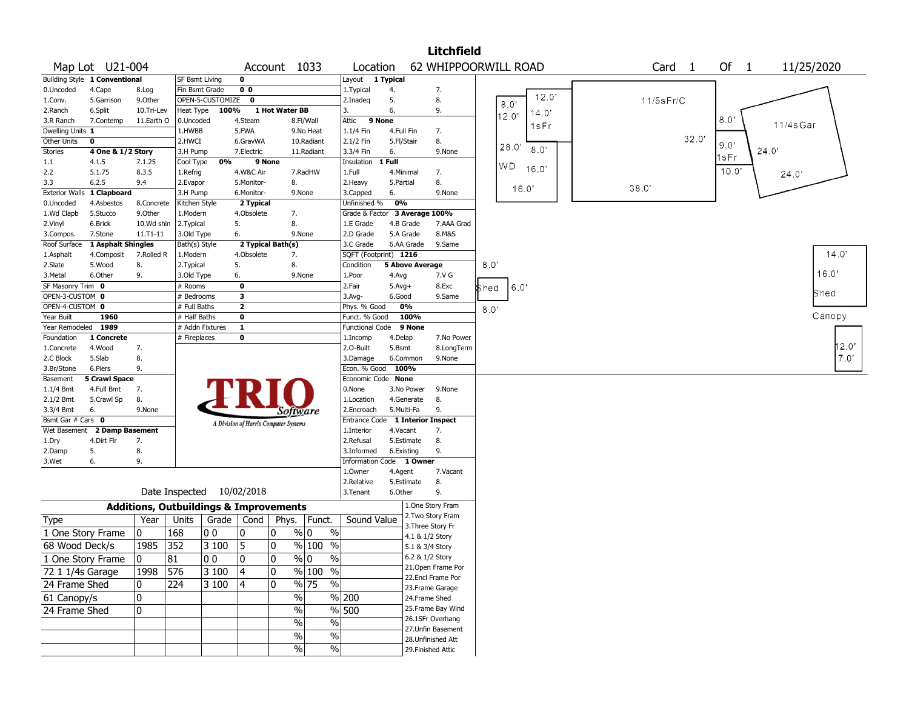# Litchfield

| Map Lot | U21-004 | Account | 1033 | Location | 62 WHIPPOORWILL ROAD | Card | 1 | Of | 1 | 11/25/2020 |
|---|---|---|---|---|---|---|---|---|---|---|

| Building Style | 1 Conventional | SF Bsmt Living | 0 | Layout | 1 Typical |
|---|---|---|---|---|---|
| 0.Uncoded 4.Cape 8.Log | | Fin Bsmt Grade | 0 0 | 1.Typical 4. 7. | |
| 1.Conv. 5.Garrison 9.Other | | OPEN-5-CUSTOMIZE | 0 | 2.Inadeq 5. 8. | |
| 2.Ranch 6.Split 10.Tri-Lev | | Heat Type 100% | 1 Hot Water BB | 3. 6. 9. | |
| 3.R Ranch 7.Contemp 11.Earth O | | 0.Uncoded 4.Steam 8.Fl/Wall | | Attic | 9 None |
| Dwelling Units | 1 | 1.HWBB 5.FWA 9.No Heat | | 1.1/4 Fin 4.Full Fin 7. | |
| Other Units | 0 | 2.HWCI 6.GravWA 10.Radiant | | 2.1/2 Fin 5.Fl/Stair 8. | |
| Stories | 4 One & 1/2 Story | 3.H Pump 7.Electric 11.Radiant | | 3.3/4 Fin 6. 9.None | |
| 1.1 4.1.5 7.1.25 | | Cool Type 0% | 9 None | Insulation | 1 Full |
| 2.2 5.1.75 8.3.5 | | 1.Refrig 4.W&C Air 7.RadHW | | 1.Full 4.Minimal 7. | |
| 3.3 6.2.5 9.4 | | 2.Evapor 5.Monitor- 8. | | 2.Heavy 5.Partial 8. | |
| Exterior Walls | 1 Clapboard | 3.H Pump 6.Monitor- 9.None | | 3.Capped 6. 9.None | |
| 0.Uncoded 4.Asbestos 8.Concrete | | Kitchen Style | 2 Typical | Unfinished % | 0% |
| 1.Wd Clapb 5.Stucco 9.Other | | 1.Modern 4.Obsolete 7. | | Grade & Factor | 3 Average 100% |
| 2.Vinyl 6.Brick 10.Wd shin | | 2.Typical 5. 8. | | 1.E Grade 4.B Grade 7.AAA Grad | |
| 3.Compos. 7.Stone 11.T1-11 | | 3.Old Type 6. 9.None | | 2.D Grade 5.A Grade 8.M&S | |
| Roof Surface | 1 Asphalt Shingles | Bath(s) Style | 2 Typical Bath(s) | 3.C Grade 6.AA Grade 9.Same | |
| 1.Asphalt 4.Composit 7.Rolled R | | 1.Modern 4.Obsolete 7. | | SQFT (Footprint) | 1216 |
| 2.Slate 5.Wood 8. | | 2.Typical 5. 8. | | Condition | 5 Above Average |
| 3.Metal 6.Other 9. | | 3.Old Type 6. 9.None | | 1.Poor 4.Avg 7.V G | |
| SF Masonry Trim | 0 | # Rooms | 0 | 2.Fair 5.Avg+ 8.Exc | |
| OPEN-3-CUSTOM | 0 | # Bedrooms | 3 | 3.Avg- 6.Good 9.Same | |
| OPEN-4-CUSTOM | 0 | # Full Baths | 2 | Phys. % Good | 0% |
| Year Built | 1960 | # Half Baths | 0 | Funct. % Good | 100% |
| Year Remodeled | 1989 | # Addn Fixtures | 1 | Functional Code | 9 None |
| Foundation | 1 Concrete | # Fireplaces | 0 | 1.Incomp 4.Delap 7.No Power | |
| 1.Concrete 4.Wood 7. | | | | 2.O-Built 5.Bsmt 8.LongTerm | |
| 2.C Block 5.Slab 8. | | | | 3.Damage 6.Common 9.None | |
| 3.Br/Stone 6.Piers 9. | | | | Econ. % Good | 100% |
| Basement | 5 Crawl Space | | | Economic Code | None |
| 1.1/4 Bmt 4.Full Bmt 7. | | | | 0.None 3.No Power 9.None | |
| 2.1/2 Bmt 5.Crawl Sp 8. | | | | 1.Location 4.Generate 8. | |
| 3.3/4 Bmt 6. 9.None | | | | 2.Encroach 5.Multi-Fa 9. | |
| Bsmt Gar # Cars | 0 | | | Entrance Code | 1 Interior Inspect |
| Wet Basement | 2 Damp Basement | | | 1.Interior 4.Vacant 7. | |
| 1.Dry 4.Dirt Flr 7. | | | | 2.Refusal 5.Estimate 8. | |
| 2.Damp 5. 8. | | | | 3.Informed 6.Existing 9. | |
| 3.Wet 6. 9. | | | | Information Code | 1 Owner |
| | | | | 1.Owner 4.Agent 7.Vacant | |
| | | | | 2.Relative 5.Estimate 8. | |
| | | Date Inspected | 10/02/2018 | 3.Tenant 6.Other 9. | |

TRIO Software — A Division of Harris Computer Systems

## Additions, Outbuildings & Improvements

| Type | Year | Units | Grade | Cond | Phys. | Funct. | Sound Value |
|---|---|---|---|---|---|---|---|
| 1 One Story Frame | 0 | 168 | 0 0 | 0 | 0 % | 0 % | |
| 68 Wood Deck/s | 1985 | 352 | 3 100 | 5 | 0 % | 100 % | |
| 1 One Story Frame | 0 | 81 | 0 0 | 0 | 0 % | 0 % | |
| 72 1 1/4s Garage | 1998 | 576 | 3 100 | 4 | 0 % | 100 % | |
| 24 Frame Shed | 0 | 224 | 3 100 | 4 | 0 % | 75 % | |
| 61 Canopy/s | 0 | | | | % | % | 200 |
| 24 Frame Shed | 0 | | | | % | % | 500 |
| | | | | | % | % | |
| | | | | | % | % | |
| | | | | | % | % | |

1.One Story Fram
2.Two Story Fram
3.Three Story Fr
4.1 & 1/2 Story
5.1 & 3/4 Story
6.2 & 1/2 Story
21.Open Frame Por
22.Encl Frame Por
23.Frame Garage
24.Frame Shed
25.Frame Bay Wind
26.1SFr Overhang
27.Unfin Basement
28.Unfinished Att
29.Finished Attic

Sketch labels: 12.0', 8.0', 12.0', 14.0', 1sFr, 28.0', 8.0', WD, 16.0', 16.0', 11/5sFr/C, 32.0', 38.0', 8.0', 9.0', 1sFr, 10.0', 11/4sGar, 24.0', 24.0', 8.0', Shed, 6.0', 8.0', 14.0', 16.0', Shed, Canopy, 12.0', 7.0'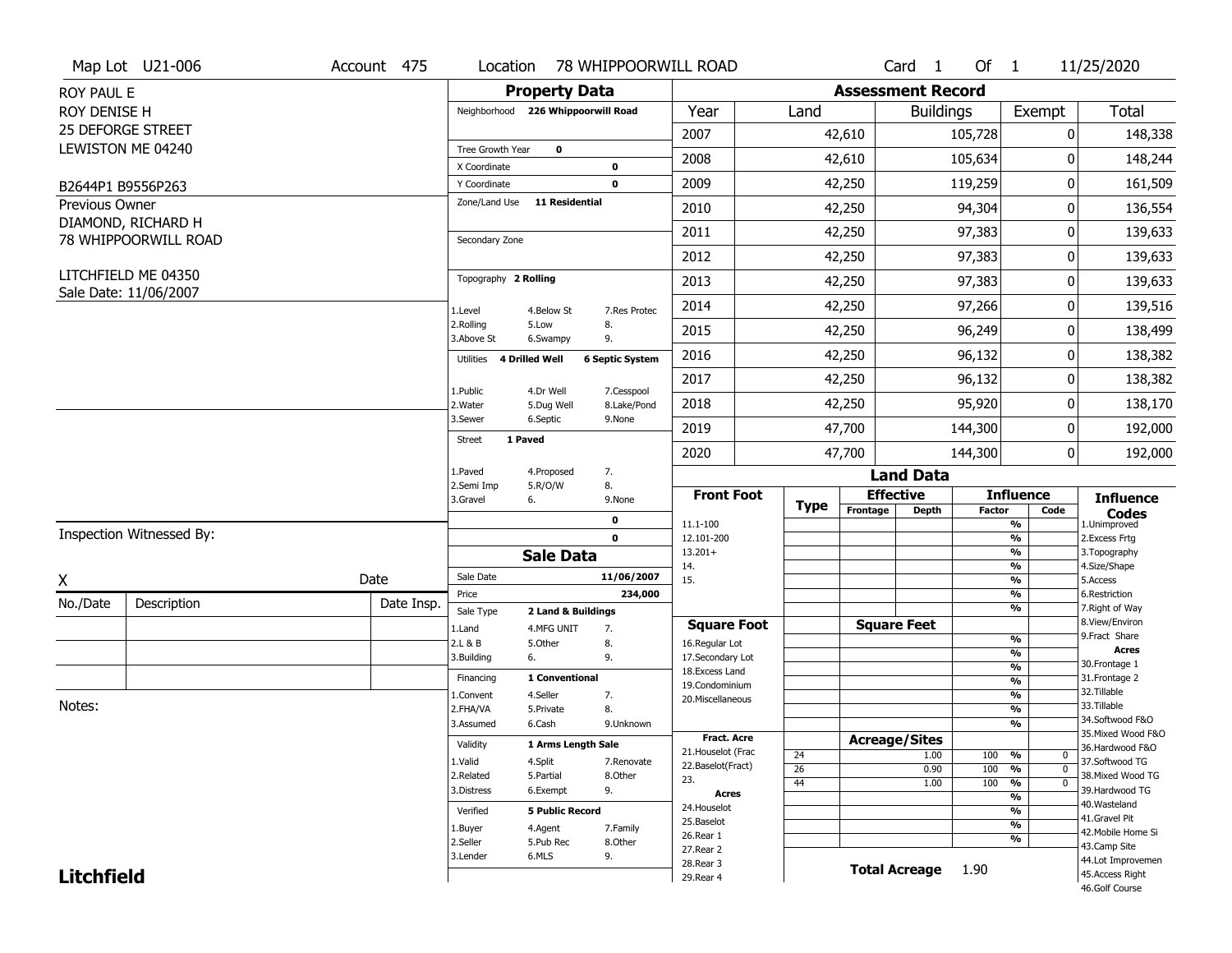Map Lot U21-006 | Account 475 | Location 78 WHIPPOORWILL ROAD | Card 1 Of 1 | 11/25/2020

ROY PAUL E
ROY DENISE H
25 DEFORGE STREET
LEWISTON ME 04240

B2644P1 B9556P263

Previous Owner
DIAMOND, RICHARD H
78 WHIPPOORWILL ROAD

LITCHFIELD ME 04350
Sale Date: 11/06/2007

## Property Data

Neighborhood **226 Whippoorwill Road**

Tree Growth Year **0**
X Coordinate **0**
Y Coordinate **0**
Zone/Land Use **11 Residential**

Secondary Zone

Topography **2 Rolling**

| | | |
|---|---|---|
| 1.Level | 4.Below St | 7.Res Protec |
| 2.Rolling | 5.Low | 8. |
| 3.Above St | 6.Swampy | 9. |

Utilities **4 Drilled Well** **6 Septic System**

| | | |
|---|---|---|
| 1.Public | 4.Dr Well | 7.Cesspool |
| 2.Water | 5.Dug Well | 8.Lake/Pond |
| 3.Sewer | 6.Septic | 9.None |

Street **1 Paved**

| | | |
|---|---|---|
| 1.Paved | 4.Proposed | 7. |
| 2.Semi Imp | 5.R/O/W | 8. |
| 3.Gravel | 6. | 9.None |

0
0

## Sale Data

Sale Date **11/06/2007**
Price **234,000**
Sale Type **2 Land & Buildings**

| | | |
|---|---|---|
| 1.Land | 4.MFG UNIT | 7. |
| 2.L & B | 5.Other | 8. |
| 3.Building | 6. | 9. |

Financing **1 Conventional**

| | | |
|---|---|---|
| 1.Convent | 4.Seller | 7. |
| 2.FHA/VA | 5.Private | 8. |
| 3.Assumed | 6.Cash | 9.Unknown |

Validity **1 Arms Length Sale**

| | | |
|---|---|---|
| 1.Valid | 4.Split | 7.Renovate |
| 2.Related | 5.Partial | 8.Other |
| 3.Distress | 6.Exempt | 9. |

Verified **5 Public Record**

| | | |
|---|---|---|
| 1.Buyer | 4.Agent | 7.Family |
| 2.Seller | 5.Pub Rec | 8.Other |
| 3.Lender | 6.MLS | 9. |

## Assessment Record

| Year | Land | Buildings | Exempt | Total |
|---|---|---|---|---|
| 2007 | 42,610 | 105,728 | 0 | 148,338 |
| 2008 | 42,610 | 105,634 | 0 | 148,244 |
| 2009 | 42,250 | 119,259 | 0 | 161,509 |
| 2010 | 42,250 | 94,304 | 0 | 136,554 |
| 2011 | 42,250 | 97,383 | 0 | 139,633 |
| 2012 | 42,250 | 97,383 | 0 | 139,633 |
| 2013 | 42,250 | 97,383 | 0 | 139,633 |
| 2014 | 42,250 | 97,266 | 0 | 139,516 |
| 2015 | 42,250 | 96,249 | 0 | 138,499 |
| 2016 | 42,250 | 96,132 | 0 | 138,382 |
| 2017 | 42,250 | 96,132 | 0 | 138,382 |
| 2018 | 42,250 | 95,920 | 0 | 138,170 |
| 2019 | 47,700 | 144,300 | 0 | 192,000 |
| 2020 | 47,700 | 144,300 | 0 | 192,000 |

## Land Data

**Front Foot**: 11.1-100, 12.101-200, 13.201+, 14., 15.

**Square Foot**: 16.Regular Lot, 17.Secondary Lot, 18.Excess Land, 19.Condominium, 20.Miscellaneous

**Fract. Acre**: 21.Houselot (Frac, 22.Baselot(Fract), 23.

**Acres**: 24.Houselot, 25.Baselot, 26.Rear 1, 27.Rear 2, 28.Rear 3, 29.Rear 4

**Acreage/Sites**

| Type | Acreage/Sites | Influence Factor | Code |
|---|---|---|---|
| 24 | 1.00 | 100 % | 0 |
| 26 | 0.90 | 100 % | 0 |
| 44 | 1.00 | 100 % | 0 |

**Total Acreage** 1.90

**Influence Codes**: 1.Unimproved, 2.Excess Frtg, 3.Topography, 4.Size/Shape, 5.Access, 6.Restriction, 7.Right of Way, 8.View/Environ, 9.Fract Share

**Acres**: 30.Frontage 1, 31.Frontage 2, 32.Tillable, 33.Tillable, 34.Softwood F&O, 35.Mixed Wood F&O, 36.Hardwood F&O, 37.Softwood TG, 38.Mixed Wood TG, 39.Hardwood TG, 40.Wasteland, 41.Gravel Pit, 42.Mobile Home Si, 43.Camp Site, 44.Lot Improvemen, 45.Access Right, 46.Golf Course

Inspection Witnessed By:

X ______ Date ______

| No./Date | Description | Date Insp. |
|---|---|---|
| | | |
| | | |
| | | |

Notes:

**Litchfield**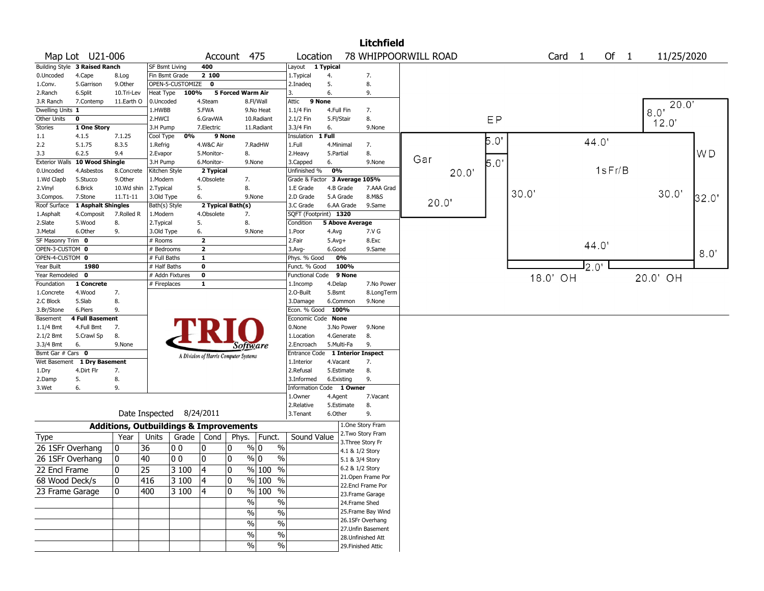# Litchfield

**Map Lot** U21-006 **Account** 475 **Location** 78 WHIPPOORWILL ROAD **Card** 1 **Of** 1 11/25/2020

| Building Style | 3 Raised Ranch | SF Bsmt Living | 400 | Layout | 1 Typical |
|---|---|---|---|---|---|
| 0.Uncoded 4.Cape 8.Log | | Fin Bsmt Grade | 2 100 | 1.Typical 4. 7. | |
| 1.Conv. 5.Garrison 9.Other | | OPEN-5-CUSTOMIZE | 0 | 2.Inadeq 5. 8. | |
| 2.Ranch 6.Split 10.Tri-Lev | | Heat Type 100% | 5 Forced Warm Air | 3. 6. 9. | |
| 3.R Ranch 7.Contemp 11.Earth O | | 0.Uncoded 4.Steam 8.Fl/Wall | | Attic | 9 None |
| Dwelling Units | 1 | 1.HWBB 5.FWA 9.No Heat | | 1.1/4 Fin 4.Full Fin 7. | |
| Other Units | 0 | 2.HWCI 6.GravWA 10.Radiant | | 2.1/2 Fin 5.Fl/Stair 8. | |
| Stories | 1 One Story | 3.H Pump 7.Electric 11.Radiant | | 3.3/4 Fin 6. 9.None | |
| 1.1 4.1.5 7.1.25 | | Cool Type 0% | 9 None | Insulation | 1 Full |
| 2.2 5.1.75 8.3.5 | | 1.Refrig 4.W&C Air 7.RadHW | | 1.Full 4.Minimal 7. | |
| 3.3 6.2.5 9.4 | | 2.Evapor 5.Monitor- 8. | | 2.Heavy 5.Partial 8. | |
| Exterior Walls | 10 Wood Shingle | 3.H Pump 6.Monitor- 9.None | | 3.Capped 6. 9.None | |
| 0.Uncoded 4.Asbestos 8.Concrete | | Kitchen Style | 2 Typical | Unfinished % | 0% |
| 1.Wd Clapb 5.Stucco 9.Other | | 1.Modern 4.Obsolete 7. | | Grade & Factor | 3 Average 105% |
| 2.Vinyl 6.Brick 10.Wd shin | | 2.Typical 5. 8. | | 1.E Grade 4.B Grade 7.AAA Grad | |
| 3.Compos. 7.Stone 11.T1-11 | | 3.Old Type 6. 9.None | | 2.D Grade 5.A Grade 8.M&S | |
| Roof Surface | 1 Asphalt Shingles | Bath(s) Style | 2 Typical Bath(s) | 3.C Grade 6.AA Grade 9.Same | |
| 1.Asphalt 4.Composit 7.Rolled R | | 1.Modern 4.Obsolete 7. | | SQFT (Footprint) | 1320 |
| 2.Slate 5.Wood 8. | | 2.Typical 5. 8. | | Condition | 5 Above Average |
| 3.Metal 6.Other 9. | | 3.Old Type 6. 9.None | | 1.Poor 4.Avg 7.V G | |
| SF Masonry Trim | 0 | # Rooms | 2 | 2.Fair 5.Avg+ 8.Exc | |
| OPEN-3-CUSTOM | 0 | # Bedrooms | 2 | 3.Avg- 6.Good 9.Same | |
| OPEN-4-CUSTOM | 0 | # Full Baths | 1 | Phys. % Good | 0% |
| Year Built | 1980 | # Half Baths | 0 | Funct. % Good | 100% |
| Year Remodeled | 0 | # Addn Fixtures | 0 | Functional Code | 9 None |
| Foundation | 1 Concrete | # Fireplaces | 1 | 1.Incomp 4.Delap 7.No Power | |
| 1.Concrete 4.Wood 7. | | | | 2.O-Built 5.Bsmt 8.LongTerm | |
| 2.C Block 5.Slab 8. | | | | 3.Damage 6.Common 9.None | |
| 3.Br/Stone 6.Piers 9. | | | | Econ. % Good | 100% |
| Basement | 4 Full Basement | | | Economic Code | None |
| 1.1/4 Bmt 4.Full Bmt 7. | | | | 0.None 3.No Power 9.None | |
| 2.1/2 Bmt 5.Crawl Sp 8. | | | | 1.Location 4.Generate 8. | |
| 3.3/4 Bmt 6. 9.None | | | | 2.Encroach 5.Multi-Fa 9. | |
| Bsmt Gar # Cars | 0 | | | Entrance Code | 1 Interior Inspect |
| Wet Basement | 1 Dry Basement | | | 1.Interior 4.Vacant 7. | |
| 1.Dry 4.Dirt Flr 7. | | | | 2.Refusal 5.Estimate 8. | |
| 2.Damp 5. 8. | | | | 3.Informed 6.Existing 9. | |
| 3.Wet 6. 9. | | | | Information Code | 1 Owner |
| | | | | 1.Owner 4.Agent 7.Vacant | |
| | | | | 2.Relative 5.Estimate 8. | |
| | | Date Inspected | 8/24/2011 | 3.Tenant 6.Other 9. | |

TRIO Software — A Division of Harris Computer Systems

## Additions, Outbuildings & Improvements

| Type | Year | Units | Grade | Cond | Phys. | Funct. | Sound Value |
|---|---|---|---|---|---|---|---|
| 26 1SFr Overhang | 0 | 36 | 0 0 | 0 | 0 % | 0 % | |
| 26 1SFr Overhang | 0 | 40 | 0 0 | 0 | 0 % | 0 % | |
| 22 Encl Frame | 0 | 25 | 3 100 | 4 | 0 % | 100 % | |
| 68 Wood Deck/s | 0 | 416 | 3 100 | 4 | 0 % | 100 % | |
| 23 Frame Garage | 0 | 400 | 3 100 | 4 | 0 % | 100 % | |
| | | | | | % | % | |
| | | | | | % | % | |
| | | | | | % | % | |
| | | | | | % | % | |
| | | | | | % | % | |

1.One Story Fram
2.Two Story Fram
3.Three Story Fr
4.1 & 1/2 Story
5.1 & 3/4 Story
6.2 & 1/2 Story
21.Open Frame Por
22.Encl Frame Por
23.Frame Garage
24.Frame Shed
25.Frame Bay Wind
26.1SFr Overhang
27.Unfin Basement
28.Unfinished Att
29.Finished Attic

Sketch labels: Gar 20.0' x 20.0'; EP 5.0' x 5.0'; 1sFr/B 44.0' x 30.0'; WD 20.0' x 8.0' x 12.0', 32.0', 8.0'; 2.0'; 18.0' OH; 20.0' OH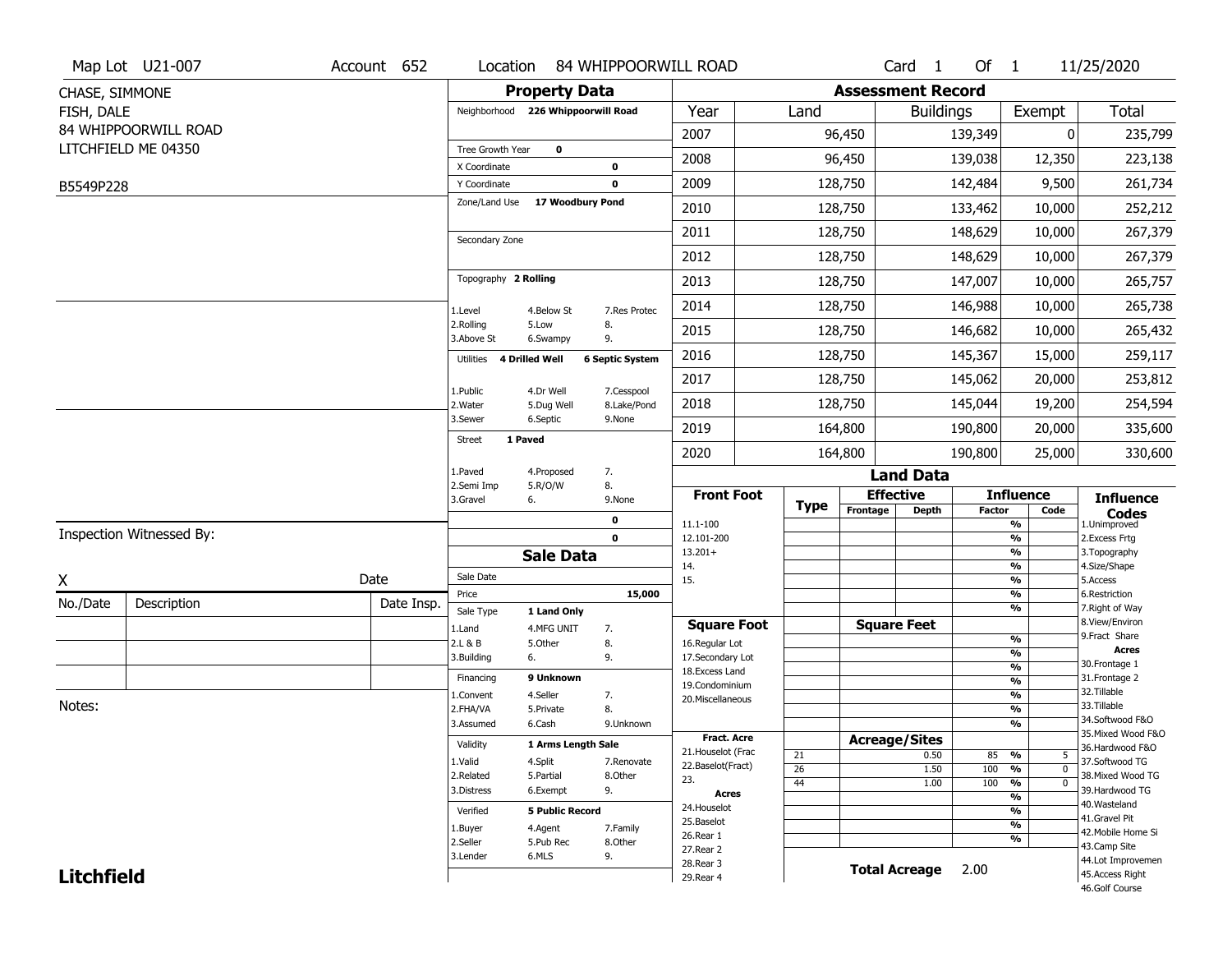Map Lot U21-007 | Account 652 | Location 84 WHIPPOORWILL ROAD | Card 1 Of 1 | 11/25/2020

CHASE, SIMMONE
FISH, DALE
84 WHIPPOORWILL ROAD
LITCHFIELD ME 04350

B5549P228

## Property Data

Neighborhood **226 Whippoorwill Road**

Tree Growth Year **0**
X Coordinate **0**
Y Coordinate **0**
Zone/Land Use **17 Woodbury Pond**

Secondary Zone

Topography **2 Rolling**

1.Level 4.Below St 7.Res Protec
2.Rolling 5.Low 8.
3.Above St 6.Swampy 9.

Utilities **4 Drilled Well** **6 Septic System**

1.Public 4.Dr Well 7.Cesspool
2.Water 5.Dug Well 8.Lake/Pond
3.Sewer 6.Septic 9.None

Street **1 Paved**

1.Paved 4.Proposed 7.
2.Semi Imp 5.R/O/W 8.
3.Gravel 6. 9.None

**0**
**0**

## Sale Data

Sale Date
Price **15,000**
Sale Type **1 Land Only**

1.Land 4.MFG UNIT 7.
2.L & B 5.Other 8.
3.Building 6. 9.

Financing **9 Unknown**

1.Convent 4.Seller 7.
2.FHA/VA 5.Private 8.
3.Assumed 6.Cash 9.Unknown

Validity **1 Arms Length Sale**

1.Valid 4.Split 7.Renovate
2.Related 5.Partial 8.Other
3.Distress 6.Exempt 9.

Verified **5 Public Record**

1.Buyer 4.Agent 7.Family
2.Seller 5.Pub Rec 8.Other
3.Lender 6.MLS 9.

## Assessment Record

| Year | Land | Buildings | Exempt | Total |
|---|---|---|---|---|
| 2007 | 96,450 | 139,349 | 0 | 235,799 |
| 2008 | 96,450 | 139,038 | 12,350 | 223,138 |
| 2009 | 128,750 | 142,484 | 9,500 | 261,734 |
| 2010 | 128,750 | 133,462 | 10,000 | 252,212 |
| 2011 | 128,750 | 148,629 | 10,000 | 267,379 |
| 2012 | 128,750 | 148,629 | 10,000 | 267,379 |
| 2013 | 128,750 | 147,007 | 10,000 | 265,757 |
| 2014 | 128,750 | 146,988 | 10,000 | 265,738 |
| 2015 | 128,750 | 146,682 | 10,000 | 265,432 |
| 2016 | 128,750 | 145,367 | 15,000 | 259,117 |
| 2017 | 128,750 | 145,062 | 20,000 | 253,812 |
| 2018 | 128,750 | 145,044 | 19,200 | 254,594 |
| 2019 | 164,800 | 190,800 | 20,000 | 335,600 |
| 2020 | 164,800 | 190,800 | 25,000 | 330,600 |

## Land Data

| Front Foot | Type | Effective Frontage | Effective Depth | Influence Factor | Influence Code |
|---|---|---|---|---|---|
| 11.1-100 | | | | % | |
| 12.101-200 | | | | % | |
| 13.201+ | | | | % | |
| 14. | | | | % | |
| 15. | | | | % | |
| | | | | % | |

| Square Foot | Square Feet | Factor |
|---|---|---|
| 16.Regular Lot | | % |
| 17.Secondary Lot | | % |
| 18.Excess Land | | % |
| 19.Condominium | | % |
| 20.Miscellaneous | | % |
| | | % |
| | | % |

| Fract. Acre / Acres | Type | Acreage/Sites | Factor | Code |
|---|---|---|---|---|
| 21.Houselot (Frac | 21 | 0.50 | 85 % | 5 |
| 22.Baselot(Fract) | 26 | 1.50 | 100 % | 0 |
| 23. | 44 | 1.00 | 100 % | 0 |
| 24.Houselot | | | % | |
| 25.Baselot | | | % | |
| 26.Rear 1 | | | % | |
| 27.Rear 2 | | | % | |
| 28.Rear 3 | | | | |
| 29.Rear 4 | | | | |

**Total Acreage** 2.00

**Influence Codes**
1.Unimproved
2.Excess Frtg
3.Topography
4.Size/Shape
5.Access
6.Restriction
7.Right of Way
8.View/Environ
9.Fract Share

**Acres**
30.Frontage 1
31.Frontage 2
32.Tillable
33.Tillable
34.Softwood F&O
35.Mixed Wood F&O
36.Hardwood F&O
37.Softwood TG
38.Mixed Wood TG
39.Hardwood TG
40.Wasteland
41.Gravel Pit
42.Mobile Home Si
43.Camp Site
44.Lot Improvemen
45.Access Right
46.Golf Course

Inspection Witnessed By:

X Date

| No./Date | Description | Date Insp. |
|---|---|---|
| | | |
| | | |
| | | |

Notes:

**Litchfield**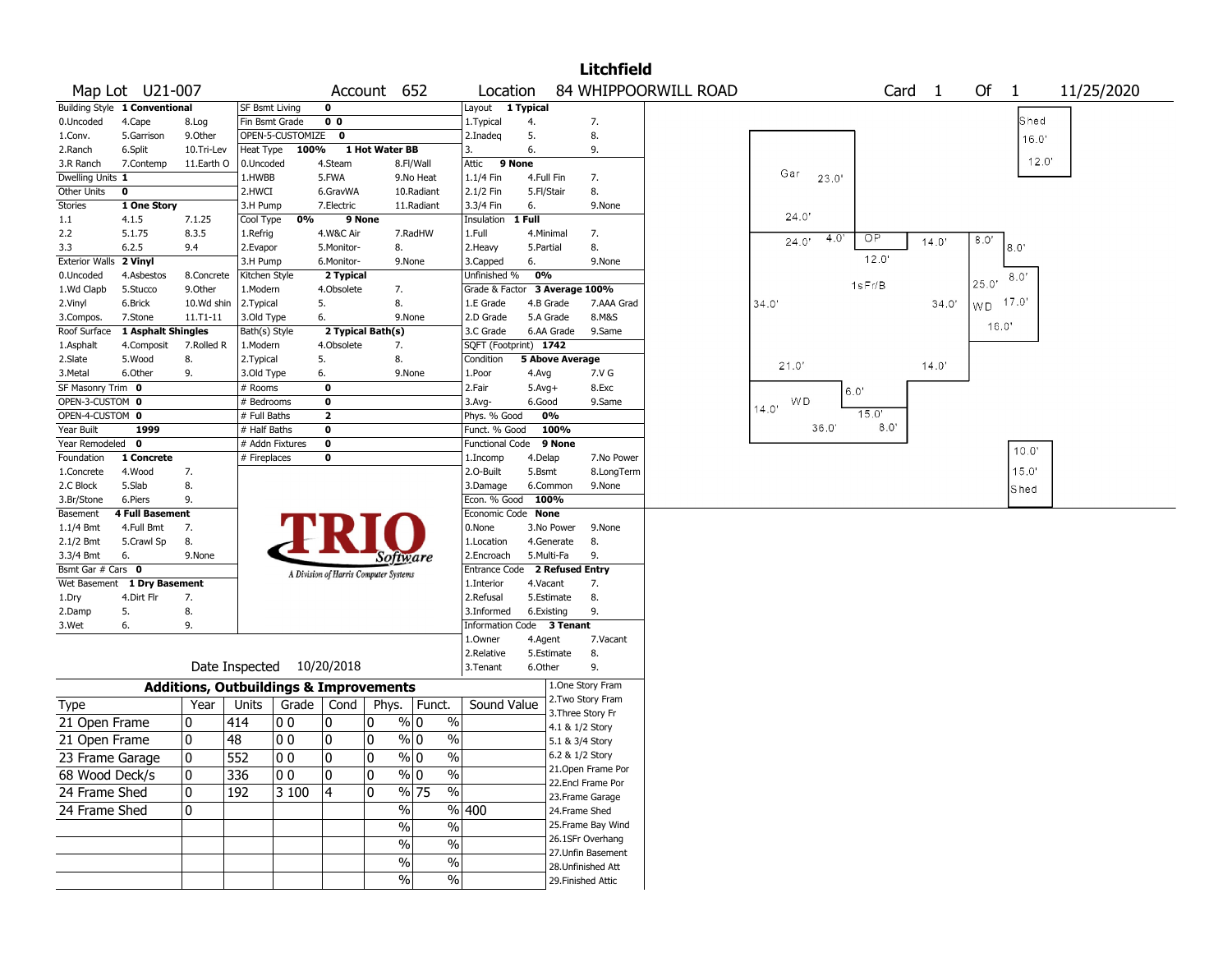# Litchfield

**Map Lot** U21-007 **Account** 652 **Location** 84 WHIPPOORWILL ROAD **Card** 1 **Of** 1 11/25/2020

| Building Style | 1 Conventional | | SF Bsmt Living | 0 | | Layout | 1 Typical | |
|---|---|---|---|---|---|---|---|---|
| 0.Uncoded | 4.Cape | 8.Log | Fin Bsmt Grade | 0 0 | | 1.Typical | 4. | 7. |
| 1.Conv. | 5.Garrison | 9.Other | OPEN-5-CUSTOMIZE | 0 | | 2.Inadeq | 5. | 8. |
| 2.Ranch | 6.Split | 10.Tri-Lev | Heat Type | 100% | 1 Hot Water BB | 3. | 6. | 9. |
| 3.R Ranch | 7.Contemp | 11.Earth O | 0.Uncoded | 4.Steam | 8.Fl/Wall | Attic | 9 None | |
| Dwelling Units | 1 | | 1.HWBB | 5.FWA | 9.No Heat | 1.1/4 Fin | 4.Full Fin | 7. |
| Other Units | 0 | | 2.HWCI | 6.GravWA | 10.Radiant | 2.1/2 Fin | 5.Fl/Stair | 8. |
| Stories | 1 One Story | | 3.H Pump | 7.Electric | 11.Radiant | 3.3/4 Fin | 6. | 9.None |
| 1.1 | 4.1.5 | 7.1.25 | Cool Type | 0% | 9 None | Insulation | 1 Full | |
| 2.2 | 5.1.75 | 8.3.5 | 1.Refrig | 4.W&C Air | 7.RadHW | 1.Full | 4.Minimal | 7. |
| 3.3 | 6.2.5 | 9.4 | 2.Evapor | 5.Monitor- | 8. | 2.Heavy | 5.Partial | 8. |
| Exterior Walls | 2 Vinyl | | 3.H Pump | 6.Monitor- | 9.None | 3.Capped | 6. | 9.None |
| 0.Uncoded | 4.Asbestos | 8.Concrete | Kitchen Style | 2 Typical | | Unfinished % | 0% | |
| 1.Wd Clapb | 5.Stucco | 9.Other | 1.Modern | 4.Obsolete | 7. | Grade & Factor | 3 Average 100% | |
| 2.Vinyl | 6.Brick | 10.Wd shin | 2.Typical | 5. | 8. | 1.E Grade | 4.B Grade | 7.AAA Grad |
| 3.Compos. | 7.Stone | 11.T1-11 | 3.Old Type | 6. | 9.None | 2.D Grade | 5.A Grade | 8.M&S |
| Roof Surface | 1 Asphalt Shingles | | Bath(s) Style | 2 Typical Bath(s) | | 3.C Grade | 6.AA Grade | 9.Same |
| 1.Asphalt | 4.Composit | 7.Rolled R | 1.Modern | 4.Obsolete | 7. | SQFT (Footprint) | 1742 | |
| 2.Slate | 5.Wood | 8. | 2.Typical | 5. | 8. | Condition | 5 Above Average | |
| 3.Metal | 6.Other | 9. | 3.Old Type | 6. | 9.None | 1.Poor | 4.Avg | 7.V G |
| SF Masonry Trim | 0 | | # Rooms | 0 | | 2.Fair | 5.Avg+ | 8.Exc |
| OPEN-3-CUSTOM | 0 | | # Bedrooms | 0 | | 3.Avg- | 6.Good | 9.Same |
| OPEN-4-CUSTOM | 0 | | # Full Baths | 2 | | Phys. % Good | 0% | |
| Year Built | 1999 | | # Half Baths | 0 | | Funct. % Good | 100% | |
| Year Remodeled | 0 | | # Addn Fixtures | 0 | | Functional Code | 9 None | |
| Foundation | 1 Concrete | | # Fireplaces | 0 | | 1.Incomp | 4.Delap | 7.No Power |
| 1.Concrete | 4.Wood | 7. | | | | 2.O-Built | 5.Bsmt | 8.LongTerm |
| 2.C Block | 5.Slab | 8. | | | | 3.Damage | 6.Common | 9.None |
| 3.Br/Stone | 6.Piers | 9. | | | | Econ. % Good | 100% | |
| Basement | 4 Full Basement | | | | | Economic Code | None | |
| 1.1/4 Bmt | 4.Full Bmt | 7. | | | | 0.None | 3.No Power | 9.None |
| 2.1/2 Bmt | 5.Crawl Sp | 8. | | | | 1.Location | 4.Generate | 8. |
| 3.3/4 Bmt | 6. | 9.None | | | | 2.Encroach | 5.Multi-Fa | 9. |
| Bsmt Gar # Cars | 0 | | | | | Entrance Code | 2 Refused Entry | |
| Wet Basement | 1 Dry Basement | | | | | 1.Interior | 4.Vacant | 7. |
| 1.Dry | 4.Dirt Flr | 7. | | | | 2.Refusal | 5.Estimate | 8. |
| 2.Damp | 5. | 8. | | | | 3.Informed | 6.Existing | 9. |
| 3.Wet | 6. | 9. | | | | Information Code | 3 Tenant | |
| | | | | | | 1.Owner | 4.Agent | 7.Vacant |
| | | | | | | 2.Relative | 5.Estimate | 8. |
| | | | | | | 3.Tenant | 6.Other | 9. |

Date Inspected 10/20/2018

TRIO Software — A Division of Harris Computer Systems

## Additions, Outbuildings & Improvements

| Type | Year | Units | Grade | Cond | Phys. | Funct. | Sound Value |
|---|---|---|---|---|---|---|---|
| 21 Open Frame | 0 | 414 | 0 0 | 0 | 0 % | 0 % | |
| 21 Open Frame | 0 | 48 | 0 0 | 0 | 0 % | 0 % | |
| 23 Frame Garage | 0 | 552 | 0 0 | 0 | 0 % | 0 % | |
| 68 Wood Deck/s | 0 | 336 | 0 0 | 0 | 0 % | 0 % | |
| 24 Frame Shed | 0 | 192 | 3 100 | 4 | 0 % | 75 % | |
| 24 Frame Shed | 0 | | | | % | % | 400 |
| | | | | | % | % | |
| | | | | | % | % | |
| | | | | | % | % | |
| | | | | | % | % | |

1.One Story Fram, 2.Two Story Fram, 3.Three Story Fr, 4.1 & 1/2 Story, 5.1 & 3/4 Story, 6.2 & 1/2 Story, 21.Open Frame Por, 22.Encl Frame Por, 23.Frame Garage, 24.Frame Shed, 25.Frame Bay Wind, 26.1SFr Overhang, 27.Unfin Basement, 28.Unfinished Att, 29.Finished Attic

Sketch labels: Shed 16.0' 12.0'; Gar 23.0' 24.0' 24.0'; 4.0' OP 12.0' 14.0'; 8.0' 8.0' 8.0' 25.0'; 1sFr/B 34.0' 34.0'; WD 17.0' 16.0'; 21.0' 14.0'; 6.0' WD 14.0' 15.0' 36.0' 8.0'; 10.0' 15.0' Shed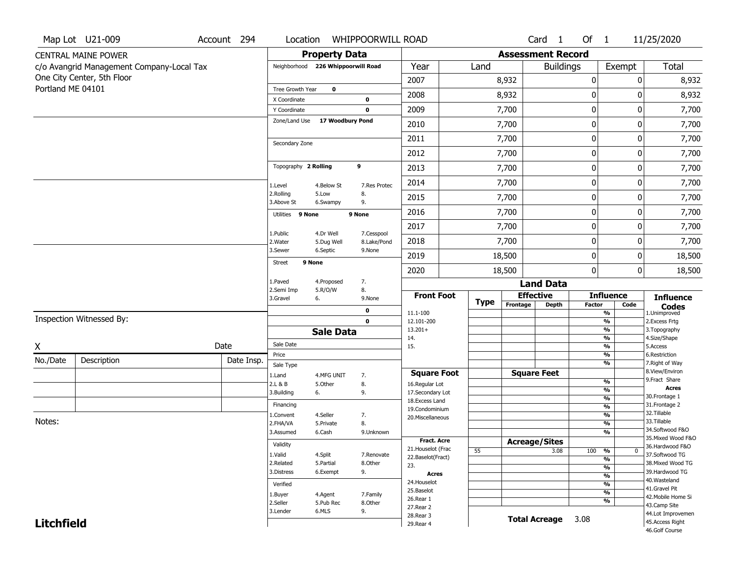Map Lot U21-009 | Account 294 | Location WHIPPOORWILL ROAD | Card 1 Of 1 | 11/25/2020

CENTRAL MAINE POWER
c/o Avangrid Management Company-Local Tax
One City Center, 5th Floor
Portland ME 04101

## Property Data

Neighborhood 226 Whippoorwill Road

Tree Growth Year 0
X Coordinate 0
Y Coordinate 0
Zone/Land Use 17 Woodbury Pond

Secondary Zone

Topography 2 Rolling 9

1.Level 4.Below St 7.Res Protec
2.Rolling 5.Low 8.
3.Above St 6.Swampy 9.

Utilities 9 None 9 None

1.Public 4.Dr Well 7.Cesspool
2.Water 5.Dug Well 8.Lake/Pond
3.Sewer 6.Septic 9.None

Street 9 None

1.Paved 4.Proposed 7.
2.Semi Imp 5.R/O/W 8.
3.Gravel 6. 9.None

0
0

## Sale Data

Sale Date
Price
Sale Type
1.Land 4.MFG UNIT 7.
2.L & B 5.Other 8.
3.Building 6. 9.

Financing
1.Convent 4.Seller 7.
2.FHA/VA 5.Private 8.
3.Assumed 6.Cash 9.Unknown

Validity
1.Valid 4.Split 7.Renovate
2.Related 5.Partial 8.Other
3.Distress 6.Exempt 9.

Verified
1.Buyer 4.Agent 7.Family
2.Seller 5.Pub Rec 8.Other
3.Lender 6.MLS 9.

## Assessment Record

| Year | Land | Buildings | Exempt | Total |
|---|---|---|---|---|
| 2007 | 8,932 | 0 | 0 | 8,932 |
| 2008 | 8,932 | 0 | 0 | 8,932 |
| 2009 | 7,700 | 0 | 0 | 7,700 |
| 2010 | 7,700 | 0 | 0 | 7,700 |
| 2011 | 7,700 | 0 | 0 | 7,700 |
| 2012 | 7,700 | 0 | 0 | 7,700 |
| 2013 | 7,700 | 0 | 0 | 7,700 |
| 2014 | 7,700 | 0 | 0 | 7,700 |
| 2015 | 7,700 | 0 | 0 | 7,700 |
| 2016 | 7,700 | 0 | 0 | 7,700 |
| 2017 | 7,700 | 0 | 0 | 7,700 |
| 2018 | 7,700 | 0 | 0 | 7,700 |
| 2019 | 18,500 | 0 | 0 | 18,500 |
| 2020 | 18,500 | 0 | 0 | 18,500 |

## Land Data

| Front Foot | Type | Effective Frontage | Effective Depth | Influence Factor | Influence Code |
|---|---|---|---|---|---|
| 11.1-100 | | | | % | |
| 12.101-200 | | | | % | |
| 13.201+ | | | | % | |
| 14. | | | | % | |
| 15. | | | | % | |
| | | | | % | |
| **Square Foot** | | **Square Feet** | | | |
| 16.Regular Lot | | | | % | |
| 17.Secondary Lot | | | | % | |
| 18.Excess Land | | | | % | |
| 19.Condominium | | | | % | |
| 20.Miscellaneous | | | | % | |
| | | | | % | |
| | | | | % | |
| **Fract. Acre** | | **Acreage/Sites** | | | |
| 21.Houselot (Frac | 55 | | 3.08 | 100 % | 0 |
| 22.Baselot(Fract) | | | | % | |
| 23. | | | | % | |
| **Acres** | | | | % | |
| 24.Houselot | | | | % | |
| 25.Baselot | | | | % | |
| 26.Rear 1 | | | | % | |
| 27.Rear 2 | | | | | |
| 28.Rear 3 | | | | | |
| 29.Rear 4 | | | | | |

**Total Acreage** 3.08

**Influence Codes**
1.Unimproved
2.Excess Frtg
3.Topography
4.Size/Shape
5.Access
6.Restriction
7.Right of Way
8.View/Environ
9.Fract Share
**Acres**
30.Frontage 1
31.Frontage 2
32.Tillable
33.Tillable
34.Softwood F&O
35.Mixed Wood F&O
36.Hardwood F&O
37.Softwood TG
38.Mixed Wood TG
39.Hardwood TG
40.Wasteland
41.Gravel Pit
42.Mobile Home Si
43.Camp Site
44.Lot Improvemen
45.Access Right
46.Golf Course

Inspection Witnessed By:

X Date

| No./Date | Description | Date Insp. |
|---|---|---|
| | | |
| | | |
| | | |

Notes:

**Litchfield**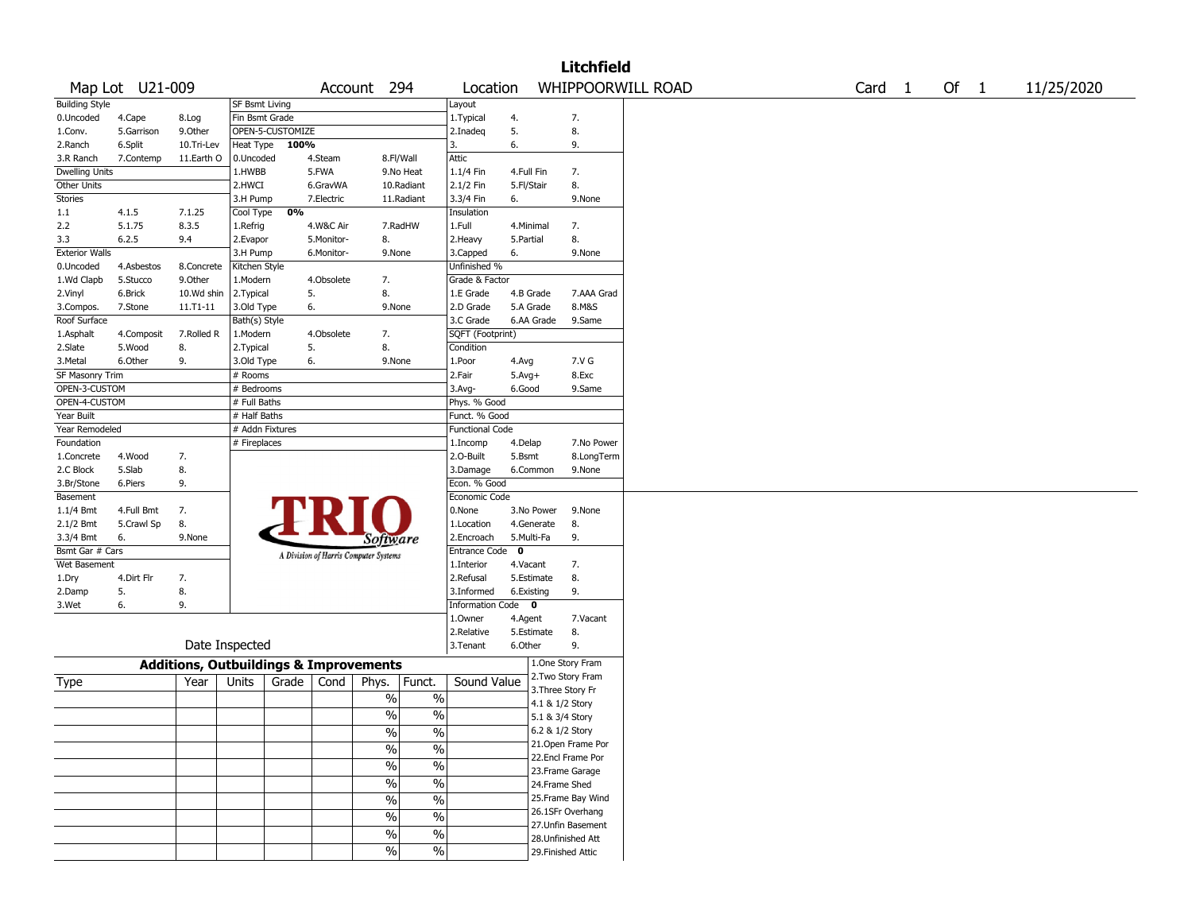# Litchfield

| Map Lot | U21-009 | Account | 294 | Location | WHIPPOORWILL ROAD | Card | 1 | Of | 1 | 11/25/2020 |
|---|---|---|---|---|---|---|---|---|---|---|

| Building Style | | | SF Bsmt Living | | | Layout | | |
|---|---|---|---|---|---|---|---|---|
| 0.Uncoded | 4.Cape | 8.Log | Fin Bsmt Grade | | | 1.Typical | 4. | 7. |
| 1.Conv. | 5.Garrison | 9.Other | OPEN-5-CUSTOMIZE | | | 2.Inadeq | 5. | 8. |
| 2.Ranch | 6.Split | 10.Tri-Lev | Heat Type 100% | | | 3. | 6. | 9. |
| 3.R Ranch | 7.Contemp | 11.Earth O | 0.Uncoded | 4.Steam | 8.Fl/Wall | Attic | | |
| Dwelling Units | | | 1.HWBB | 5.FWA | 9.No Heat | 1.1/4 Fin | 4.Full Fin | 7. |
| Other Units | | | 2.HWCI | 6.GravWA | 10.Radiant | 2.1/2 Fin | 5.Fl/Stair | 8. |
| Stories | | | 3.H Pump | 7.Electric | 11.Radiant | 3.3/4 Fin | 6. | 9.None |
| 1.1 | 4.1.5 | 7.1.25 | Cool Type 0% | | | Insulation | | |
| 2.2 | 5.1.75 | 8.3.5 | 1.Refrig | 4.W&C Air | 7.RadHW | 1.Full | 4.Minimal | 7. |
| 3.3 | 6.2.5 | 9.4 | 2.Evapor | 5.Monitor- | 8. | 2.Heavy | 5.Partial | 8. |
| Exterior Walls | | | 3.H Pump | 6.Monitor- | 9.None | 3.Capped | 6. | 9.None |
| 0.Uncoded | 4.Asbestos | 8.Concrete | Kitchen Style | | | Unfinished % | | |
| 1.Wd Clapb | 5.Stucco | 9.Other | 1.Modern | 4.Obsolete | 7. | Grade & Factor | | |
| 2.Vinyl | 6.Brick | 10.Wd shin | 2.Typical | 5. | 8. | 1.E Grade | 4.B Grade | 7.AAA Grad |
| 3.Compos. | 7.Stone | 11.T1-11 | 3.Old Type | 6. | 9.None | 2.D Grade | 5.A Grade | 8.M&S |
| Roof Surface | | | Bath(s) Style | | | 3.C Grade | 6.AA Grade | 9.Same |
| 1.Asphalt | 4.Composit | 7.Rolled R | 1.Modern | 4.Obsolete | 7. | SQFT (Footprint) | | |
| 2.Slate | 5.Wood | 8. | 2.Typical | 5. | 8. | Condition | | |
| 3.Metal | 6.Other | 9. | 3.Old Type | 6. | 9.None | 1.Poor | 4.Avg | 7.V G |
| SF Masonry Trim | | | # Rooms | | | 2.Fair | 5.Avg+ | 8.Exc |
| OPEN-3-CUSTOM | | | # Bedrooms | | | 3.Avg- | 6.Good | 9.Same |
| OPEN-4-CUSTOM | | | # Full Baths | | | Phys. % Good | | |
| Year Built | | | # Half Baths | | | Funct. % Good | | |
| Year Remodeled | | | # Addn Fixtures | | | Functional Code | | |
| Foundation | | | # Fireplaces | | | 1.Incomp | 4.Delap | 7.No Power |
| 1.Concrete | 4.Wood | 7. | | | | 2.O-Built | 5.Bsmt | 8.LongTerm |
| 2.C Block | 5.Slab | 8. | | | | 3.Damage | 6.Common | 9.None |
| 3.Br/Stone | 6.Piers | 9. | | | | Econ. % Good | | |
| Basement | | | | | | Economic Code | | |
| 1.1/4 Bmt | 4.Full Bmt | 7. | | | | 0.None | 3.No Power | 9.None |
| 2.1/2 Bmt | 5.Crawl Sp | 8. | | | | 1.Location | 4.Generate | 8. |
| 3.3/4 Bmt | 6. | 9.None | | | | 2.Encroach | 5.Multi-Fa | 9. |
| Bsmt Gar # Cars | | | | | | Entrance Code 0 | | |
| Wet Basement | | | | | | 1.Interior | 4.Vacant | 7. |
| 1.Dry | 4.Dirt Flr | 7. | | | | 2.Refusal | 5.Estimate | 8. |
| 2.Damp | 5. | 8. | | | | 3.Informed | 6.Existing | 9. |
| 3.Wet | 6. | 9. | | | | Information Code 0 | | |
| | | | | | | 1.Owner | 4.Agent | 7.Vacant |
| | | | | | | 2.Relative | 5.Estimate | 8. |
| Date Inspected | | | | | | 3.Tenant | 6.Other | 9. |

TRIO Software — A Division of Harris Computer Systems

## Additions, Outbuildings & Improvements

| Type | Year | Units | Grade | Cond | Phys. | Funct. | Sound Value |
|---|---|---|---|---|---|---|---|
| | | | | | % | % | |
| | | | | | % | % | |
| | | | | | % | % | |
| | | | | | % | % | |
| | | | | | % | % | |
| | | | | | % | % | |
| | | | | | % | % | |
| | | | | | % | % | |
| | | | | | % | % | |
| | | | | | % | % | |

1.One Story Fram
2.Two Story Fram
3.Three Story Fr
4.1 & 1/2 Story
5.1 & 3/4 Story
6.2 & 1/2 Story
21.Open Frame Por
22.Encl Frame Por
23.Frame Garage
24.Frame Shed
25.Frame Bay Wind
26.1SFr Overhang
27.Unfin Basement
28.Unfinished Att
29.Finished Attic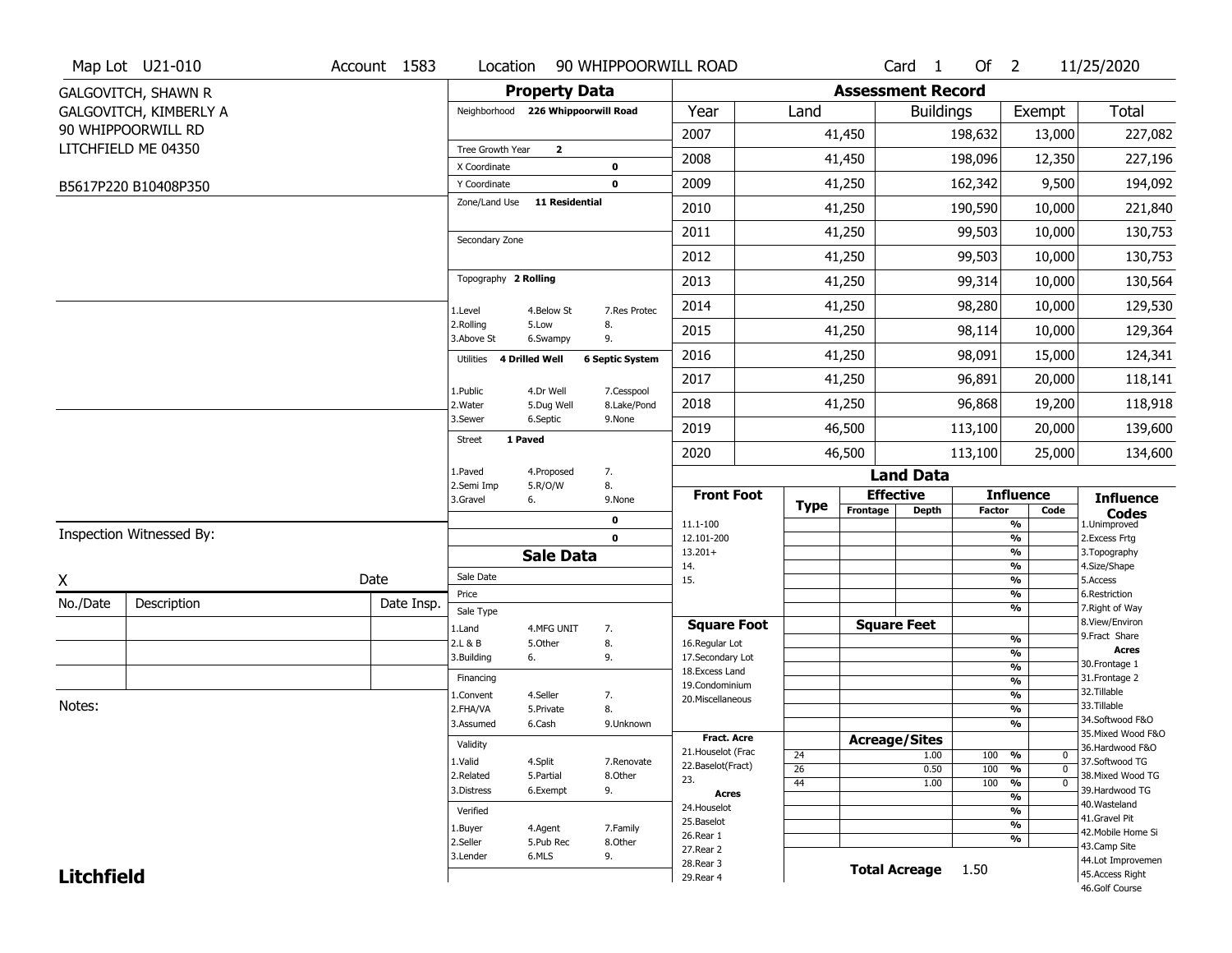Map Lot U21-010 | Account 1583 | Location 90 WHIPPOORWILL ROAD | Card 1 Of 2 | 11/25/2020

GALGOVITCH, SHAWN R
GALGOVITCH, KIMBERLY A
90 WHIPPOORWILL RD
LITCHFIELD ME 04350

B5617P220 B10408P350

## Property Data

Neighborhood 226 Whippoorwill Road

Tree Growth Year 2
X Coordinate 0
Y Coordinate 0
Zone/Land Use 11 Residential

Secondary Zone

Topography 2 Rolling

1.Level 4.Below St 7.Res Protec
2.Rolling 5.Low 8.
3.Above St 6.Swampy 9.

Utilities 4 Drilled Well 6 Septic System

1.Public 4.Dr Well 7.Cesspool
2.Water 5.Dug Well 8.Lake/Pond
3.Sewer 6.Septic 9.None

Street 1 Paved

1.Paved 4.Proposed 7.
2.Semi Imp 5.R/O/W 8.
3.Gravel 6. 9.None

0
0

## Sale Data

Sale Date
Price
Sale Type
1.Land 4.MFG UNIT 7.
2.L & B 5.Other 8.
3.Building 6. 9.

Financing
1.Convent 4.Seller 7.
2.FHA/VA 5.Private 8.
3.Assumed 6.Cash 9.Unknown

Validity
1.Valid 4.Split 7.Renovate
2.Related 5.Partial 8.Other
3.Distress 6.Exempt 9.

Verified
1.Buyer 4.Agent 7.Family
2.Seller 5.Pub Rec 8.Other
3.Lender 6.MLS 9.

## Assessment Record

| Year | Land | Buildings | Exempt | Total |
|---|---|---|---|---|
| 2007 | 41,450 | 198,632 | 13,000 | 227,082 |
| 2008 | 41,450 | 198,096 | 12,350 | 227,196 |
| 2009 | 41,250 | 162,342 | 9,500 | 194,092 |
| 2010 | 41,250 | 190,590 | 10,000 | 221,840 |
| 2011 | 41,250 | 99,503 | 10,000 | 130,753 |
| 2012 | 41,250 | 99,503 | 10,000 | 130,753 |
| 2013 | 41,250 | 99,314 | 10,000 | 130,564 |
| 2014 | 41,250 | 98,280 | 10,000 | 129,530 |
| 2015 | 41,250 | 98,114 | 10,000 | 129,364 |
| 2016 | 41,250 | 98,091 | 15,000 | 124,341 |
| 2017 | 41,250 | 96,891 | 20,000 | 118,141 |
| 2018 | 41,250 | 96,868 | 19,200 | 118,918 |
| 2019 | 46,500 | 113,100 | 20,000 | 139,600 |
| 2020 | 46,500 | 113,100 | 25,000 | 134,600 |

## Land Data

| Front Foot | Type | Effective Frontage | Effective Depth | Influence Factor | Influence Code |
|---|---|---|---|---|---|
| 11.1-100 | | | | % | |
| 12.101-200 | | | | % | |
| 13.201+ | | | | % | |
| 14. | | | | % | |
| 15. | | | | % | |

| Square Foot | Type | Square Feet | Influence Factor | Influence Code |
|---|---|---|---|---|
| 16.Regular Lot | | | % | |
| 17.Secondary Lot | | | % | |
| 18.Excess Land | | | % | |
| 19.Condominium | | | % | |
| 20.Miscellaneous | | | % | |

| Fract. Acre / Acres | Type | Acreage/Sites | Influence Factor | Influence Code |
|---|---|---|---|---|
| 21.Houselot (Frac | 24 | 1.00 | 100 % | 0 |
| 22.Baselot(Fract) | 26 | 0.50 | 100 % | 0 |
| 23. | 44 | 1.00 | 100 % | 0 |
| 24.Houselot | | | % | |
| 25.Baselot | | | % | |
| 26.Rear 1 | | | % | |
| 27.Rear 2 | | | | |
| 28.Rear 3 | | | | |
| 29.Rear 4 | | | | |

Total Acreage 1.50

**Influence Codes**
1.Unimproved
2.Excess Frtg
3.Topography
4.Size/Shape
5.Access
6.Restriction
7.Right of Way
8.View/Environ
9.Fract Share

**Acres**
30.Frontage 1
31.Frontage 2
32.Tillable
33.Tillable
34.Softwood F&O
35.Mixed Wood F&O
36.Hardwood F&O
37.Softwood TG
38.Mixed Wood TG
39.Hardwood TG
40.Wasteland
41.Gravel Pit
42.Mobile Home Si
43.Camp Site
44.Lot Improvemen
45.Access Right
46.Golf Course

Inspection Witnessed By:

X Date

| No./Date | Description | Date Insp. |
|---|---|---|
| | | |
| | | |
| | | |

Notes:

**Litchfield**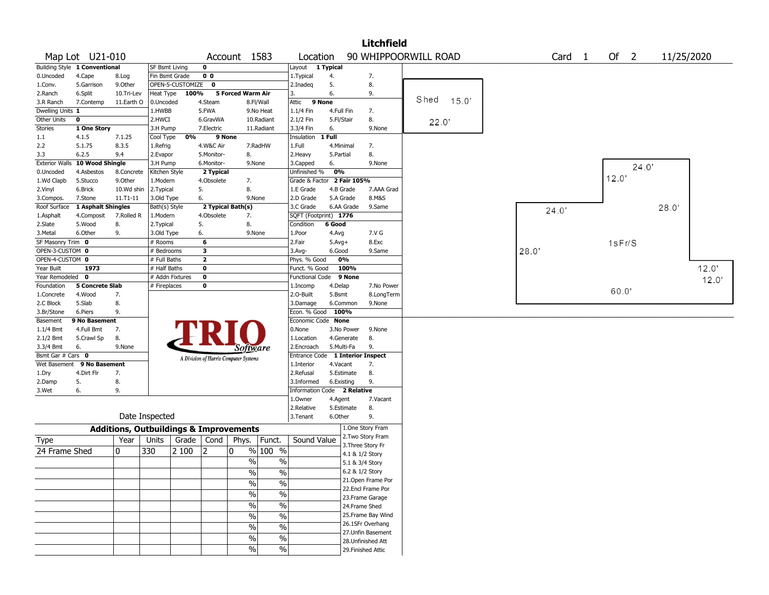# Litchfield

**Map Lot** U21-010 **Account** 1583 **Location** 90 WHIPPOORWILL ROAD **Card** 1 **Of** 2 11/25/2020

| Field | Value | Options |
|---|---|---|
| Building Style | 1 Conventional | 0.Uncoded, 1.Conv., 2.Ranch, 3.R Ranch, 4.Cape, 5.Garrison, 6.Split, 7.Contemp, 8.Log, 9.Other, 10.Tri-Lev, 11.Earth O |
| Dwelling Units | 1 | |
| Other Units | 0 | |
| Stories | 1 One Story | 1.1, 2.2, 3.3, 4.1.5, 5.1.75, 6.2.5, 7.1.25, 8.3.5, 9.4 |
| Exterior Walls | 10 Wood Shingle | 0.Uncoded, 1.Wd Clapb, 2.Vinyl, 3.Compos., 4.Asbestos, 5.Stucco, 6.Brick, 7.Stone, 8.Concrete, 9.Other, 10.Wd shin, 11.T1-11 |
| Roof Surface | 1 Asphalt Shingles | 1.Asphalt, 2.Slate, 3.Metal, 4.Composit, 5.Wood, 6.Other, 7.Rolled R, 8., 9. |
| SF Masonry Trim | 0 | |
| OPEN-3-CUSTOM | 0 | |
| OPEN-4-CUSTOM | 0 | |
| Year Built | 1973 | |
| Year Remodeled | 0 | |
| Foundation | 5 Concrete Slab | 1.Concrete, 2.C Block, 3.Br/Stone, 4.Wood, 5.Slab, 6.Piers, 7., 8., 9. |
| Basement | 9 No Basement | 1.1/4 Bmt, 2.1/2 Bmt, 3.3/4 Bmt, 4.Full Bmt, 5.Crawl Sp, 6., 7., 8., 9.None |
| Bsmt Gar # Cars | 0 | |
| Wet Basement | 9 No Basement | 1.Dry, 2.Damp, 3.Wet, 4.Dirt Flr, 5., 6., 7., 8., 9. |

| Field | Value | Options |
|---|---|---|
| SF Bsmt Living | 0 | |
| Fin Bsmt Grade | 0 0 | |
| OPEN-5-CUSTOMIZE | 0 | |
| Heat Type | 100% 5 Forced Warm Air | 0.Uncoded, 1.HWBB, 2.HWCI, 3.H Pump, 4.Steam, 5.FWA, 6.GravWA, 7.Electric, 8.Fl/Wall, 9.No Heat, 10.Radiant, 11.Radiant |
| Cool Type | 0% 9 None | 1.Refrig, 2.Evapor, 3.H Pump, 4.W&C Air, 5.Monitor-, 6.Monitor-, 7.RadHW, 8., 9.None |
| Kitchen Style | 2 Typical | 1.Modern, 2.Typical, 3.Old Type, 4.Obsolete, 5., 6., 7., 8., 9.None |
| Bath(s) Style | 2 Typical Bath(s) | 1.Modern, 2.Typical, 3.Old Type, 4.Obsolete, 5., 6., 7., 8., 9.None |
| # Rooms | 6 | |
| # Bedrooms | 3 | |
| # Full Baths | 2 | |
| # Half Baths | 0 | |
| # Addn Fixtures | 0 | |
| # Fireplaces | 0 | |

| Field | Value | Options |
|---|---|---|
| Layout | 1 Typical | 1.Typical, 2.Inadeq, 3., 4., 5., 6., 7., 8., 9. |
| Attic | 9 None | 1.1/4 Fin, 2.1/2 Fin, 3.3/4 Fin, 4.Full Fin, 5.Fl/Stair, 6., 7., 8., 9.None |
| Insulation | 1 Full | 1.Full, 2.Heavy, 3.Capped, 4.Minimal, 5.Partial, 6., 7., 8., 9.None |
| Unfinished % | 0% | |
| Grade & Factor | 2 Fair 105% | 1.E Grade, 2.D Grade, 3.C Grade, 4.B Grade, 5.A Grade, 6.AA Grade, 7.AAA Grad, 8.M&S, 9.Same |
| SQFT (Footprint) | 1776 | |
| Condition | 6 Good | 1.Poor, 2.Fair, 3.Avg-, 4.Avg, 5.Avg+, 6.Good, 7.V G, 8.Exc, 9.Same |
| Phys. % Good | 0% | |
| Funct. % Good | 100% | |
| Functional Code | 9 None | 1.Incomp, 2.O-Built, 3.Damage, 4.Delap, 5.Bsmt, 6.Common, 7.No Power, 8.LongTerm, 9.None |
| Econ. % Good | 100% | |
| Economic Code | None | 0.None, 1.Location, 2.Encroach, 3.No Power, 4.Generate, 5.Multi-Fa, 8., 9.None |
| Entrance Code | 1 Interior Inspect | 1.Interior, 2.Refusal, 3.Informed, 4.Vacant, 5.Estimate, 6.Existing, 7., 8., 9. |
| Information Code | 2 Relative | 1.Owner, 2.Relative, 3.Tenant, 4.Agent, 5.Estimate, 6.Other, 7.Vacant, 8., 9. |

Date Inspected

## Additions, Outbuildings & Improvements

| Type | Year | Units | Grade | Cond | Phys. | Funct. | Sound Value |
|---|---|---|---|---|---|---|---|
| 24 Frame Shed | 0 | 330 | 2 100 | 2 | 0 % | 100 % | |
| | | | | | % | % | |
| | | | | | % | % | |
| | | | | | % | % | |
| | | | | | % | % | |
| | | | | | % | % | |
| | | | | | % | % | |
| | | | | | % | % | |
| | | | | | % | % | |
| | | | | | % | % | |

1.One Story Fram, 2.Two Story Fram, 3.Three Story Fr, 4.1 & 1/2 Story, 5.1 & 3/4 Story, 6.2 & 1/2 Story, 21.Open Frame Por, 22.Encl Frame Por, 23.Frame Garage, 24.Frame Shed, 25.Frame Bay Wind, 26.1SFr Overhang, 27.Unfin Basement, 28.Unfinished Att, 29.Finished Attic

Sketch: Shed 15.0' x 22.0'; 1sFr/S 24.0', 12.0', 28.0', 24.0', 28.0', 12.0', 12.0', 60.0'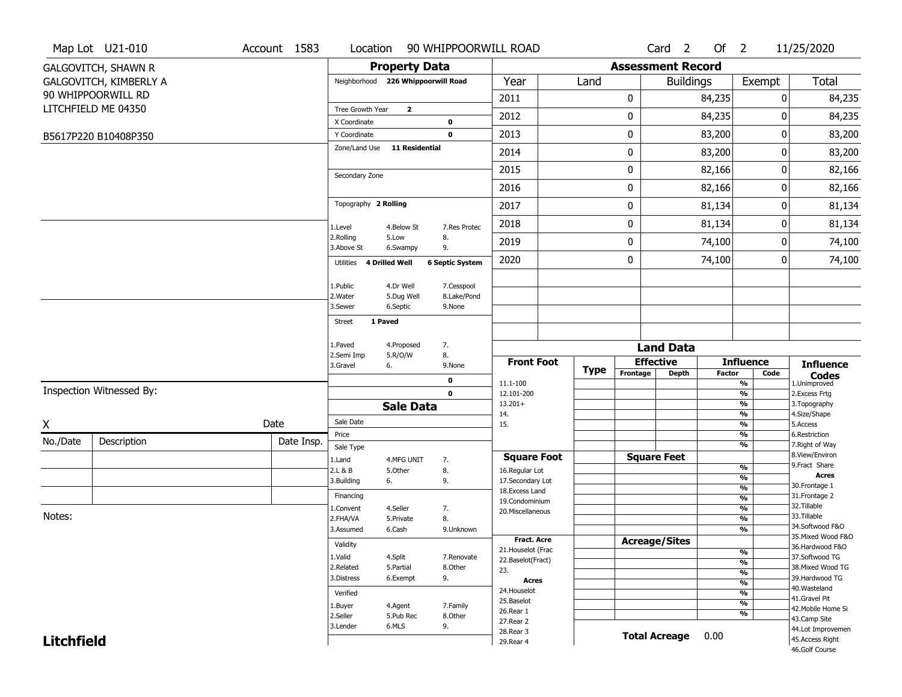Map Lot U21-010 | Account 1583 | Location 90 WHIPPOORWILL ROAD | Card 2 Of 2 | 11/25/2020

GALGOVITCH, SHAWN R
GALGOVITCH, KIMBERLY A
90 WHIPPOORWILL RD
LITCHFIELD ME 04350

B5617P220 B10408P350

## Property Data

Neighborhood **226 Whippoorwill Road**

Tree Growth Year **2**
X Coordinate **0**
Y Coordinate **0**
Zone/Land Use **11 Residential**

Secondary Zone

Topography **2 Rolling**

1.Level 4.Below St 7.Res Protec
2.Rolling 5.Low 8.
3.Above St 6.Swampy 9.

Utilities **4 Drilled Well** **6 Septic System**

1.Public 4.Dr Well 7.Cesspool
2.Water 5.Dug Well 8.Lake/Pond
3.Sewer 6.Septic 9.None

Street **1 Paved**

1.Paved 4.Proposed 7.
2.Semi Imp 5.R/O/W 8.
3.Gravel 6. 9.None

**0**
**0**

## Sale Data

Sale Date
Price
Sale Type
1.Land 4.MFG UNIT 7.
2.L & B 5.Other 8.
3.Building 6. 9.

Financing
1.Convent 4.Seller 7.
2.FHA/VA 5.Private 8.
3.Assumed 6.Cash 9.Unknown

Validity
1.Valid 4.Split 7.Renovate
2.Related 5.Partial 8.Other
3.Distress 6.Exempt 9.

Verified
1.Buyer 4.Agent 7.Family
2.Seller 5.Pub Rec 8.Other
3.Lender 6.MLS 9.

## Assessment Record

| Year | Land | Buildings | Exempt | Total |
|---|---|---|---|---|
| 2011 | 0 | 84,235 | 0 | 84,235 |
| 2012 | 0 | 84,235 | 0 | 84,235 |
| 2013 | 0 | 83,200 | 0 | 83,200 |
| 2014 | 0 | 83,200 | 0 | 83,200 |
| 2015 | 0 | 82,166 | 0 | 82,166 |
| 2016 | 0 | 82,166 | 0 | 82,166 |
| 2017 | 0 | 81,134 | 0 | 81,134 |
| 2018 | 0 | 81,134 | 0 | 81,134 |
| 2019 | 0 | 74,100 | 0 | 74,100 |
| 2020 | 0 | 74,100 | 0 | 74,100 |

## Land Data

| Front Foot | Type | Effective Frontage | Effective Depth | Influence Factor | Influence Code |
|---|---|---|---|---|---|
| 11.1-100 | | | | % | |
| 12.101-200 | | | | % | |
| 13.201+ | | | | % | |
| 14. | | | | % | |
| 15. | | | | % | |
| | | | | % | |
| | | | | % | |

| Square Foot | Square Feet | Factor |
|---|---|---|
| 16.Regular Lot | | % |
| 17.Secondary Lot | | % |
| 18.Excess Land | | % |
| 19.Condominium | | % |
| 20.Miscellaneous | | % |
| | | % |
| | | % |

| Fract. Acre / Acres | Acreage/Sites | Factor |
|---|---|---|
| 21.Houselot (Frac | | % |
| 22.Baselot(Fract) | | % |
| 23. | | % |
| 24.Houselot | | % |
| 25.Baselot | | % |
| 26.Rear 1 | | % |
| 27.Rear 2 | | % |
| 28.Rear 3 | | |
| 29.Rear 4 | | |

**Total Acreage** 0.00

**Influence Codes**
1.Unimproved
2.Excess Frtg
3.Topography
4.Size/Shape
5.Access
6.Restriction
7.Right of Way
8.View/Environ
9.Fract Share

**Acres**
30.Frontage 1
31.Frontage 2
32.Tillable
33.Tillable
34.Softwood F&O
35.Mixed Wood F&O
36.Hardwood F&O
37.Softwood TG
38.Mixed Wood TG
39.Hardwood TG
40.Wasteland
41.Gravel Pit
42.Mobile Home Si
43.Camp Site
44.Lot Improvemen
45.Access Right
46.Golf Course

Inspection Witnessed By:

X &nbsp;&nbsp;&nbsp;&nbsp;&nbsp;&nbsp; Date

| No./Date | Description | Date Insp. |
|---|---|---|
| | | |
| | | |
| | | |

Notes:

**Litchfield**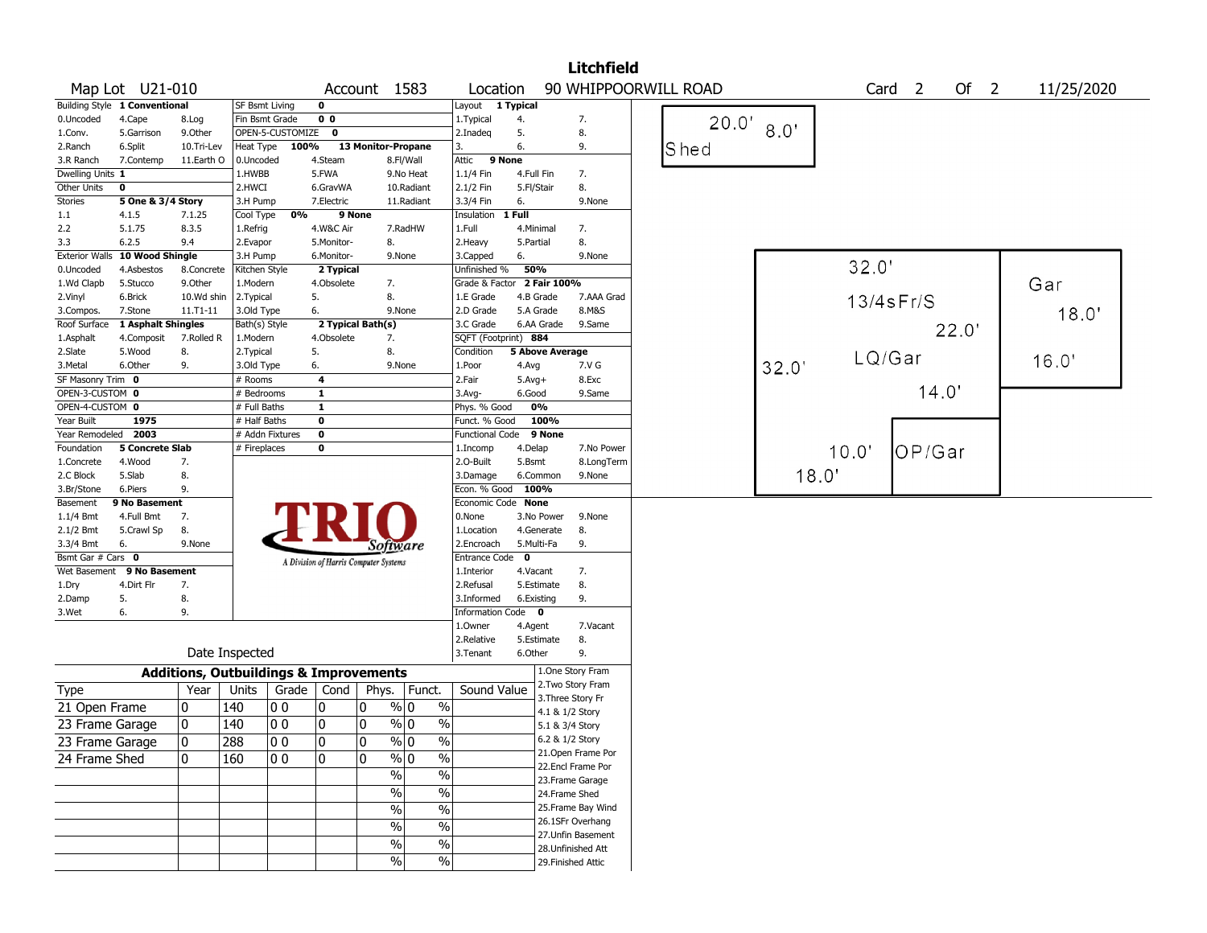# Litchfield

**Map Lot** U21-010 **Account** 1583 **Location** 90 WHIPPOORWILL ROAD **Card** 2 **Of** 2 11/25/2020

| Building Style | 1 Conventional | | SF Bsmt Living | 0 | | Layout | 1 Typical | |
|---|---|---|---|---|---|---|---|---|
| 0.Uncoded | 4.Cape | 8.Log | Fin Bsmt Grade | 0 0 | | 1.Typical | 4. | 7. |
| 1.Conv. | 5.Garrison | 9.Other | OPEN-5-CUSTOMIZE | 0 | | 2.Inadeq | 5. | 8. |
| 2.Ranch | 6.Split | 10.Tri-Lev | Heat Type 100% | 13 Monitor-Propane | | 3. | 6. | 9. |
| 3.R Ranch | 7.Contemp | 11.Earth O | 0.Uncoded | 4.Steam | 8.Fl/Wall | Attic | 9 None | |
| Dwelling Units | 1 | | 1.HWBB | 5.FWA | 9.No Heat | 1.1/4 Fin | 4.Full Fin | 7. |
| Other Units | 0 | | 2.HWCI | 6.GravWA | 10.Radiant | 2.1/2 Fin | 5.Fl/Stair | 8. |
| Stories | 5 One & 3/4 Story | | 3.H Pump | 7.Electric | 11.Radiant | 3.3/4 Fin | 6. | 9.None |
| 1.1 | 4.1.5 | 7.1.25 | Cool Type 0% | 9 None | | Insulation | 1 Full | |
| 2.2 | 5.1.75 | 8.3.5 | 1.Refrig | 4.W&C Air | 7.RadHW | 1.Full | 4.Minimal | 7. |
| 3.3 | 6.2.5 | 9.4 | 2.Evapor | 5.Monitor- | 8. | 2.Heavy | 5.Partial | 8. |
| Exterior Walls | 10 Wood Shingle | | 3.H Pump | 6.Monitor- | 9.None | 3.Capped | 6. | 9.None |
| 0.Uncoded | 4.Asbestos | 8.Concrete | Kitchen Style | 2 Typical | | Unfinished % | 50% | |
| 1.Wd Clapb | 5.Stucco | 9.Other | 1.Modern | 4.Obsolete | 7. | Grade & Factor | 2 Fair 100% | |
| 2.Vinyl | 6.Brick | 10.Wd shin | 2.Typical | 5. | 8. | 1.E Grade | 4.B Grade | 7.AAA Grad |
| 3.Compos. | 7.Stone | 11.T1-11 | 3.Old Type | 6. | 9.None | 2.D Grade | 5.A Grade | 8.M&S |
| Roof Surface | 1 Asphalt Shingles | | Bath(s) Style | 2 Typical Bath(s) | | 3.C Grade | 6.AA Grade | 9.Same |
| 1.Asphalt | 4.Composit | 7.Rolled R | 1.Modern | 4.Obsolete | 7. | SQFT (Footprint) | 884 | |
| 2.Slate | 5.Wood | 8. | 2.Typical | 5. | 8. | Condition | 5 Above Average | |
| 3.Metal | 6.Other | 9. | 3.Old Type | 6. | 9.None | 1.Poor | 4.Avg | 7.V G |
| SF Masonry Trim | 0 | | # Rooms | 4 | | 2.Fair | 5.Avg+ | 8.Exc |
| OPEN-3-CUSTOM | 0 | | # Bedrooms | 1 | | 3.Avg- | 6.Good | 9.Same |
| OPEN-4-CUSTOM | 0 | | # Full Baths | 1 | | Phys. % Good | 0% | |
| Year Built | 1975 | | # Half Baths | 0 | | Funct. % Good | 100% | |
| Year Remodeled | 2003 | | # Addn Fixtures | 0 | | Functional Code | 9 None | |
| Foundation | 5 Concrete Slab | | # Fireplaces | 0 | | 1.Incomp | 4.Delap | 7.No Power |
| 1.Concrete | 4.Wood | 7. | | | | 2.O-Built | 5.Bsmt | 8.LongTerm |
| 2.C Block | 5.Slab | 8. | | | | 3.Damage | 6.Common | 9.None |
| 3.Br/Stone | 6.Piers | 9. | | | | Econ. % Good | 100% | |
| Basement | 9 No Basement | | | | | Economic Code | None | |
| 1.1/4 Bmt | 4.Full Bmt | 7. | | | | 0.None | 3.No Power | 9.None |
| 2.1/2 Bmt | 5.Crawl Sp | 8. | | | | 1.Location | 4.Generate | 8. |
| 3.3/4 Bmt | 6. | 9.None | | | | 2.Encroach | 5.Multi-Fa | 9. |
| Bsmt Gar # Cars | 0 | | | | | Entrance Code | 0 | |
| Wet Basement | 9 No Basement | | | | | 1.Interior | 4.Vacant | 7. |
| 1.Dry | 4.Dirt Flr | 7. | | | | 2.Refusal | 5.Estimate | 8. |
| 2.Damp | 5. | 8. | | | | 3.Informed | 6.Existing | 9. |
| 3.Wet | 6. | 9. | | | | Information Code | 0 | |
| | | | | | | 1.Owner | 4.Agent | 7.Vacant |
| | | | | | | 2.Relative | 5.Estimate | 8. |
| | | | Date Inspected | | | 3.Tenant | 6.Other | 9. |

TRIO Software — A Division of Harris Computer Systems

## Additions, Outbuildings & Improvements

| Type | Year | Units | Grade | Cond | Phys. | Funct. | Sound Value |
|---|---|---|---|---|---|---|---|
| 21 Open Frame | 0 | 140 | 0 0 | 0 | 0 % | 0 % | |
| 23 Frame Garage | 0 | 140 | 0 0 | 0 | 0 % | 0 % | |
| 23 Frame Garage | 0 | 288 | 0 0 | 0 | 0 % | 0 % | |
| 24 Frame Shed | 0 | 160 | 0 0 | 0 | 0 % | 0 % | |
| | | | | | % | % | |
| | | | | | % | % | |
| | | | | | % | % | |
| | | | | | % | % | |
| | | | | | % | % | |
| | | | | | % | % | |

1.One Story Fram
2.Two Story Fram
3.Three Story Fr
4.1 & 1/2 Story
5.1 & 3/4 Story
6.2 & 1/2 Story
21.Open Frame Por
22.Encl Frame Por
23.Frame Garage
24.Frame Shed
25.Frame Bay Wind
26.1SFr Overhang
27.Unfin Basement
28.Unfinished Att
29.Finished Attic

Sketch labels: Shed 20.0' 8.0'; 32.0' 13/4sFr/S; Gar 18.0' 22.0'; LQ/Gar 32.0' 16.0' 14.0'; OP/Gar 10.0' 18.0'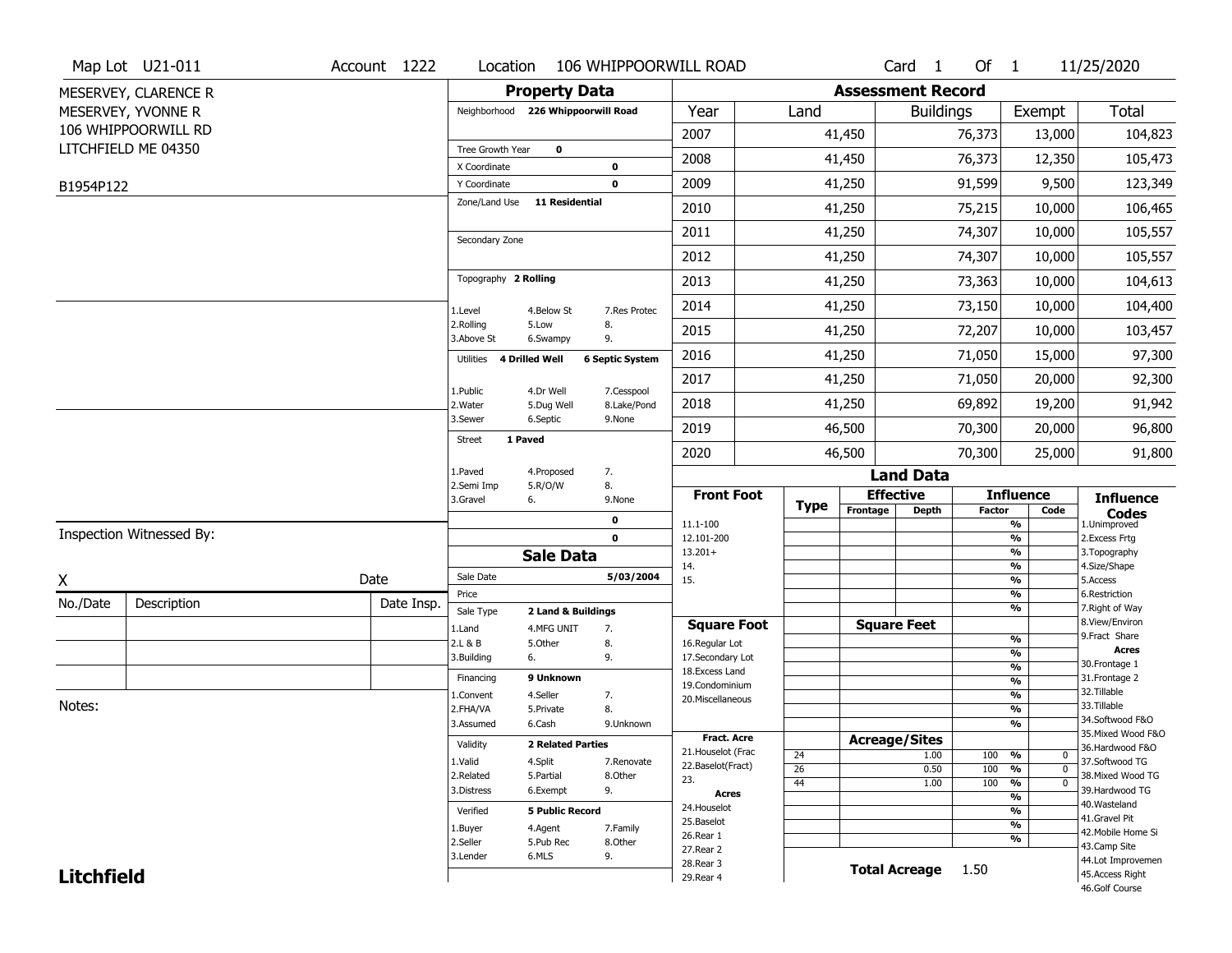Map Lot U21-011 | Account 1222 | Location 106 WHIPPOORWILL ROAD | Card 1 Of 1 | 11/25/2020

MESERVEY, CLARENCE R
MESERVEY, YVONNE R
106 WHIPPOORWILL RD
LITCHFIELD ME 04350

B1954P122

## Property Data

| | |
|---|---|
| Neighborhood | 226 Whippoorwill Road |
| Tree Growth Year | 0 |
| X Coordinate | 0 |
| Y Coordinate | 0 |
| Zone/Land Use | 11 Residential |
| Secondary Zone | |
| Topography | 2 Rolling |
| Utilities | 4 Drilled Well, 6 Septic System |
| Street | 1 Paved |

Topography codes: 1.Level, 2.Rolling, 3.Above St, 4.Below St, 5.Low, 6.Swampy, 7.Res Protec, 8., 9.

Utilities codes: 1.Public, 2.Water, 3.Sewer, 4.Dr Well, 5.Dug Well, 6.Septic, 7.Cesspool, 8.Lake/Pond, 9.None

Street codes: 1.Paved, 2.Semi Imp, 3.Gravel, 4.Proposed, 5.R/O/W, 6., 7., 8., 9.None

## Assessment Record

| Year | Land | Buildings | Exempt | Total |
|---|---|---|---|---|
| 2007 | 41,450 | 76,373 | 13,000 | 104,823 |
| 2008 | 41,450 | 76,373 | 12,350 | 105,473 |
| 2009 | 41,250 | 91,599 | 9,500 | 123,349 |
| 2010 | 41,250 | 75,215 | 10,000 | 106,465 |
| 2011 | 41,250 | 74,307 | 10,000 | 105,557 |
| 2012 | 41,250 | 74,307 | 10,000 | 105,557 |
| 2013 | 41,250 | 73,363 | 10,000 | 104,613 |
| 2014 | 41,250 | 73,150 | 10,000 | 104,400 |
| 2015 | 41,250 | 72,207 | 10,000 | 103,457 |
| 2016 | 41,250 | 71,050 | 15,000 | 97,300 |
| 2017 | 41,250 | 71,050 | 20,000 | 92,300 |
| 2018 | 41,250 | 69,892 | 19,200 | 91,942 |
| 2019 | 46,500 | 70,300 | 20,000 | 96,800 |
| 2020 | 46,500 | 70,300 | 25,000 | 91,800 |

Inspection Witnessed By:

X ____________ Date

| No./Date | Description | Date Insp. |
|---|---|---|
| | | |
| | | |
| | | |

Notes:

## Sale Data

| | |
|---|---|
| Sale Date | 5/03/2004 |
| Price | |
| Sale Type | 2 Land & Buildings |
| Financing | 9 Unknown |
| Validity | 2 Related Parties |
| Verified | 5 Public Record |

Sale Type codes: 1.Land, 2.L & B, 3.Building, 4.MFG UNIT, 5.Other, 6., 7., 8., 9.

Financing codes: 1.Convent, 2.FHA/VA, 3.Assumed, 4.Seller, 5.Private, 6.Cash, 7., 8., 9.Unknown

Validity codes: 1.Valid, 2.Related, 3.Distress, 4.Split, 5.Partial, 6.Exempt, 7.Renovate, 8.Other, 9.

Verified codes: 1.Buyer, 2.Seller, 3.Lender, 4.Agent, 5.Pub Rec, 6.MLS, 7.Family, 8.Other, 9.

## Land Data

Front Foot: 11.1-100, 12.101-200, 13.201+, 14., 15.

Square Foot: 16.Regular Lot, 17.Secondary Lot, 18.Excess Land, 19.Condominium, 20.Miscellaneous

Fract. Acre: 21.Houselot (Frac, 22.Baselot(Fract), 23.

Acres: 24.Houselot, 25.Baselot, 26.Rear 1, 27.Rear 2, 28.Rear 3, 29.Rear 4

### Acreage/Sites

| Type | Acreage/Sites | Influence Factor | Code |
|---|---|---|---|
| 24 | 1.00 | 100 % | 0 |
| 26 | 0.50 | 100 % | 0 |
| 44 | 1.00 | 100 % | 0 |

Total Acreage 1.50

Influence Codes: 1.Unimproved, 2.Excess Frtg, 3.Topography, 4.Size/Shape, 5.Access, 6.Restriction, 7.Right of Way, 8.View/Environ, 9.Fract Share

Acres: 30.Frontage 1, 31.Frontage 2, 32.Tillable, 33.Tillable, 34.Softwood F&O, 35.Mixed Wood F&O, 36.Hardwood F&O, 37.Softwood TG, 38.Mixed Wood TG, 39.Hardwood TG, 40.Wasteland, 41.Gravel Pit, 42.Mobile Home Si, 43.Camp Site, 44.Lot Improvemen, 45.Access Right, 46.Golf Course

**Litchfield**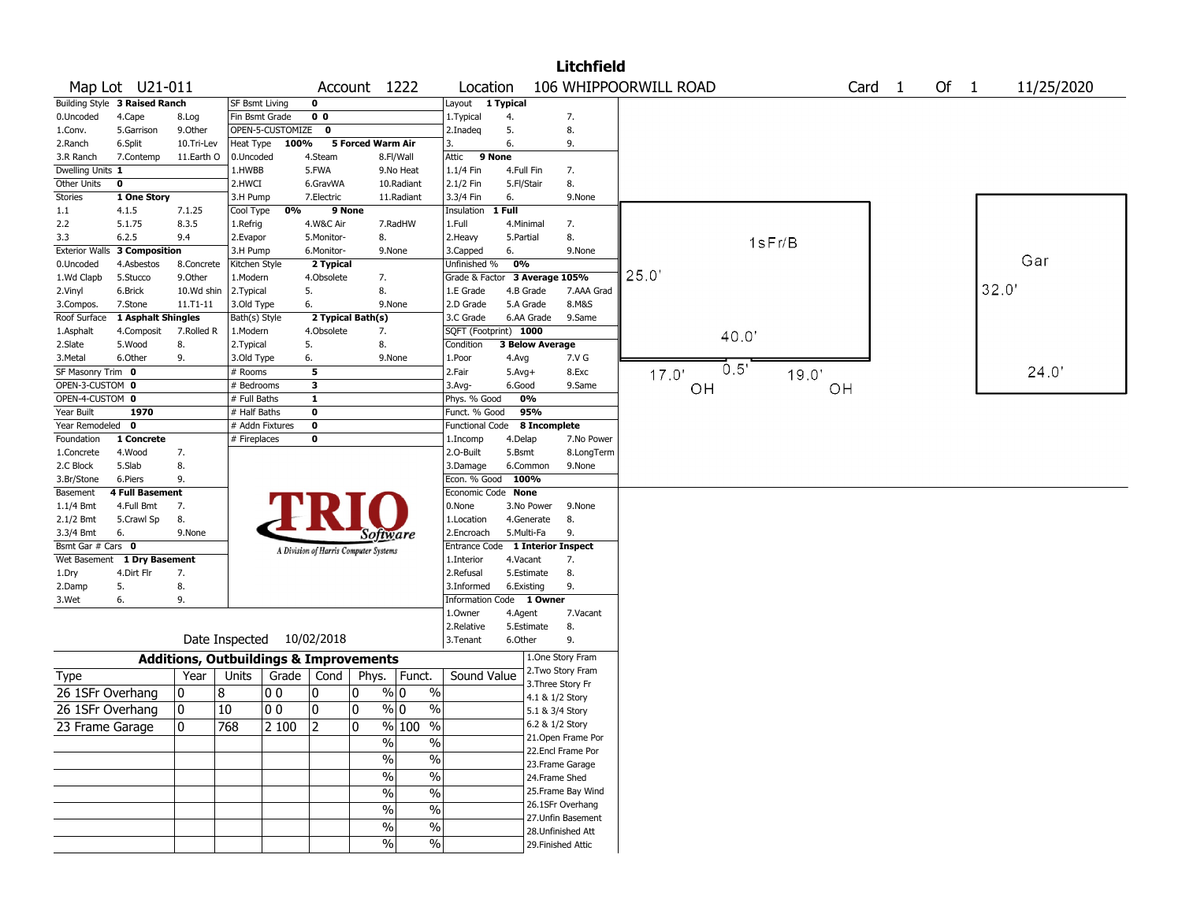# Litchfield

**Map Lot** U21-011 **Account** 1222 **Location** 106 WHIPPOORWILL ROAD **Card** 1 **Of** 1 11/25/2020

| Building Style | 3 Raised Ranch | | SF Bsmt Living | 0 | | Layout | 1 Typical | |
|---|---|---|---|---|---|---|---|---|
| 0.Uncoded | 4.Cape | 8.Log | Fin Bsmt Grade | 0 0 | | 1.Typical | 4. | 7. |
| 1.Conv. | 5.Garrison | 9.Other | OPEN-5-CUSTOMIZE | 0 | | 2.Inadeq | 5. | 8. |
| 2.Ranch | 6.Split | 10.Tri-Lev | Heat Type 100% | 5 Forced Warm Air | | 3. | 6. | 9. |
| 3.R Ranch | 7.Contemp | 11.Earth O | 0.Uncoded | 4.Steam | 8.Fl/Wall | Attic | 9 None | |
| Dwelling Units | 1 | | 1.HWBB | 5.FWA | 9.No Heat | 1.1/4 Fin | 4.Full Fin | 7. |
| Other Units | 0 | | 2.HWCI | 6.GravWA | 10.Radiant | 2.1/2 Fin | 5.Fl/Stair | 8. |
| Stories | 1 One Story | | 3.H Pump | 7.Electric | 11.Radiant | 3.3/4 Fin | 6. | 9.None |
| 1.1 | 4.1.5 | 7.1.25 | Cool Type 0% | 9 None | | Insulation | 1 Full | |
| 2.2 | 5.1.75 | 8.3.5 | 1.Refrig | 4.W&C Air | 7.RadHW | 1.Full | 4.Minimal | 7. |
| 3.3 | 6.2.5 | 9.4 | 2.Evapor | 5.Monitor- | 8. | 2.Heavy | 5.Partial | 8. |
| Exterior Walls | 3 Composition | | 3.H Pump | 6.Monitor- | 9.None | 3.Capped | 6. | 9.None |
| 0.Uncoded | 4.Asbestos | 8.Concrete | Kitchen Style | 2 Typical | | Unfinished % | 0% | |
| 1.Wd Clapb | 5.Stucco | 9.Other | 1.Modern | 4.Obsolete | 7. | Grade & Factor | 3 Average 105% | |
| 2.Vinyl | 6.Brick | 10.Wd shin | 2.Typical | 5. | 8. | 1.E Grade | 4.B Grade | 7.AAA Grad |
| 3.Compos. | 7.Stone | 11.T1-11 | 3.Old Type | 6. | 9.None | 2.D Grade | 5.A Grade | 8.M&S |
| Roof Surface | 1 Asphalt Shingles | | Bath(s) Style | 2 Typical Bath(s) | | 3.C Grade | 6.AA Grade | 9.Same |
| 1.Asphalt | 4.Composit | 7.Rolled R | 1.Modern | 4.Obsolete | 7. | SQFT (Footprint) | 1000 | |
| 2.Slate | 5.Wood | 8. | 2.Typical | 5. | 8. | Condition | 3 Below Average | |
| 3.Metal | 6.Other | 9. | 3.Old Type | 6. | 9.None | 1.Poor | 4.Avg | 7.V G |
| SF Masonry Trim | 0 | | # Rooms | 5 | | 2.Fair | 5.Avg+ | 8.Exc |
| OPEN-3-CUSTOM | 0 | | # Bedrooms | 3 | | 3.Avg- | 6.Good | 9.Same |
| OPEN-4-CUSTOM | 0 | | # Full Baths | 1 | | Phys. % Good | 0% | |
| Year Built | 1970 | | # Half Baths | 0 | | Funct. % Good | 95% | |
| Year Remodeled | 0 | | # Addn Fixtures | 0 | | Functional Code | 8 Incomplete | |
| Foundation | 1 Concrete | | # Fireplaces | 0 | | 1.Incomp | 4.Delap | 7.No Power |
| 1.Concrete | 4.Wood | 7. | | | | 2.O-Built | 5.Bsmt | 8.LongTerm |
| 2.C Block | 5.Slab | 8. | | | | 3.Damage | 6.Common | 9.None |
| 3.Br/Stone | 6.Piers | 9. | | | | Econ. % Good | 100% | |
| Basement | 4 Full Basement | | | | | Economic Code | None | |
| 1.1/4 Bmt | 4.Full Bmt | 7. | | | | 0.None | 3.No Power | 9.None |
| 2.1/2 Bmt | 5.Crawl Sp | 8. | | | | 1.Location | 4.Generate | 8. |
| 3.3/4 Bmt | 6. | 9.None | | | | 2.Encroach | 5.Multi-Fa | 9. |
| Bsmt Gar # Cars | 0 | | | | | Entrance Code | 1 Interior Inspect | |
| Wet Basement | 1 Dry Basement | | | | | 1.Interior | 4.Vacant | 7. |
| 1.Dry | 4.Dirt Flr | 7. | | | | 2.Refusal | 5.Estimate | 8. |
| 2.Damp | 5. | 8. | | | | 3.Informed | 6.Existing | 9. |
| 3.Wet | 6. | 9. | | | | Information Code | 1 Owner | |
| | | | | | | 1.Owner | 4.Agent | 7.Vacant |
| | | | | | | 2.Relative | 5.Estimate | 8. |
| | | | | | | 3.Tenant | 6.Other | 9. |

TRIO Software — A Division of Harris Computer Systems

Date Inspected 10/02/2018

## Additions, Outbuildings & Improvements

| Type | Year | Units | Grade | Cond | Phys. | Funct. | Sound Value |
|---|---|---|---|---|---|---|---|
| 26 1SFr Overhang | 0 | 8 | 0 0 | 0 | 0 % | 0 % | |
| 26 1SFr Overhang | 0 | 10 | 0 0 | 0 | 0 % | 0 % | |
| 23 Frame Garage | 0 | 768 | 2 100 | 2 | 0 % | 100 % | |
| | | | | | % | % | |
| | | | | | % | % | |
| | | | | | % | % | |
| | | | | | % | % | |
| | | | | | % | % | |
| | | | | | % | % | |
| | | | | | % | % | |

1.One Story Fram
2.Two Story Fram
3.Three Story Fr
4.1 & 1/2 Story
5.1 & 3/4 Story
6.2 & 1/2 Story
21.Open Frame Por
22.Encl Frame Por
23.Frame Garage
24.Frame Shed
25.Frame Bay Wind
26.1SFr Overhang
27.Unfin Basement
28.Unfinished Att
29.Finished Attic

Sketch: 1sFr/B 25.0' x 40.0'; OH 17.0', 0.5', 19.0', OH; Gar 32.0' x 24.0'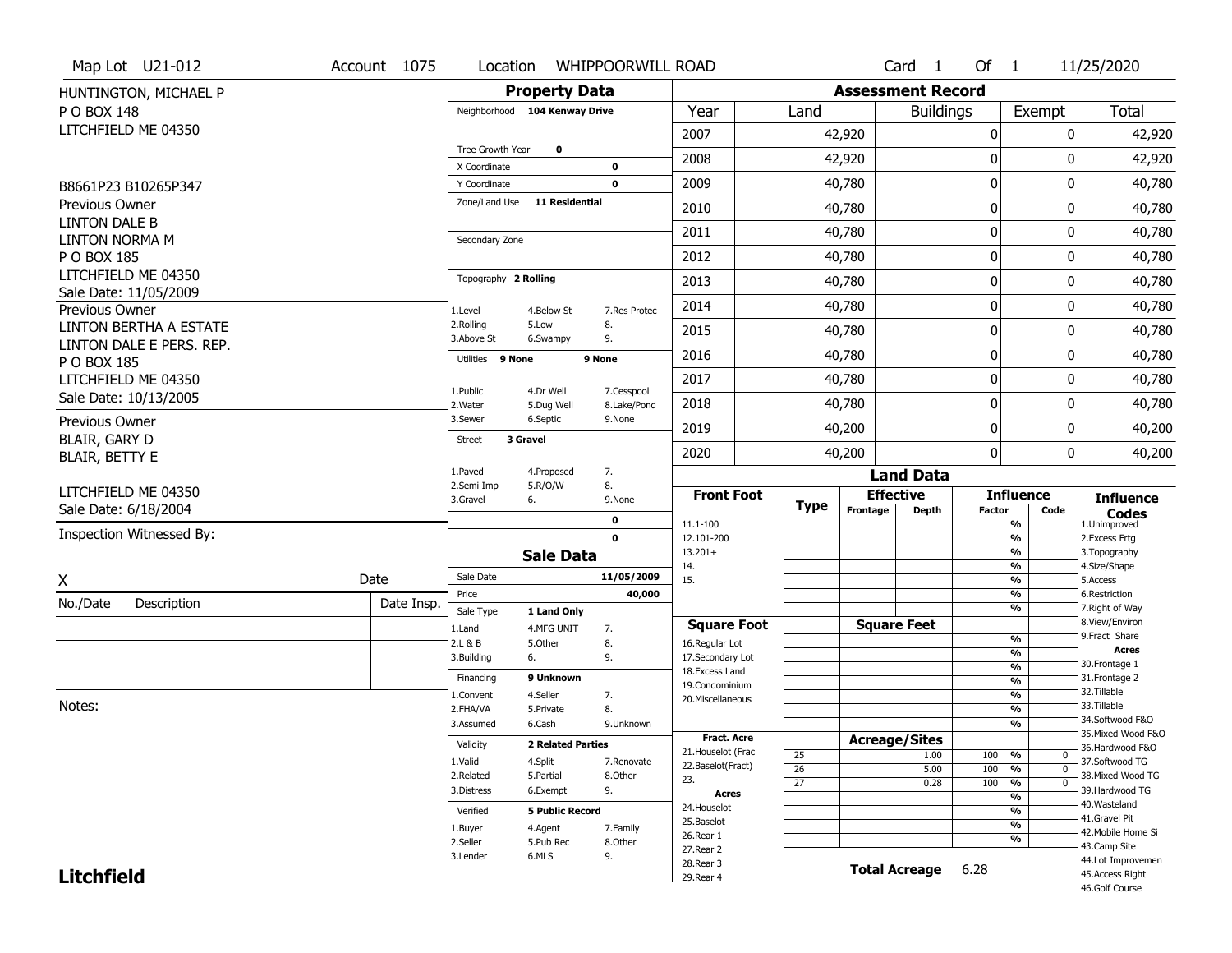Map Lot U21-012 | Account 1075 | Location WHIPPOORWILL ROAD | Card 1 Of 1 | 11/25/2020

HUNTINGTON, MICHAEL P
P O BOX 148
LITCHFIELD ME 04350

B8661P23 B10265P347

Previous Owner
LINTON DALE B
LINTON NORMA M
P O BOX 185
LITCHFIELD ME 04350
Sale Date: 11/05/2009

Previous Owner
LINTON BERTHA A ESTATE
LINTON DALE E PERS. REP.
P O BOX 185
LITCHFIELD ME 04350
Sale Date: 10/13/2005

Previous Owner
BLAIR, GARY D
BLAIR, BETTY E

LITCHFIELD ME 04350
Sale Date: 6/18/2004

Inspection Witnessed By:

X Date

| No./Date | Description | Date Insp. |
|---|---|---|
| | | |
| | | |
| | | |

Notes:

## Property Data

- Neighborhood: 104 Kenway Drive
- Tree Growth Year: 0
- X Coordinate: 0
- Y Coordinate: 0
- Zone/Land Use: 11 Residential
- Secondary Zone:
- Topography: 2 Rolling
  - 1.Level 4.Below St 7.Res Protec
  - 2.Rolling 5.Low 8.
  - 3.Above St 6.Swampy 9.
- Utilities: 9 None 9 None
  - 1.Public 4.Dr Well 7.Cesspool
  - 2.Water 5.Dug Well 8.Lake/Pond
  - 3.Sewer 6.Septic 9.None
- Street: 3 Gravel
  - 1.Paved 4.Proposed 7.
  - 2.Semi Imp 5.R/O/W 8.
  - 3.Gravel 6. 9.None
- 0
- 0

## Sale Data

- Sale Date: 11/05/2009
- Price: 40,000
- Sale Type: 1 Land Only
  - 1.Land 4.MFG UNIT 7.
  - 2.L & B 5.Other 8.
  - 3.Building 6. 9.
- Financing: 9 Unknown
  - 1.Convent 4.Seller 7.
  - 2.FHA/VA 5.Private 8.
  - 3.Assumed 6.Cash 9.Unknown
- Validity: 2 Related Parties
  - 1.Valid 4.Split 7.Renovate
  - 2.Related 5.Partial 8.Other
  - 3.Distress 6.Exempt 9.
- Verified: 5 Public Record
  - 1.Buyer 4.Agent 7.Family
  - 2.Seller 5.Pub Rec 8.Other
  - 3.Lender 6.MLS 9.

## Assessment Record

| Year | Land | Buildings | Exempt | Total |
|---|---|---|---|---|
| 2007 | 42,920 | 0 | 0 | 42,920 |
| 2008 | 42,920 | 0 | 0 | 42,920 |
| 2009 | 40,780 | 0 | 0 | 40,780 |
| 2010 | 40,780 | 0 | 0 | 40,780 |
| 2011 | 40,780 | 0 | 0 | 40,780 |
| 2012 | 40,780 | 0 | 0 | 40,780 |
| 2013 | 40,780 | 0 | 0 | 40,780 |
| 2014 | 40,780 | 0 | 0 | 40,780 |
| 2015 | 40,780 | 0 | 0 | 40,780 |
| 2016 | 40,780 | 0 | 0 | 40,780 |
| 2017 | 40,780 | 0 | 0 | 40,780 |
| 2018 | 40,780 | 0 | 0 | 40,780 |
| 2019 | 40,200 | 0 | 0 | 40,200 |
| 2020 | 40,200 | 0 | 0 | 40,200 |

## Land Data

| Type | Effective Frontage | Effective Depth | Influence Factor | Influence Code |
|---|---|---|---|---|
| **Acreage/Sites** | | | | |
| 25 | | 1.00 | 100 % | 0 |
| 26 | | 5.00 | 100 % | 0 |
| 27 | | 0.28 | 100 % | 0 |

**Total Acreage** 6.28

Front Foot: 11.1-100, 12.101-200, 13.201+, 14., 15.

Square Foot: 16.Regular Lot, 17.Secondary Lot, 18.Excess Land, 19.Condominium, 20.Miscellaneous

Fract. Acre: 21.Houselot (Frac, 22.Baselot(Fract), 23.

Acres: 24.Houselot, 25.Baselot, 26.Rear 1, 27.Rear 2, 28.Rear 3, 29.Rear 4

**Influence Codes**: 1.Unimproved, 2.Excess Frtg, 3.Topography, 4.Size/Shape, 5.Access, 6.Restriction, 7.Right of Way, 8.View/Environ, 9.Fract Share

**Acres**: 30.Frontage 1, 31.Frontage 2, 32.Tillable, 33.Tillable, 34.Softwood F&O, 35.Mixed Wood F&O, 36.Hardwood F&O, 37.Softwood TG, 38.Mixed Wood TG, 39.Hardwood TG, 40.Wasteland, 41.Gravel Pit, 42.Mobile Home Si, 43.Camp Site, 44.Lot Improvemen, 45.Access Right, 46.Golf Course

**Litchfield**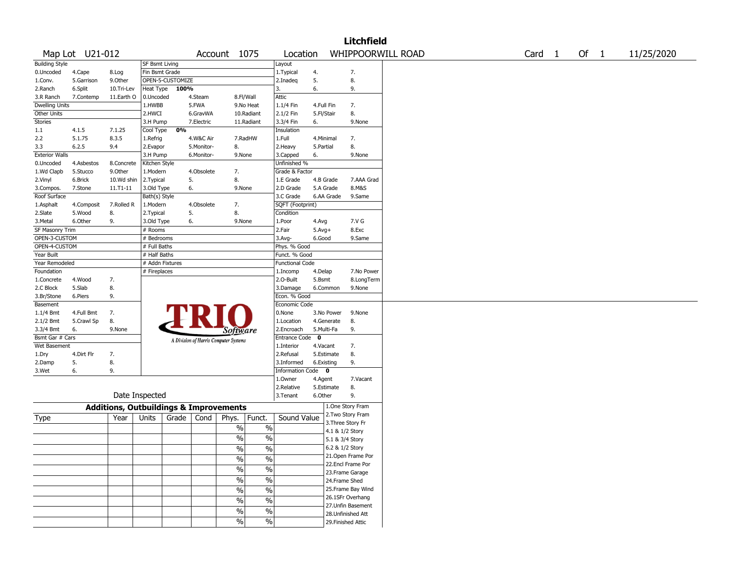# Litchfield

Map Lot U21-012 | Account 1075 | Location WHIPPOORWILL ROAD | Card 1 Of 1 | 11/25/2020

| Building Style | | | SF Bsmt Living | | | Layout | | |
|---|---|---|---|---|---|---|---|---|
| 0.Uncoded | 4.Cape | 8.Log | Fin Bsmt Grade | | | 1.Typical | 4. | 7. |
| 1.Conv. | 5.Garrison | 9.Other | OPEN-5-CUSTOMIZE | | | 2.Inadeq | 5. | 8. |
| 2.Ranch | 6.Split | 10.Tri-Lev | Heat Type 100% | | | 3. | 6. | 9. |
| 3.R Ranch | 7.Contemp | 11.Earth O | 0.Uncoded | 4.Steam | 8.Fl/Wall | Attic | | |
| Dwelling Units | | | 1.HWBB | 5.FWA | 9.No Heat | 1.1/4 Fin | 4.Full Fin | 7. |
| Other Units | | | 2.HWCI | 6.GravWA | 10.Radiant | 2.1/2 Fin | 5.Fl/Stair | 8. |
| Stories | | | 3.H Pump | 7.Electric | 11.Radiant | 3.3/4 Fin | 6. | 9.None |
| 1.1 | 4.1.5 | 7.1.25 | Cool Type 0% | | | Insulation | | |
| 2.2 | 5.1.75 | 8.3.5 | 1.Refrig | 4.W&C Air | 7.RadHW | 1.Full | 4.Minimal | 7. |
| 3.3 | 6.2.5 | 9.4 | 2.Evapor | 5.Monitor- | 8. | 2.Heavy | 5.Partial | 8. |
| Exterior Walls | | | 3.H Pump | 6.Monitor- | 9.None | 3.Capped | 6. | 9.None |
| 0.Uncoded | 4.Asbestos | 8.Concrete | Kitchen Style | | | Unfinished % | | |
| 1.Wd Clapb | 5.Stucco | 9.Other | 1.Modern | 4.Obsolete | 7. | Grade & Factor | | |
| 2.Vinyl | 6.Brick | 10.Wd shin | 2.Typical | 5. | 8. | 1.E Grade | 4.B Grade | 7.AAA Grad |
| 3.Compos. | 7.Stone | 11.T1-11 | 3.Old Type | 6. | 9.None | 2.D Grade | 5.A Grade | 8.M&S |
| Roof Surface | | | Bath(s) Style | | | 3.C Grade | 6.AA Grade | 9.Same |
| 1.Asphalt | 4.Composit | 7.Rolled R | 1.Modern | 4.Obsolete | 7. | SQFT (Footprint) | | |
| 2.Slate | 5.Wood | 8. | 2.Typical | 5. | 8. | Condition | | |
| 3.Metal | 6.Other | 9. | 3.Old Type | 6. | 9.None | 1.Poor | 4.Avg | 7.V G |
| SF Masonry Trim | | | # Rooms | | | 2.Fair | 5.Avg+ | 8.Exc |
| OPEN-3-CUSTOM | | | # Bedrooms | | | 3.Avg- | 6.Good | 9.Same |
| OPEN-4-CUSTOM | | | # Full Baths | | | Phys. % Good | | |
| Year Built | | | # Half Baths | | | Funct. % Good | | |
| Year Remodeled | | | # Addn Fixtures | | | Functional Code | | |
| Foundation | | | # Fireplaces | | | 1.Incomp | 4.Delap | 7.No Power |
| 1.Concrete | 4.Wood | 7. | | | | 2.O-Built | 5.Bsmt | 8.LongTerm |
| 2.C Block | 5.Slab | 8. | | | | 3.Damage | 6.Common | 9.None |
| 3.Br/Stone | 6.Piers | 9. | | | | Econ. % Good | | |
| Basement | | | | | | Economic Code | | |
| 1.1/4 Bmt | 4.Full Bmt | 7. | | | | 0.None | 3.No Power | 9.None |
| 2.1/2 Bmt | 5.Crawl Sp | 8. | | | | 1.Location | 4.Generate | 8. |
| 3.3/4 Bmt | 6. | 9.None | | | | 2.Encroach | 5.Multi-Fa | 9. |
| Bsmt Gar # Cars | | | | | | Entrance Code 0 | | |
| Wet Basement | | | | | | 1.Interior | 4.Vacant | 7. |
| 1.Dry | 4.Dirt Flr | 7. | | | | 2.Refusal | 5.Estimate | 8. |
| 2.Damp | 5. | 8. | | | | 3.Informed | 6.Existing | 9. |
| 3.Wet | 6. | 9. | | | | Information Code 0 | | |
| | | | | | | 1.Owner | 4.Agent | 7.Vacant |
| | | | | | | 2.Relative | 5.Estimate | 8. |
| Date Inspected | | | | | | 3.Tenant | 6.Other | 9. |

TRIO Software — A Division of Harris Computer Systems

## Additions, Outbuildings & Improvements

| Type | Year | Units | Grade | Cond | Phys. | Funct. | Sound Value |
|---|---|---|---|---|---|---|---|
| | | | | | % | % | |
| | | | | | % | % | |
| | | | | | % | % | |
| | | | | | % | % | |
| | | | | | % | % | |
| | | | | | % | % | |
| | | | | | % | % | |
| | | | | | % | % | |
| | | | | | % | % | |
| | | | | | % | % | |

1.One Story Fram
2.Two Story Fram
3.Three Story Fr
4.1 & 1/2 Story
5.1 & 3/4 Story
6.2 & 1/2 Story
21.Open Frame Por
22.Encl Frame Por
23.Frame Garage
24.Frame Shed
25.Frame Bay Wind
26.1SFr Overhang
27.Unfin Basement
28.Unfinished Att
29.Finished Attic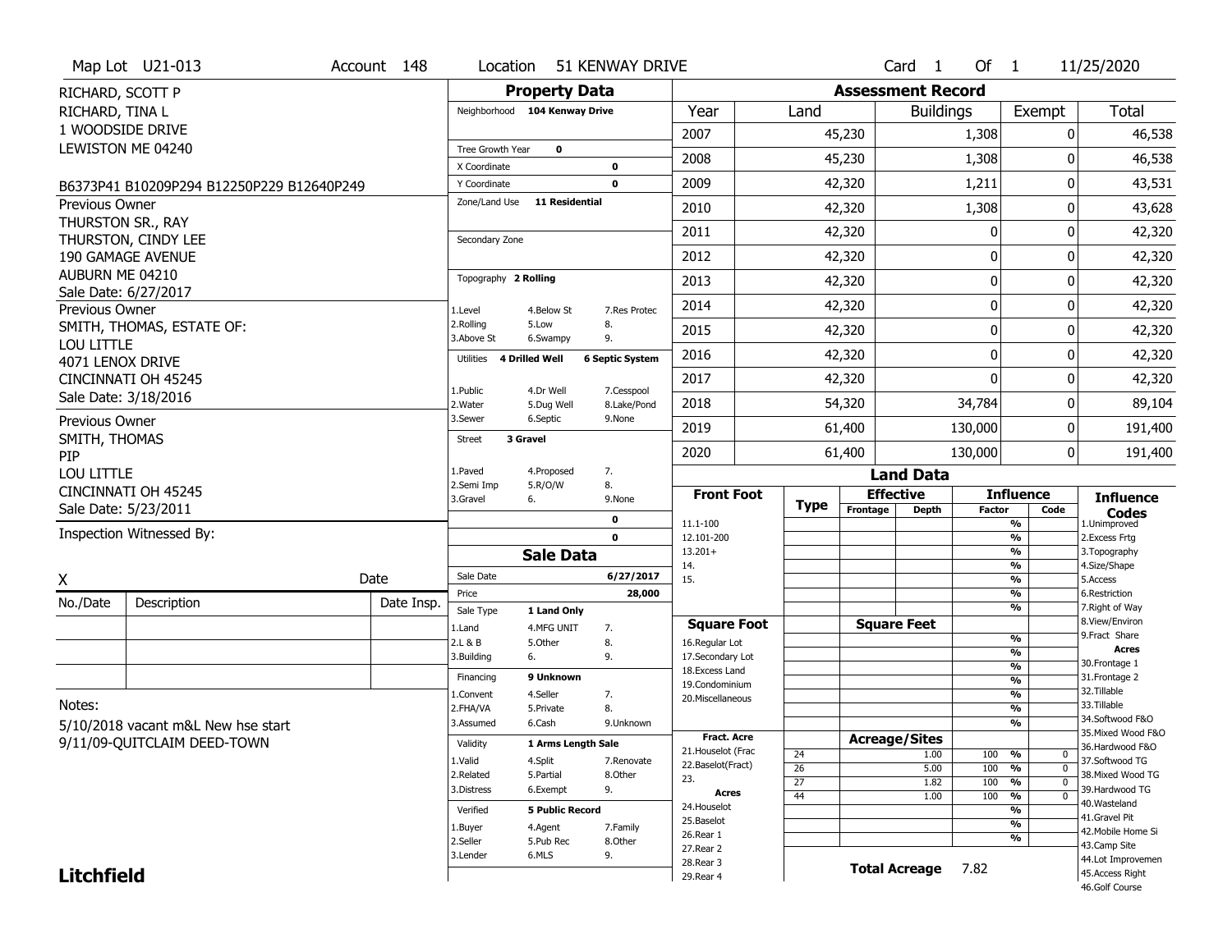Map Lot U21-013 | Account 148 | Location 51 KENWAY DRIVE | Card 1 Of 1 | 11/25/2020

RICHARD, SCOTT P
RICHARD, TINA L
1 WOODSIDE DRIVE
LEWISTON ME 04240

B6373P41 B10209P294 B12250P229 B12640P249

Previous Owner
THURSTON SR., RAY
THURSTON, CINDY LEE
190 GAMAGE AVENUE
AUBURN ME 04210
Sale Date: 6/27/2017

Previous Owner
SMITH, THOMAS, ESTATE OF:
LOU LITTLE
4071 LENOX DRIVE
CINCINNATI OH 45245
Sale Date: 3/18/2016

Previous Owner
SMITH, THOMAS
PIP
LOU LITTLE
CINCINNATI OH 45245
Sale Date: 5/23/2011

Inspection Witnessed By:

X _______________ Date

| No./Date | Description | Date Insp. |
|---|---|---|
| | | |
| | | |
| | | |

Notes:
5/10/2018 vacant m&L New hse start
9/11/09-QUITCLAIM DEED-TOWN

**Litchfield**

## Property Data

Neighborhood: 104 Kenway Drive

Tree Growth Year: 0
X Coordinate: 0
Y Coordinate: 0
Zone/Land Use: 11 Residential
Secondary Zone:

Topography: 2 Rolling
1.Level 2.Rolling 3.Above St 4.Below St 5.Low 6.Swampy 7.Res Protec 8. 9.

Utilities: 4 Drilled Well, 6 Septic System
1.Public 2.Water 3.Sewer 4.Dr Well 5.Dug Well 6.Septic 7.Cesspool 8.Lake/Pond 9.None

Street: 3 Gravel
1.Paved 2.Semi Imp 3.Gravel 4.Proposed 5.R/O/W 6. 7. 8. 9.None

## Sale Data

Sale Date: 6/27/2017
Price: 28,000
Sale Type: 1 Land Only
1.Land 2.L & B 3.Building 4.MFG UNIT 5.Other 6. 7. 8. 9.
Financing: 9 Unknown
1.Convent 2.FHA/VA 3.Assumed 4.Seller 5.Private 6.Cash 7. 8. 9.Unknown
Validity: 1 Arms Length Sale
1.Valid 2.Related 3.Distress 4.Split 5.Partial 6.Exempt 7.Renovate 8.Other 9.
Verified: 5 Public Record
1.Buyer 2.Seller 3.Lender 4.Agent 5.Pub Rec 6.MLS 7.Family 8.Other 9.

## Assessment Record

| Year | Land | Buildings | Exempt | Total |
|---|---|---|---|---|
| 2007 | 45,230 | 1,308 | 0 | 46,538 |
| 2008 | 45,230 | 1,308 | 0 | 46,538 |
| 2009 | 42,320 | 1,211 | 0 | 43,531 |
| 2010 | 42,320 | 1,308 | 0 | 43,628 |
| 2011 | 42,320 | 0 | 0 | 42,320 |
| 2012 | 42,320 | 0 | 0 | 42,320 |
| 2013 | 42,320 | 0 | 0 | 42,320 |
| 2014 | 42,320 | 0 | 0 | 42,320 |
| 2015 | 42,320 | 0 | 0 | 42,320 |
| 2016 | 42,320 | 0 | 0 | 42,320 |
| 2017 | 42,320 | 0 | 0 | 42,320 |
| 2018 | 54,320 | 34,784 | 0 | 89,104 |
| 2019 | 61,400 | 130,000 | 0 | 191,400 |
| 2020 | 61,400 | 130,000 | 0 | 191,400 |

## Land Data

| Type | Effective Frontage | Effective Depth / Acreage | Influence Factor | Influence Code |
|---|---|---|---|---|
| 24 | | 1.00 | 100 % | 0 |
| 26 | | 5.00 | 100 % | 0 |
| 27 | | 1.82 | 100 % | 0 |
| 44 | | 1.00 | 100 % | 0 |

Front Foot: 11.1-100, 12.101-200, 13.201+, 14., 15.
Square Foot: 16.Regular Lot, 17.Secondary Lot, 18.Excess Land, 19.Condominium, 20.Miscellaneous
Fract. Acre: 21.Houselot (Frac, 22.Baselot(Fract), 23.
Acres: 24.Houselot, 25.Baselot, 26.Rear 1, 27.Rear 2, 28.Rear 3, 29.Rear 4

**Total Acreage** 7.82

Influence Codes: 1.Unimproved, 2.Excess Frtg, 3.Topography, 4.Size/Shape, 5.Access, 6.Restriction, 7.Right of Way, 8.View/Environ, 9.Fract Share
Acres: 30.Frontage 1, 31.Frontage 2, 32.Tillable, 33.Tillable, 34.Softwood F&O, 35.Mixed Wood F&O, 36.Hardwood F&O, 37.Softwood TG, 38.Mixed Wood TG, 39.Hardwood TG, 40.Wasteland, 41.Gravel Pit, 42.Mobile Home Si, 43.Camp Site, 44.Lot Improvemen, 45.Access Right, 46.Golf Course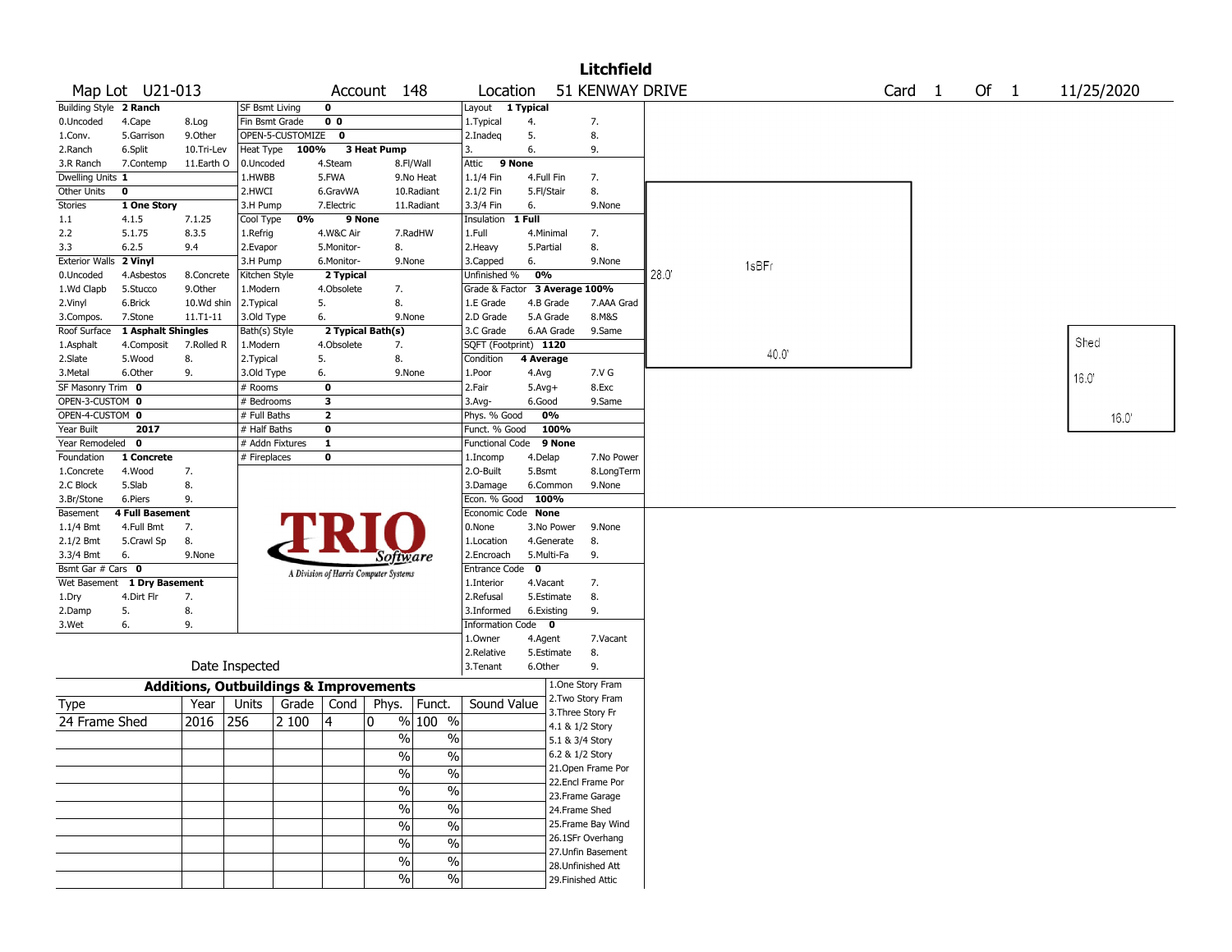# Litchfield

| Map Lot U21-013 | Account 148 | Location 51 KENWAY DRIVE | Card 1 Of 1 | 11/25/2020 |
|---|---|---|---|---|

| Building Style | 2 Ranch | | SF Bsmt Living | 0 | | Layout | 1 Typical | |
|---|---|---|---|---|---|---|---|---|
| 0.Uncoded | 4.Cape | 8.Log | Fin Bsmt Grade | 0 0 | | 1.Typical | 4. | 7. |
| 1.Conv. | 5.Garrison | 9.Other | OPEN-5-CUSTOMIZE | 0 | | 2.Inadeq | 5. | 8. |
| 2.Ranch | 6.Split | 10.Tri-Lev | Heat Type 100% | 3 Heat Pump | | 3. | 6. | 9. |
| 3.R Ranch | 7.Contemp | 11.Earth O | 0.Uncoded | 4.Steam | 8.Fl/Wall | Attic | 9 None | |
| Dwelling Units | 1 | | 1.HWBB | 5.FWA | 9.No Heat | 1.1/4 Fin | 4.Full Fin | 7. |
| Other Units | 0 | | 2.HWCI | 6.GravWA | 10.Radiant | 2.1/2 Fin | 5.Fl/Stair | 8. |
| Stories | 1 One Story | | 3.H Pump | 7.Electric | 11.Radiant | 3.3/4 Fin | 6. | 9.None |
| 1.1 | 4.1.5 | 7.1.25 | Cool Type 0% | 9 None | | Insulation | 1 Full | |
| 2.2 | 5.1.75 | 8.3.5 | 1.Refrig | 4.W&C Air | 7.RadHW | 1.Full | 4.Minimal | 7. |
| 3.3 | 6.2.5 | 9.4 | 2.Evapor | 5.Monitor- | 8. | 2.Heavy | 5.Partial | 8. |
| Exterior Walls | 2 Vinyl | | 3.H Pump | 6.Monitor- | 9.None | 3.Capped | 6. | 9.None |
| 0.Uncoded | 4.Asbestos | 8.Concrete | Kitchen Style | 2 Typical | | Unfinished % | 0% | |
| 1.Wd Clapb | 5.Stucco | 9.Other | 1.Modern | 4.Obsolete | 7. | Grade & Factor | 3 Average 100% | |
| 2.Vinyl | 6.Brick | 10.Wd shin | 2.Typical | 5. | 8. | 1.E Grade | 4.B Grade | 7.AAA Grad |
| 3.Compos. | 7.Stone | 11.T1-11 | 3.Old Type | 6. | 9.None | 2.D Grade | 5.A Grade | 8.M&S |
| Roof Surface | 1 Asphalt Shingles | | Bath(s) Style | 2 Typical Bath(s) | | 3.C Grade | 6.AA Grade | 9.Same |
| 1.Asphalt | 4.Composit | 7.Rolled R | 1.Modern | 4.Obsolete | 7. | SQFT (Footprint) | 1120 | |
| 2.Slate | 5.Wood | 8. | 2.Typical | 5. | 8. | Condition | 4 Average | |
| 3.Metal | 6.Other | 9. | 3.Old Type | 6. | 9.None | 1.Poor | 4.Avg | 7.V G |
| SF Masonry Trim | 0 | | # Rooms | 0 | | 2.Fair | 5.Avg+ | 8.Exc |
| OPEN-3-CUSTOM | 0 | | # Bedrooms | 3 | | 3.Avg- | 6.Good | 9.Same |
| OPEN-4-CUSTOM | 0 | | # Full Baths | 2 | | Phys. % Good | 0% | |
| Year Built | 2017 | | # Half Baths | 0 | | Funct. % Good | 100% | |
| Year Remodeled | 0 | | # Addn Fixtures | 1 | | Functional Code | 9 None | |
| Foundation | 1 Concrete | | # Fireplaces | 0 | | 1.Incomp | 4.Delap | 7.No Power |
| 1.Concrete | 4.Wood | 7. | | | | 2.O-Built | 5.Bsmt | 8.LongTerm |
| 2.C Block | 5.Slab | 8. | | | | 3.Damage | 6.Common | 9.None |
| 3.Br/Stone | 6.Piers | 9. | | | | Econ. % Good | 100% | |
| Basement | 4 Full Basement | | | | | Economic Code | None | |
| 1.1/4 Bmt | 4.Full Bmt | 7. | | | | 0.None | 3.No Power | 9.None |
| 2.1/2 Bmt | 5.Crawl Sp | 8. | | | | 1.Location | 4.Generate | 8. |
| 3.3/4 Bmt | 6. | 9.None | | | | 2.Encroach | 5.Multi-Fa | 9. |
| Bsmt Gar # Cars | 0 | | | | | Entrance Code | 0 | |
| Wet Basement | 1 Dry Basement | | | | | 1.Interior | 4.Vacant | 7. |
| 1.Dry | 4.Dirt Flr | 7. | | | | 2.Refusal | 5.Estimate | 8. |
| 2.Damp | 5. | 8. | | | | 3.Informed | 6.Existing | 9. |
| 3.Wet | 6. | 9. | | | | Information Code | 0 | |
| | | | | | | 1.Owner | 4.Agent | 7.Vacant |
| | | | | | | 2.Relative | 5.Estimate | 8. |
| Date Inspected | | | | | | 3.Tenant | 6.Other | 9. |

TRIO Software — A Division of Harris Computer Systems

Sketch: 1sBFr 28.0' x 40.0'; Shed 16.0' x 16.0'

## Additions, Outbuildings & Improvements

| Type | Year | Units | Grade | Cond | Phys. | Funct. | Sound Value |
|---|---|---|---|---|---|---|---|
| 24 Frame Shed | 2016 | 256 | 2 100 | 4 | 0 % | 100 % | |
| | | | | | % | % | |
| | | | | | % | % | |
| | | | | | % | % | |
| | | | | | % | % | |
| | | | | | % | % | |
| | | | | | % | % | |
| | | | | | % | % | |
| | | | | | % | % | |
| | | | | | % | % | |

1.One Story Fram
2.Two Story Fram
3.Three Story Fr
4.1 & 1/2 Story
5.1 & 3/4 Story
6.2 & 1/2 Story
21.Open Frame Por
22.Encl Frame Por
23.Frame Garage
24.Frame Shed
25.Frame Bay Wind
26.1SFr Overhang
27.Unfin Basement
28.Unfinished Att
29.Finished Attic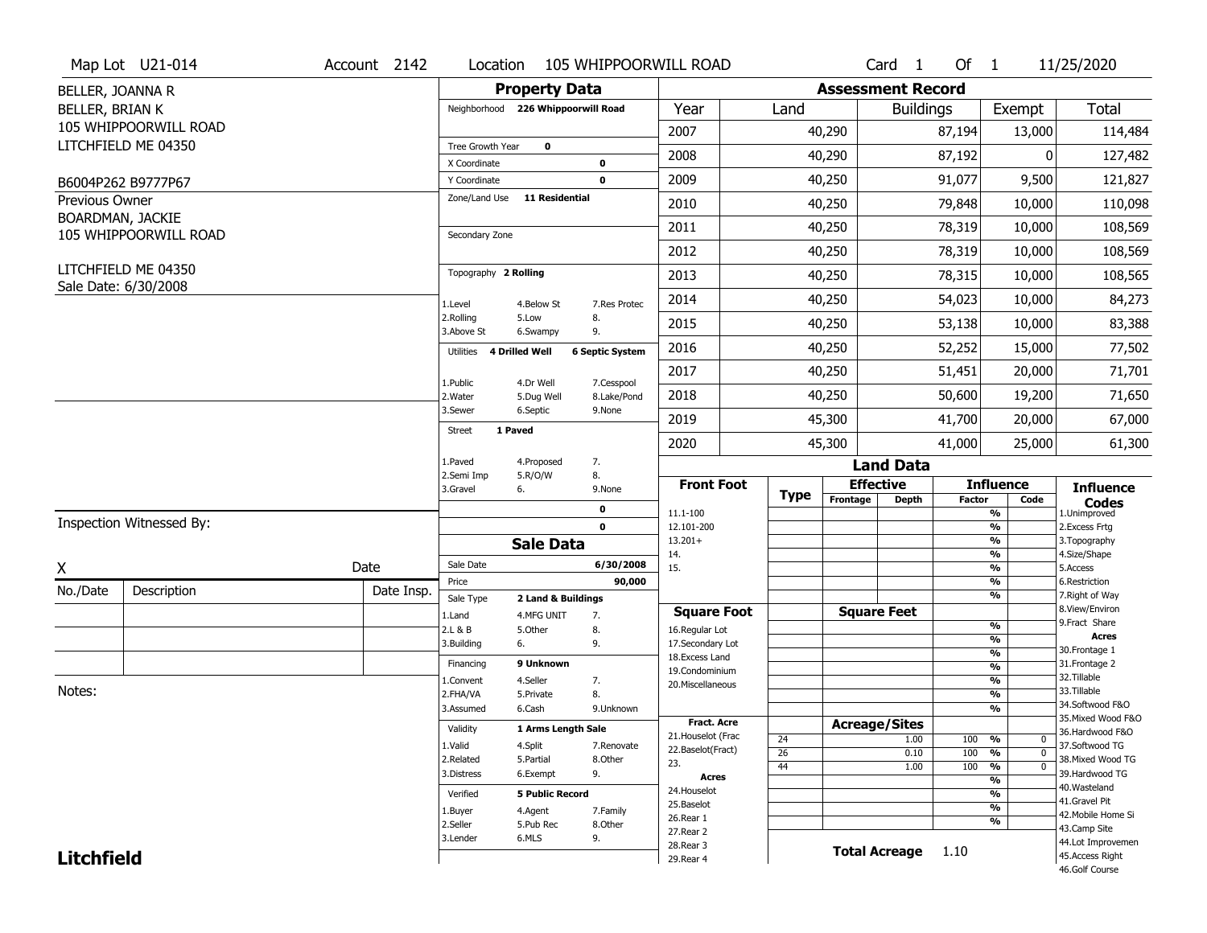Map Lot U21-014 | Account 2142 | Location 105 WHIPPOORWILL ROAD | Card 1 Of 1 | 11/25/2020

BELLER, JOANNA R
BELLER, BRIAN K
105 WHIPPOORWILL ROAD
LITCHFIELD ME 04350

B6004P262 B9777P67

Previous Owner
BOARDMAN, JACKIE
105 WHIPPOORWILL ROAD

LITCHFIELD ME 04350
Sale Date: 6/30/2008

## Property Data

Neighborhood 226 Whippoorwill Road

Tree Growth Year 0
X Coordinate 0
Y Coordinate 0
Zone/Land Use 11 Residential

Secondary Zone

Topography 2 Rolling

| | | |
|---|---|---|
| 1.Level | 4.Below St | 7.Res Protec |
| 2.Rolling | 5.Low | 8. |
| 3.Above St | 6.Swampy | 9. |

Utilities 4 Drilled Well 6 Septic System

| | | |
|---|---|---|
| 1.Public | 4.Dr Well | 7.Cesspool |
| 2.Water | 5.Dug Well | 8.Lake/Pond |
| 3.Sewer | 6.Septic | 9.None |

Street 1 Paved

| | | |
|---|---|---|
| 1.Paved | 4.Proposed | 7. |
| 2.Semi Imp | 5.R/O/W | 8. |
| 3.Gravel | 6. | 9.None |

0
0

## Sale Data

Sale Date 6/30/2008
Price 90,000
Sale Type 2 Land & Buildings

| | | |
|---|---|---|
| 1.Land | 4.MFG UNIT | 7. |
| 2.L & B | 5.Other | 8. |
| 3.Building | 6. | 9. |

Financing 9 Unknown

| | | |
|---|---|---|
| 1.Convent | 4.Seller | 7. |
| 2.FHA/VA | 5.Private | 8. |
| 3.Assumed | 6.Cash | 9.Unknown |

Validity 1 Arms Length Sale

| | | |
|---|---|---|
| 1.Valid | 4.Split | 7.Renovate |
| 2.Related | 5.Partial | 8.Other |
| 3.Distress | 6.Exempt | 9. |

Verified 5 Public Record

| | | |
|---|---|---|
| 1.Buyer | 4.Agent | 7.Family |
| 2.Seller | 5.Pub Rec | 8.Other |
| 3.Lender | 6.MLS | 9. |

## Assessment Record

| Year | Land | Buildings | Exempt | Total |
|---|---|---|---|---|
| 2007 | 40,290 | 87,194 | 13,000 | 114,484 |
| 2008 | 40,290 | 87,192 | 0 | 127,482 |
| 2009 | 40,250 | 91,077 | 9,500 | 121,827 |
| 2010 | 40,250 | 79,848 | 10,000 | 110,098 |
| 2011 | 40,250 | 78,319 | 10,000 | 108,569 |
| 2012 | 40,250 | 78,319 | 10,000 | 108,569 |
| 2013 | 40,250 | 78,315 | 10,000 | 108,565 |
| 2014 | 40,250 | 54,023 | 10,000 | 84,273 |
| 2015 | 40,250 | 53,138 | 10,000 | 83,388 |
| 2016 | 40,250 | 52,252 | 15,000 | 77,502 |
| 2017 | 40,250 | 51,451 | 20,000 | 71,701 |
| 2018 | 40,250 | 50,600 | 19,200 | 71,650 |
| 2019 | 45,300 | 41,700 | 20,000 | 67,000 |
| 2020 | 45,300 | 41,000 | 25,000 | 61,300 |

## Land Data

| Front Foot | Type | Effective Frontage | Effective Depth | Influence Factor | Influence Code |
|---|---|---|---|---|---|
| 11.1-100 | | | | % | |
| 12.101-200 | | | | % | |
| 13.201+ | | | | % | |
| 14. | | | | % | |
| 15. | | | | % | |
| | | | | % | |
| | | | | % | |
| **Square Foot** | | **Square Feet** | | | |
| 16.Regular Lot | | | | % | |
| 17.Secondary Lot | | | | % | |
| 18.Excess Land | | | | % | |
| 19.Condominium | | | | % | |
| 20.Miscellaneous | | | | % | |
| | | | | % | |
| | | | | % | |
| **Fract. Acre** | | **Acreage/Sites** | | | |
| 21.Houselot (Frac | 24 | | 1.00 | 100 % | 0 |
| 22.Baselot(Fract) | 26 | | 0.10 | 100 % | 0 |
| 23. | 44 | | 1.00 | 100 % | 0 |
| **Acres** | | | | % | |
| 24.Houselot | | | | % | |
| 25.Baselot | | | | % | |
| 26.Rear 1 | | | | % | |
| 27.Rear 2 | | | | | |
| 28.Rear 3 | | | | | |
| 29.Rear 4 | | | | | |

**Total Acreage** 1.10

**Influence Codes**
1.Unimproved
2.Excess Frtg
3.Topography
4.Size/Shape
5.Access
6.Restriction
7.Right of Way
8.View/Environ
9.Fract Share

**Acres**
30.Frontage 1
31.Frontage 2
32.Tillable
33.Tillable
34.Softwood F&O
35.Mixed Wood F&O
36.Hardwood F&O
37.Softwood TG
38.Mixed Wood TG
39.Hardwood TG
40.Wasteland
41.Gravel Pit
42.Mobile Home Si
43.Camp Site
44.Lot Improvemen
45.Access Right
46.Golf Course

Inspection Witnessed By:

X Date

| No./Date | Description | Date Insp. |
|---|---|---|
| | | |
| | | |
| | | |

Notes:

**Litchfield**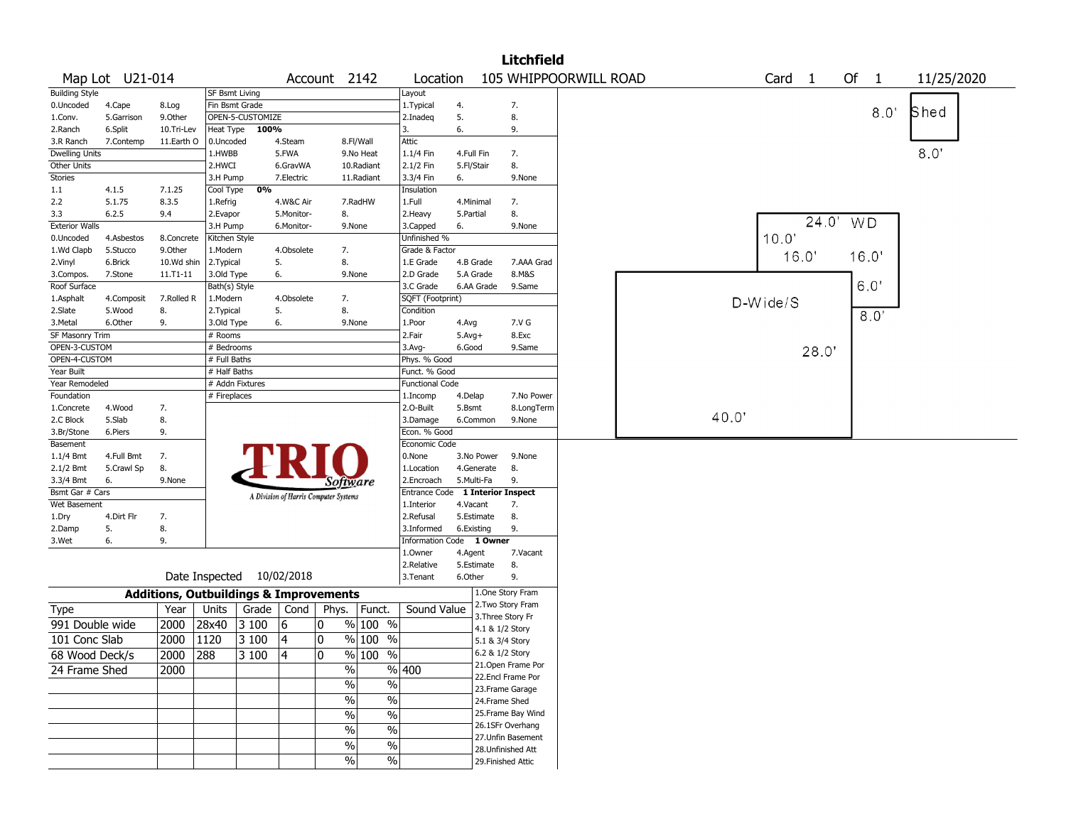# Litchfield

**Map Lot** U21-014 **Account** 2142 **Location** 105 WHIPPOORWILL ROAD **Card** 1 **Of** 1 11/25/2020

| Building Style | | | SF Bsmt Living | | | Layout | | |
|---|---|---|---|---|---|---|---|---|
| 0.Uncoded | 4.Cape | 8.Log | Fin Bsmt Grade | | | 1.Typical | 4. | 7. |
| 1.Conv. | 5.Garrison | 9.Other | OPEN-5-CUSTOMIZE | | | 2.Inadeq | 5. | 8. |
| 2.Ranch | 6.Split | 10.Tri-Lev | Heat Type 100% | | | 3. | 6. | 9. |
| 3.R Ranch | 7.Contemp | 11.Earth O | 0.Uncoded | 4.Steam | 8.Fl/Wall | Attic | | |
| Dwelling Units | | | 1.HWBB | 5.FWA | 9.No Heat | 1.1/4 Fin | 4.Full Fin | 7. |
| Other Units | | | 2.HWCI | 6.GravWA | 10.Radiant | 2.1/2 Fin | 5.Fl/Stair | 8. |
| Stories | | | 3.H Pump | 7.Electric | 11.Radiant | 3.3/4 Fin | 6. | 9.None |
| 1.1 | 4.1.5 | 7.1.25 | Cool Type 0% | | | Insulation | | |
| 2.2 | 5.1.75 | 8.3.5 | 1.Refrig | 4.W&C Air | 7.RadHW | 1.Full | 4.Minimal | 7. |
| 3.3 | 6.2.5 | 9.4 | 2.Evapor | 5.Monitor- | 8. | 2.Heavy | 5.Partial | 8. |
| Exterior Walls | | | 3.H Pump | 6.Monitor- | 9.None | 3.Capped | 6. | 9.None |
| 0.Uncoded | 4.Asbestos | 8.Concrete | Kitchen Style | | | Unfinished % | | |
| 1.Wd Clapb | 5.Stucco | 9.Other | 1.Modern | 4.Obsolete | 7. | Grade & Factor | | |
| 2.Vinyl | 6.Brick | 10.Wd shin | 2.Typical | 5. | 8. | 1.E Grade | 4.B Grade | 7.AAA Grad |
| 3.Compos. | 7.Stone | 11.T1-11 | 3.Old Type | 6. | 9.None | 2.D Grade | 5.A Grade | 8.M&S |
| Roof Surface | | | Bath(s) Style | | | 3.C Grade | 6.AA Grade | 9.Same |
| 1.Asphalt | 4.Composit | 7.Rolled R | 1.Modern | 4.Obsolete | 7. | SQFT (Footprint) | | |
| 2.Slate | 5.Wood | 8. | 2.Typical | 5. | 8. | Condition | | |
| 3.Metal | 6.Other | 9. | 3.Old Type | 6. | 9.None | 1.Poor | 4.Avg | 7.V G |
| SF Masonry Trim | | | # Rooms | | | 2.Fair | 5.Avg+ | 8.Exc |
| OPEN-3-CUSTOM | | | # Bedrooms | | | 3.Avg- | 6.Good | 9.Same |
| OPEN-4-CUSTOM | | | # Full Baths | | | Phys. % Good | | |
| Year Built | | | # Half Baths | | | Funct. % Good | | |
| Year Remodeled | | | # Addn Fixtures | | | Functional Code | | |
| Foundation | | | # Fireplaces | | | 1.Incomp | 4.Delap | 7.No Power |
| 1.Concrete | 4.Wood | 7. | | | | 2.O-Built | 5.Bsmt | 8.LongTerm |
| 2.C Block | 5.Slab | 8. | | | | 3.Damage | 6.Common | 9.None |
| 3.Br/Stone | 6.Piers | 9. | | | | Econ. % Good | | |
| Basement | | | | | | Economic Code | | |
| 1.1/4 Bmt | 4.Full Bmt | 7. | | | | 0.None | 3.No Power | 9.None |
| 2.1/2 Bmt | 5.Crawl Sp | 8. | | | | 1.Location | 4.Generate | 8. |
| 3.3/4 Bmt | 6. | 9.None | | | | 2.Encroach | 5.Multi-Fa | 9. |
| Bsmt Gar # Cars | | | | | | Entrance Code 1 Interior Inspect | | |
| Wet Basement | | | | | | 1.Interior | 4.Vacant | 7. |
| 1.Dry | 4.Dirt Flr | 7. | | | | 2.Refusal | 5.Estimate | 8. |
| 2.Damp | 5. | 8. | | | | 3.Informed | 6.Existing | 9. |
| 3.Wet | 6. | 9. | | | | Information Code 1 Owner | | |
| | | | | | | 1.Owner | 4.Agent | 7.Vacant |
| | | | | | | 2.Relative | 5.Estimate | 8. |
| | | | Date Inspected 10/02/2018 | | | 3.Tenant | 6.Other | 9. |

TRIO Software — A Division of Harris Computer Systems

## Additions, Outbuildings & Improvements

| Type | Year | Units | Grade | Cond | Phys. | Funct. | Sound Value |
|---|---|---|---|---|---|---|---|
| 991 Double wide | 2000 | 28x40 | 3 100 | 6 | 0 % | 100 % | |
| 101 Conc Slab | 2000 | 1120 | 3 100 | 4 | 0 % | 100 % | |
| 68 Wood Deck/s | 2000 | 288 | 3 100 | 4 | 0 % | 100 % | |
| 24 Frame Shed | 2000 | | | | % | % | 400 |
| | | | | | % | % | |
| | | | | | % | % | |
| | | | | | % | % | |
| | | | | | % | % | |
| | | | | | % | % | |
| | | | | | % | % | |

1.One Story Fram
2.Two Story Fram
3.Three Story Fr
4.1 & 1/2 Story
5.1 & 3/4 Story
6.2 & 1/2 Story
21.Open Frame Por
22.Encl Frame Por
23.Frame Garage
24.Frame Shed
25.Frame Bay Wind
26.1SFr Overhang
27.Unfin Basement
28.Unfinished Att
29.Finished Attic

Sketch labels: Shed 8.0' x 8.0'; WD 24.0' x 10.0', 16.0', 16.0', 6.0', 8.0'; D-Wide/S 28.0' x 40.0'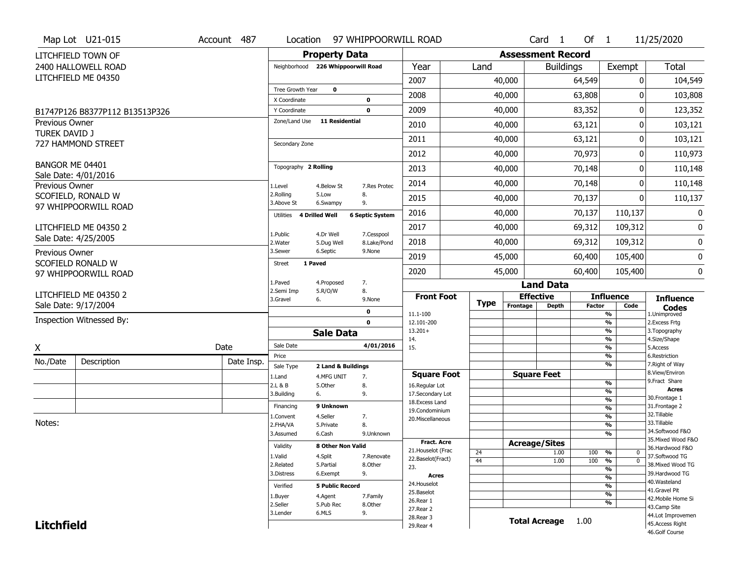Map Lot U21-015 | Account 487 | Location 97 WHIPPOORWILL ROAD | Card 1 Of 1 | 11/25/2020

LITCHFIELD TOWN OF
2400 HALLOWELL ROAD
LITCHFIELD ME 04350

B1747P126 B8377P112 B13513P326

Previous Owner
TUREK DAVID J
727 HAMMOND STREET

BANGOR ME 04401
Sale Date: 4/01/2016

Previous Owner
SCOFIELD, RONALD W
97 WHIPPOORWILL ROAD

LITCHFIELD ME 04350 2
Sale Date: 4/25/2005

Previous Owner
SCOFIELD RONALD W
97 WHIPPOORWILL ROAD

LITCHFIELD ME 04350 2
Sale Date: 9/17/2004

Inspection Witnessed By:

X ______________ Date ______

| No./Date | Description | Date Insp. |
|---|---|---|
| | | |
| | | |
| | | |

Notes:

## Property Data

| | |
|---|---|
| Neighborhood | 226 Whippoorwill Road |
| Tree Growth Year | 0 |
| X Coordinate | 0 |
| Y Coordinate | 0 |
| Zone/Land Use | 11 Residential |
| Secondary Zone | |
| Topography | 2 Rolling |
| Utilities | 4 Drilled Well, 6 Septic System |
| Street | 1 Paved |

Topography codes: 1.Level, 2.Rolling, 3.Above St, 4.Below St, 5.Low, 6.Swampy, 7.Res Protec, 8., 9.

Utilities codes: 1.Public, 2.Water, 3.Sewer, 4.Dr Well, 5.Dug Well, 6.Septic, 7.Cesspool, 8.Lake/Pond, 9.None

Street codes: 1.Paved, 2.Semi Imp, 3.Gravel, 4.Proposed, 5.R/O/W, 6., 7., 8., 9.None

## Sale Data

| | |
|---|---|
| Sale Date | 4/01/2016 |
| Price | |
| Sale Type | 2 Land & Buildings |
| Financing | 9 Unknown |
| Validity | 8 Other Non Valid |
| Verified | 5 Public Record |

Sale Type codes: 1.Land, 2.L & B, 3.Building, 4.MFG UNIT, 5.Other, 6., 7., 8., 9.

Financing codes: 1.Convent, 2.FHA/VA, 3.Assumed, 4.Seller, 5.Private, 6.Cash, 7., 8., 9.Unknown

Validity codes: 1.Valid, 2.Related, 3.Distress, 4.Split, 5.Partial, 6.Exempt, 7.Renovate, 8.Other, 9.

Verified codes: 1.Buyer, 2.Seller, 3.Lender, 4.Agent, 5.Pub Rec, 6.MLS, 7.Family, 8.Other, 9.

## Assessment Record

| Year | Land | Buildings | Exempt | Total |
|---|---|---|---|---|
| 2007 | 40,000 | 64,549 | 0 | 104,549 |
| 2008 | 40,000 | 63,808 | 0 | 103,808 |
| 2009 | 40,000 | 83,352 | 0 | 123,352 |
| 2010 | 40,000 | 63,121 | 0 | 103,121 |
| 2011 | 40,000 | 63,121 | 0 | 103,121 |
| 2012 | 40,000 | 70,973 | 0 | 110,973 |
| 2013 | 40,000 | 70,148 | 0 | 110,148 |
| 2014 | 40,000 | 70,148 | 0 | 110,148 |
| 2015 | 40,000 | 70,137 | 0 | 110,137 |
| 2016 | 40,000 | 70,137 | 110,137 | 0 |
| 2017 | 40,000 | 69,312 | 109,312 | 0 |
| 2018 | 40,000 | 69,312 | 109,312 | 0 |
| 2019 | 45,000 | 60,400 | 105,400 | 0 |
| 2020 | 45,000 | 60,400 | 105,400 | 0 |

## Land Data

| Type | Frontage | Depth | Factor | Code |
|---|---|---|---|---|
| 24 | | 1.00 | 100 % | 0 |
| 44 | | 1.00 | 100 % | 0 |

Front Foot: 11.1-100, 12.101-200, 13.201+, 14., 15.

Square Foot: 16.Regular Lot, 17.Secondary Lot, 18.Excess Land, 19.Condominium, 20.Miscellaneous

Fract. Acre: 21.Houselot (Frac, 22.Baselot(Fract), 23.

Acres: 24.Houselot, 25.Baselot, 26.Rear 1, 27.Rear 2, 28.Rear 3, 29.Rear 4

**Total Acreage** 1.00

Influence Codes: 1.Unimproved, 2.Excess Frtg, 3.Topography, 4.Size/Shape, 5.Access, 6.Restriction, 7.Right of Way, 8.View/Environ, 9.Fract Share

Acres: 30.Frontage 1, 31.Frontage 2, 32.Tillable, 33.Tillable, 34.Softwood F&O, 35.Mixed Wood F&O, 36.Hardwood F&O, 37.Softwood TG, 38.Mixed Wood TG, 39.Hardwood TG, 40.Wasteland, 41.Gravel Pit, 42.Mobile Home Si, 43.Camp Site, 44.Lot Improvemen, 45.Access Right, 46.Golf Course

**Litchfield**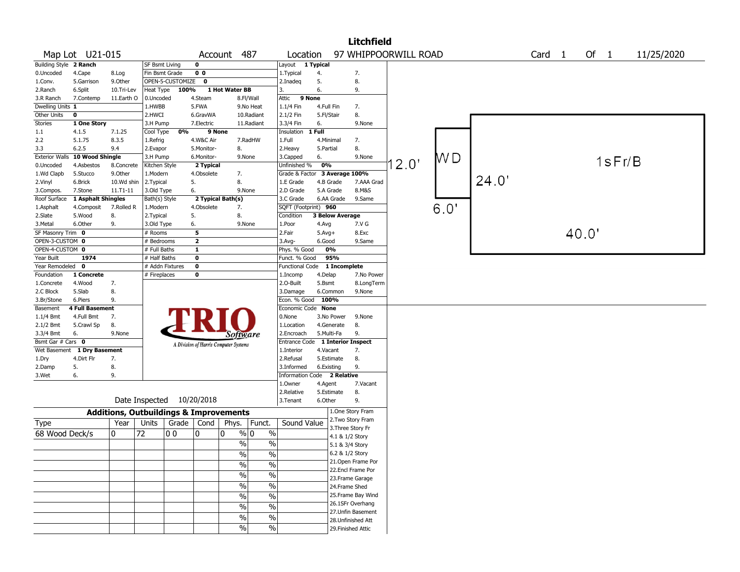# Litchfield

Map Lot U21-015 | Account 487 | Location 97 WHIPPOORWILL ROAD | Card 1 Of 1 | 11/25/2020

| | | |
|---|---|---|
| Building Style **2 Ranch** | SF Bsmt Living **0** | Layout **1 Typical** |
| 0.Uncoded 4.Cape 8.Log | Fin Bsmt Grade **0 0** | 1.Typical 4. 7. |
| 1.Conv. 5.Garrison 9.Other | OPEN-5-CUSTOMIZE **0** | 2.Inadeq 5. 8. |
| 2.Ranch 6.Split 10.Tri-Lev | Heat Type **100%** **1 Hot Water BB** | 3. 6. 9. |
| 3.R Ranch 7.Contemp 11.Earth O | 0.Uncoded 4.Steam 8.Fl/Wall | Attic **9 None** |
| Dwelling Units **1** | 1.HWBB 5.FWA 9.No Heat | 1.1/4 Fin 4.Full Fin 7. |
| Other Units **0** | 2.HWCI 6.GravWA 10.Radiant | 2.1/2 Fin 5.Fl/Stair 8. |
| Stories **1 One Story** | 3.H Pump 7.Electric 11.Radiant | 3.3/4 Fin 6. 9.None |
| 1.1 4.1.5 7.1.25 | Cool Type **0%** **9 None** | Insulation **1 Full** |
| 2.2 5.1.75 8.3.5 | 1.Refrig 4.W&C Air 7.RadHW | 1.Full 4.Minimal 7. |
| 3.3 6.2.5 9.4 | 2.Evapor 5.Monitor- 8. | 2.Heavy 5.Partial 8. |
| Exterior Walls **10 Wood Shingle** | 3.H Pump 6.Monitor- 9.None | 3.Capped 6. 9.None |
| 0.Uncoded 4.Asbestos 8.Concrete | Kitchen Style **2 Typical** | Unfinished % **0%** |
| 1.Wd Clapb 5.Stucco 9.Other | 1.Modern 4.Obsolete 7. | Grade & Factor **3 Average 100%** |
| 2.Vinyl 6.Brick 10.Wd shin | 2.Typical 5. 8. | 1.E Grade 4.B Grade 7.AAA Grad |
| 3.Compos. 7.Stone 11.T1-11 | 3.Old Type 6. 9.None | 2.D Grade 5.A Grade 8.M&S |
| Roof Surface **1 Asphalt Shingles** | Bath(s) Style **2 Typical Bath(s)** | 3.C Grade 6.AA Grade 9.Same |
| 1.Asphalt 4.Composit 7.Rolled R | 1.Modern 4.Obsolete 7. | SQFT (Footprint) **960** |
| 2.Slate 5.Wood 8. | 2.Typical 5. 8. | Condition **3 Below Average** |
| 3.Metal 6.Other 9. | 3.Old Type 6. 9.None | 1.Poor 4.Avg 7.V G |
| SF Masonry Trim **0** | # Rooms **5** | 2.Fair 5.Avg+ 8.Exc |
| OPEN-3-CUSTOM **0** | # Bedrooms **2** | 3.Avg- 6.Good 9.Same |
| OPEN-4-CUSTOM **0** | # Full Baths **1** | Phys. % Good **0%** |
| Year Built **1974** | # Half Baths **0** | Funct. % Good **95%** |
| Year Remodeled **0** | # Addn Fixtures **0** | Functional Code **1 Incomplete** |
| Foundation **1 Concrete** | # Fireplaces **0** | 1.Incomp 4.Delap 7.No Power |
| 1.Concrete 4.Wood 7. | | 2.O-Built 5.Bsmt 8.LongTerm |
| 2.C Block 5.Slab 8. | | 3.Damage 6.Common 9.None |
| 3.Br/Stone 6.Piers 9. | | Econ. % Good **100%** |
| Basement **4 Full Basement** | | Economic Code **None** |
| 1.1/4 Bmt 4.Full Bmt 7. | | 0.None 3.No Power 9.None |
| 2.1/2 Bmt 5.Crawl Sp 8. | | 1.Location 4.Generate 8. |
| 3.3/4 Bmt 6. 9.None | | 2.Encroach 5.Multi-Fa 9. |
| Bsmt Gar # Cars **0** | | Entrance Code **1 Interior Inspect** |
| Wet Basement **1 Dry Basement** | | 1.Interior 4.Vacant 7. |
| 1.Dry 4.Dirt Flr 7. | | 2.Refusal 5.Estimate 8. |
| 2.Damp 5. 8. | | 3.Informed 6.Existing 9. |
| 3.Wet 6. 9. | | Information Code **2 Relative** |
| | | 1.Owner 4.Agent 7.Vacant |
| | | 2.Relative 5.Estimate 8. |
| | Date Inspected 10/20/2018 | 3.Tenant 6.Other 9. |

TRIO Software — A Division of Harris Computer Systems

12.0' WD 6.0'

1sFr/B 24.0' 40.0'

## Additions, Outbuildings & Improvements

| Type | Year | Units | Grade | Cond | Phys. | Funct. | Sound Value |
|---|---|---|---|---|---|---|---|
| 68 Wood Deck/s | 0 | 72 | 0 0 | 0 | 0 % | 0 % | |
| | | | | | % | % | |
| | | | | | % | % | |
| | | | | | % | % | |
| | | | | | % | % | |
| | | | | | % | % | |
| | | | | | % | % | |
| | | | | | % | % | |
| | | | | | % | % | |
| | | | | | % | % | |

1.One Story Fram
2.Two Story Fram
3.Three Story Fr
4.1 & 1/2 Story
5.1 & 3/4 Story
6.2 & 1/2 Story
21.Open Frame Por
22.Encl Frame Por
23.Frame Garage
24.Frame Shed
25.Frame Bay Wind
26.1SFr Overhang
27.Unfin Basement
28.Unfinished Att
29.Finished Attic